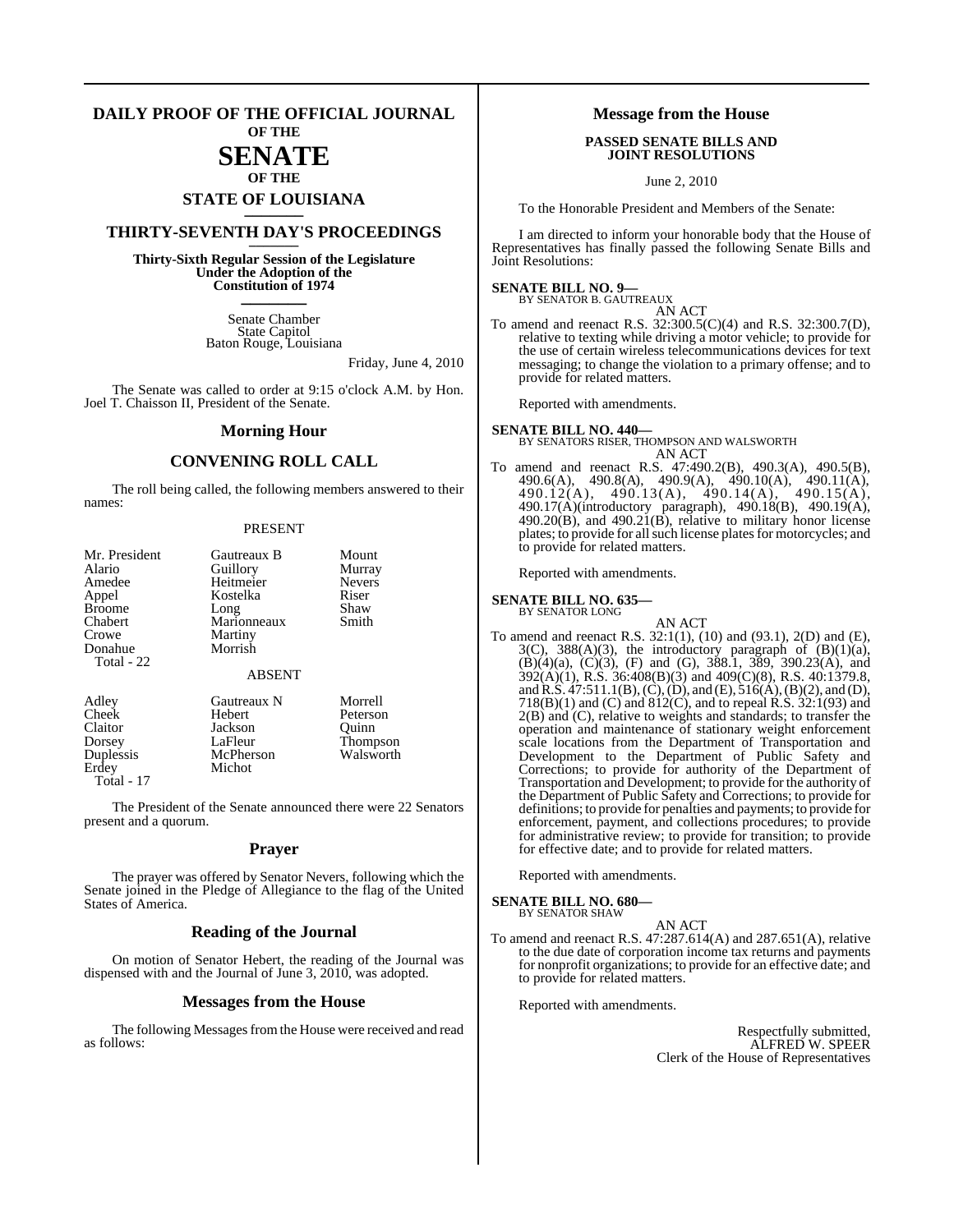# DAILY PROOF OF THE OFFICIAL JOURNAL OF THE SENATE OF THE STATE OF LOUISIANA

## THIRTY-SEVENTH DAY'S PROCEEDINGS

**Thirty-Sixth Regular Session of the Legislature Under the Adoption of the Constitution of 1974**

Senate Chamber
State Capitol
Baton Rouge, Louisiana

Friday, June 4, 2010

The Senate was called to order at 9:15 o'clock A.M. by Hon. Joel T. Chaisson II, President of the Senate.

## Morning Hour

## CONVENING ROLL CALL

The roll being called, the following members answered to their names:

PRESENT

| | | |
|---|---|---|
| Mr. President | Gautreaux B | Mount |
| Alario | Guillory | Murray |
| Amedee | Heitmeier | Nevers |
| Appel | Kostelka | Riser |
| Broome | Long | Shaw |
| Chabert | Marionneaux | Smith |
| Crowe | Martiny | |
| Donahue | Morrish | |
| Total - 22 | | |

ABSENT

| | | |
|---|---|---|
| Adley | Gautreaux N | Morrell |
| Cheek | Hebert | Peterson |
| Claitor | Jackson | Quinn |
| Dorsey | LaFleur | Thompson |
| Duplessis | McPherson | Walsworth |
| Erdey | Michot | |
| Total - 17 | | |

The President of the Senate announced there were 22 Senators present and a quorum.

## Prayer

The prayer was offered by Senator Nevers, following which the Senate joined in the Pledge of Allegiance to the flag of the United States of America.

## Reading of the Journal

On motion of Senator Hebert, the reading of the Journal was dispensed with and the Journal of June 3, 2010, was adopted.

## Messages from the House

The following Messages from the House were received and read as follows:

## Message from the House

**PASSED SENATE BILLS AND JOINT RESOLUTIONS**

June 2, 2010

To the Honorable President and Members of the Senate:

I am directed to inform your honorable body that the House of Representatives has finally passed the following Senate Bills and Joint Resolutions:

**SENATE BILL NO. 9—**
BY SENATOR B. GAUTREAUX

AN ACT

To amend and reenact R.S. 32:300.5(C)(4) and R.S. 32:300.7(D), relative to texting while driving a motor vehicle; to provide for the use of certain wireless telecommunications devices for text messaging; to change the violation to a primary offense; and to provide for related matters.

Reported with amendments.

**SENATE BILL NO. 440—**
BY SENATORS RISER, THOMPSON AND WALSWORTH

AN ACT

To amend and reenact R.S. 47:490.2(B), 490.3(A), 490.5(B), 490.6(A), 490.8(A), 490.9(A), 490.10(A), 490.11(A), 490.12(A), 490.13(A), 490.14(A), 490.15(A), 490.17(A)(introductory paragraph), 490.18(B), 490.19(A), 490.20(B), and 490.21(B), relative to military honor license plates; to provide for all such license plates for motorcycles; and to provide for related matters.

Reported with amendments.

**SENATE BILL NO. 635—**
BY SENATOR LONG

AN ACT

To amend and reenact R.S. 32:1(1), (10) and (93.1), 2(D) and (E), 3(C), 388(A)(3), the introductory paragraph of (B)(1)(a), (B)(4)(a), (C)(3), (F) and (G), 388.1, 389, 390.23(A), and 392(A)(1), R.S. 36:408(B)(3) and 409(C)(8), R.S. 40:1379.8, and R.S. 47:511.1(B), (C), (D), and (E), 516(A), (B)(2), and (D), 718(B)(1) and (C) and 812(C), and to repeal R.S. 32:1(93) and 2(B) and (C), relative to weights and standards; to transfer the operation and maintenance of stationary weight enforcement scale locations from the Department of Transportation and Development to the Department of Public Safety and Corrections; to provide for authority of the Department of Transportation and Development; to provide for the authority of the Department of Public Safety and Corrections; to provide for definitions; to provide for penalties and payments; to provide for enforcement, payment, and collections procedures; to provide for administrative review; to provide for transition; to provide for effective date; and to provide for related matters.

Reported with amendments.

**SENATE BILL NO. 680—**
BY SENATOR SHAW

AN ACT

To amend and reenact R.S. 47:287.614(A) and 287.651(A), relative to the due date of corporation income tax returns and payments for nonprofit organizations; to provide for an effective date; and to provide for related matters.

Reported with amendments.

Respectfully submitted,
ALFRED W. SPEER
Clerk of the House of Representatives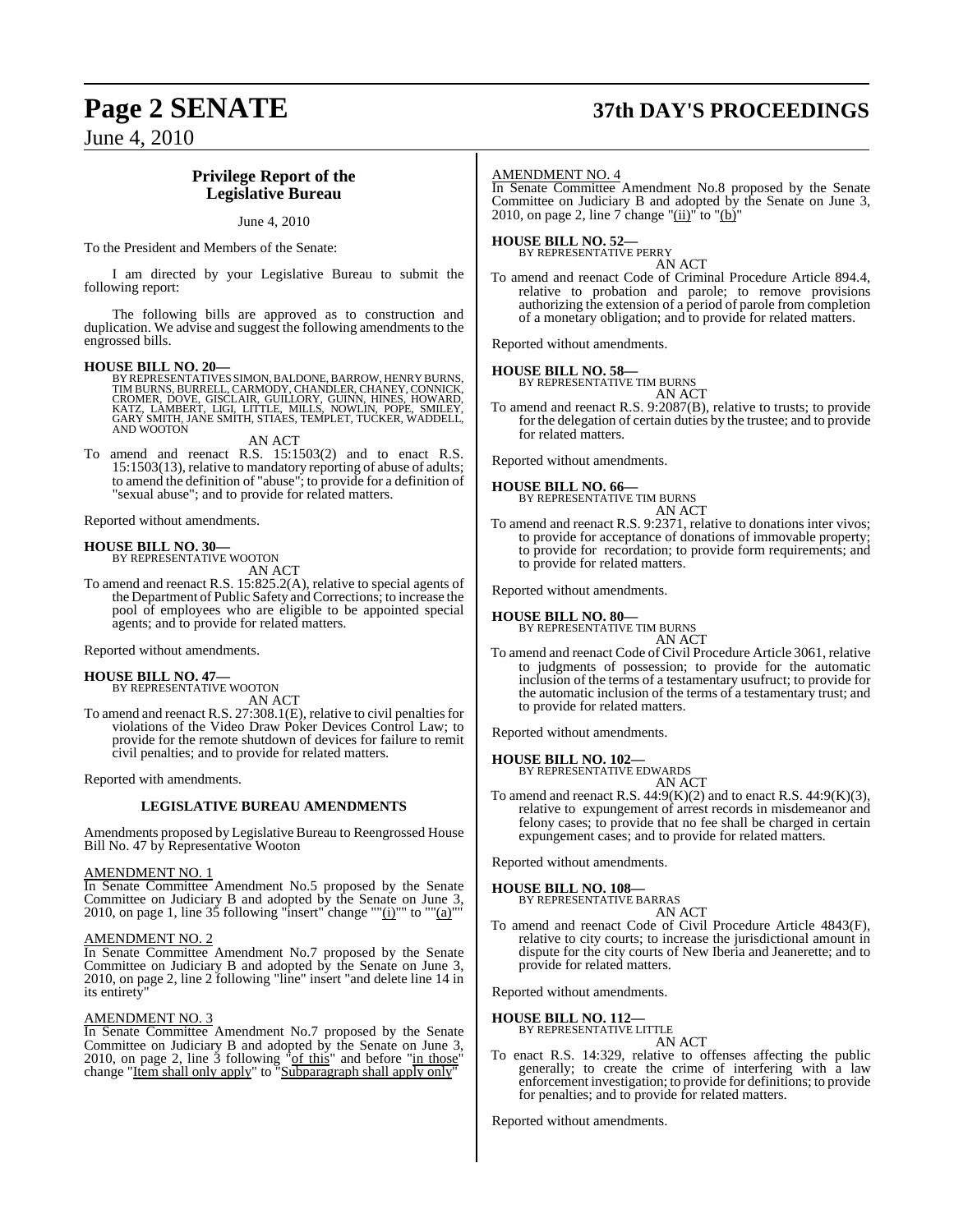## Privilege Report of the Legislative Bureau

June 4, 2010

To the President and Members of the Senate:

I am directed by your Legislative Bureau to submit the following report:

The following bills are approved as to construction and duplication. We advise and suggest the following amendments to the engrossed bills.

**HOUSE BILL NO. 20—**
BY REPRESENTATIVES SIMON, BALDONE, BARROW, HENRY BURNS, TIM BURNS, BURRELL, CARMODY, CHANDLER, CHANEY, CONNICK, CROMER, DOVE, GISCLAIR, GUILLORY, GUINN, HINES, HOWARD, KATZ, LAMBERT, LIGI, LITTLE, MILLS, NOWLIN, POPE, SMILEY, GARY SMITH, JANE SMITH, STIAES, TEMPLET, TUCKER, WADDELL, AND WOOTON

AN ACT

To amend and reenact R.S. 15:1503(2) and to enact R.S. 15:1503(13), relative to mandatory reporting of abuse of adults; to amend the definition of "abuse"; to provide for a definition of "sexual abuse"; and to provide for related matters.

Reported without amendments.

**HOUSE BILL NO. 30—**
BY REPRESENTATIVE WOOTON

AN ACT

To amend and reenact R.S. 15:825.2(A), relative to special agents of the Department of Public Safety and Corrections; to increase the pool of employees who are eligible to be appointed special agents; and to provide for related matters.

Reported without amendments.

**HOUSE BILL NO. 47—**
BY REPRESENTATIVE WOOTON

AN ACT

To amend and reenact R.S. 27:308.1(E), relative to civil penalties for violations of the Video Draw Poker Devices Control Law; to provide for the remote shutdown of devices for failure to remit civil penalties; and to provide for related matters.

Reported with amendments.

### LEGISLATIVE BUREAU AMENDMENTS

Amendments proposed by Legislative Bureau to Reengrossed House Bill No. 47 by Representative Wooton

AMENDMENT NO. 1

In Senate Committee Amendment No.5 proposed by the Senate Committee on Judiciary B and adopted by the Senate on June 3, 2010, on page 1, line 35 following "insert" change ""(i)"" to ""(a)""

AMENDMENT NO. 2

In Senate Committee Amendment No.7 proposed by the Senate Committee on Judiciary B and adopted by the Senate on June 3, 2010, on page 2, line 2 following "line" insert "and delete line 14 in its entirety"

AMENDMENT NO. 3

In Senate Committee Amendment No.7 proposed by the Senate Committee on Judiciary B and adopted by the Senate on June 3, 2010, on page 2, line 3 following "of this" and before "in those" change "Item shall only apply" to "Subparagraph shall apply only"

AMENDMENT NO. 4

In Senate Committee Amendment No.8 proposed by the Senate Committee on Judiciary B and adopted by the Senate on June 3, 2010, on page 2, line 7 change "(ii)" to "(b)"

**HOUSE BILL NO. 52—**
BY REPRESENTATIVE PERRY

AN ACT

To amend and reenact Code of Criminal Procedure Article 894.4, relative to probation and parole; to remove provisions authorizing the extension of a period of parole from completion of a monetary obligation; and to provide for related matters.

Reported without amendments.

**HOUSE BILL NO. 58—**
BY REPRESENTATIVE TIM BURNS

AN ACT

To amend and reenact R.S. 9:2087(B), relative to trusts; to provide for the delegation of certain duties by the trustee; and to provide for related matters.

Reported without amendments.

**HOUSE BILL NO. 66—**
BY REPRESENTATIVE TIM BURNS

AN ACT

To amend and reenact R.S. 9:2371, relative to donations inter vivos; to provide for acceptance of donations of immovable property; to provide for recordation; to provide form requirements; and to provide for related matters.

Reported without amendments.

**HOUSE BILL NO. 80—**
BY REPRESENTATIVE TIM BURNS

AN ACT

To amend and reenact Code of Civil Procedure Article 3061, relative to judgments of possession; to provide for the automatic inclusion of the terms of a testamentary usufruct; to provide for the automatic inclusion of the terms of a testamentary trust; and to provide for related matters.

Reported without amendments.

**HOUSE BILL NO. 102—**
BY REPRESENTATIVE EDWARDS

AN ACT

To amend and reenact R.S. 44:9(K)(2) and to enact R.S. 44:9(K)(3), relative to expungement of arrest records in misdemeanor and felony cases; to provide that no fee shall be charged in certain expungement cases; and to provide for related matters.

Reported without amendments.

**HOUSE BILL NO. 108—**
BY REPRESENTATIVE BARRAS

AN ACT

To amend and reenact Code of Civil Procedure Article 4843(F), relative to city courts; to increase the jurisdictional amount in dispute for the city courts of New Iberia and Jeanerette; and to provide for related matters.

Reported without amendments.

**HOUSE BILL NO. 112—**
BY REPRESENTATIVE LITTLE

AN ACT

To enact R.S. 14:329, relative to offenses affecting the public generally; to create the crime of interfering with a law enforcement investigation; to provide for definitions; to provide for penalties; and to provide for related matters.

Reported without amendments.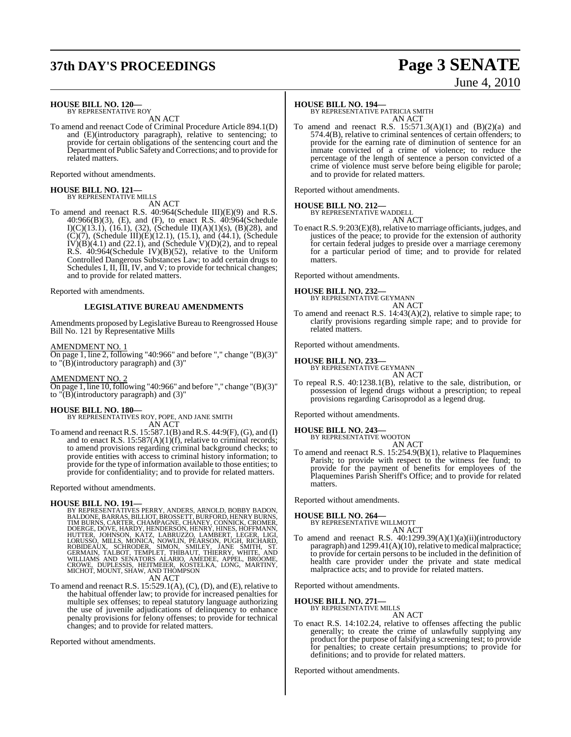**HOUSE BILL NO. 120—**
BY REPRESENTATIVE ROY

AN ACT

To amend and reenact Code of Criminal Procedure Article 894.1(D) and (E)(introductory paragraph), relative to sentencing; to provide for certain obligations of the sentencing court and the Department of Public Safety and Corrections; and to provide for related matters.

Reported without amendments.

**HOUSE BILL NO. 121—**
BY REPRESENTATIVE MILLS

AN ACT

To amend and reenact R.S. 40:964(Schedule III)(E)(9) and R.S. 40:966(B)(3), (E), and (F), to enact R.S. 40:964(Schedule I)(C)(13.1), (16.1), (32), (Schedule II)(A)(1)(s), (B)(28), and (C)(7), (Schedule III)(E)(12.1), (15.1), and (44.1), (Schedule IV)(B)(4.1) and (22.1), and (Schedule V)(D)(2), and to repeal R.S. 40:964(Schedule IV)(B)(52), relative to the Uniform Controlled Dangerous Substances Law; to add certain drugs to Schedules I, II, III, IV, and V; to provide for technical changes; and to provide for related matters.

Reported with amendments.

**LEGISLATIVE BUREAU AMENDMENTS**

Amendments proposed by Legislative Bureau to Reengrossed House Bill No. 121 by Representative Mills

AMENDMENT NO. 1
On page 1, line 2, following "40:966" and before "," change "(B)(3)" to "(B)(introductory paragraph) and (3)"

AMENDMENT NO. 2
On page 1, line 10, following "40:966" and before "," change "(B)(3)" to "(B)(introductory paragraph) and (3)"

**HOUSE BILL NO. 180—**
BY REPRESENTATIVES ROY, POPE, AND JANE SMITH

AN ACT

To amend and reenact R.S. 15:587.1(B) and R.S. 44:9(F), (G), and (I) and to enact R.S. 15:587(A)(1)(f), relative to criminal records; to amend provisions regarding criminal background checks; to provide entities with access to criminal history information; to provide for the type of information available to those entities; to provide for confidentiality; and to provide for related matters.

Reported without amendments.

**HOUSE BILL NO. 191—**
BY REPRESENTATIVES PERRY, ANDERS, ARNOLD, BOBBY BADON, BALDONE, BARRAS, BILLIOT, BROSSETT, BURFORD, HENRY BURNS, TIM BURNS, CARTER, CHAMPAGNE, CHANEY, CONNICK, CROMER, DOERGE, DOVE, HARDY, HENDERSON, HENRY, HINES, HOFFMANN, HUTTER, JOHNSON, KATZ, LABRUZZO, LAMBERT, LEGER, LIGI, LORUSSO, MILLS, MONICA, NOWLIN, PEARSON, PUGH, RICHARD, ROBIDEAUX, SCHRODER, SIMON, SMILEY, JANE SMITH, ST. GERMAIN, TALBOT, TEMPLET, THIBAUT, THIERRY, WHITE, AND WILLIAMS AND SENATORS ALARIO, AMEDEE, APPEL, BROOME, CROWE, DUPLESSIS, HEITMEIER, KOSTELKA, LONG, MARTINY, MICHOT, MOUNT, SHAW, AND THOMPSON

AN ACT

To amend and reenact R.S. 15:529.1(A), (C), (D), and (E), relative to the habitual offender law; to provide for increased penalties for multiple sex offenses; to repeal statutory language authorizing the use of juvenile adjudications of delinquency to enhance penalty provisions for felony offenses; to provide for technical changes; and to provide for related matters.

Reported without amendments.

**HOUSE BILL NO. 194—**
BY REPRESENTATIVE PATRICIA SMITH

AN ACT

To amend and reenact R.S. 15:571.3(A)(1) and (B)(2)(a) and 574.4(B), relative to criminal sentences of certain offenders; to provide for the earning rate of diminution of sentence for an inmate convicted of a crime of violence; to reduce the percentage of the length of sentence a person convicted of a crime of violence must serve before being eligible for parole; and to provide for related matters.

Reported without amendments.

**HOUSE BILL NO. 212—**
BY REPRESENTATIVE WADDELL

AN ACT

To enact R.S. 9:203(E)(8), relative to marriage officiants, judges, and justices of the peace; to provide for the extension of authority for certain federal judges to preside over a marriage ceremony for a particular period of time; and to provide for related matters.

Reported without amendments.

**HOUSE BILL NO. 232—**
BY REPRESENTATIVE GEYMANN

AN ACT

To amend and reenact R.S. 14:43(A)(2), relative to simple rape; to clarify provisions regarding simple rape; and to provide for related matters.

Reported without amendments.

**HOUSE BILL NO. 233—**
BY REPRESENTATIVE GEYMANN

AN ACT

To repeal R.S. 40:1238.1(B), relative to the sale, distribution, or possession of legend drugs without a prescription; to repeal provisions regarding Carisoprodol as a legend drug.

Reported without amendments.

**HOUSE BILL NO. 243—**
BY REPRESENTATIVE WOOTON

AN ACT

To amend and reenact R.S. 15:254.9(B)(1), relative to Plaquemines Parish; to provide with respect to the witness fee fund; to provide for the payment of benefits for employees of the Plaquemines Parish Sheriff's Office; and to provide for related matters.

Reported without amendments.

**HOUSE BILL NO. 264—**
BY REPRESENTATIVE WILLMOTT

AN ACT

To amend and reenact R.S. 40:1299.39(A)(1)(a)(ii)(introductory paragraph) and 1299.41(A)(10), relative to medical malpractice; to provide for certain persons to be included in the definition of health care provider under the private and state medical malpractice acts; and to provide for related matters.

Reported without amendments.

**HOUSE BILL NO. 271—**
BY REPRESENTATIVE MILLS

AN ACT

To enact R.S. 14:102.24, relative to offenses affecting the public generally; to create the crime of unlawfully supplying any product for the purpose of falsifying a screening test; to provide for penalties; to create certain presumptions; to provide for definitions; and to provide for related matters.

Reported without amendments.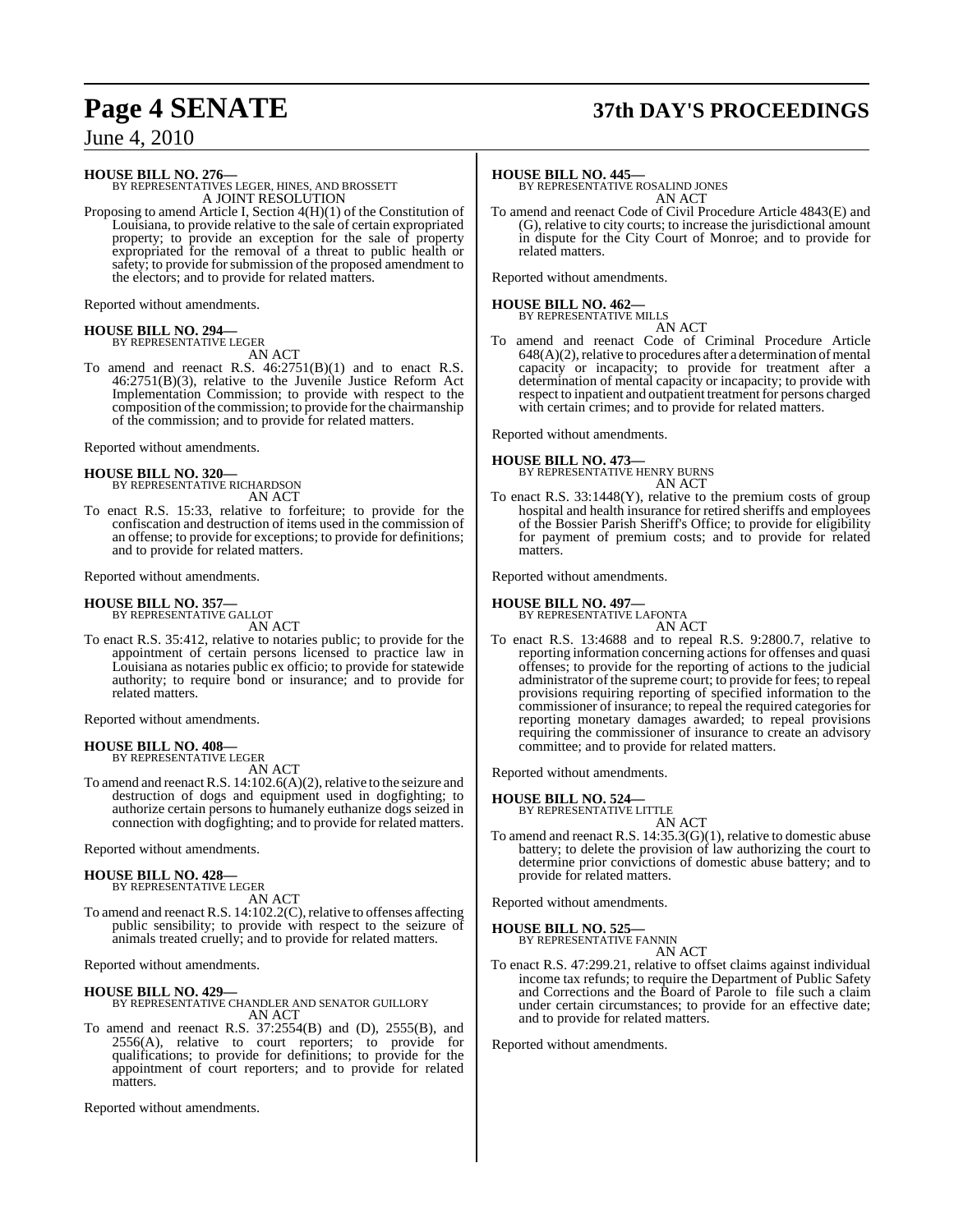**HOUSE BILL NO. 276—**
BY REPRESENTATIVES LEGER, HINES, AND BROSSETT
A JOINT RESOLUTION

Proposing to amend Article I, Section 4(H)(1) of the Constitution of Louisiana, to provide relative to the sale of certain expropriated property; to provide an exception for the sale of property expropriated for the removal of a threat to public health or safety; to provide for submission of the proposed amendment to the electors; and to provide for related matters.

Reported without amendments.

**HOUSE BILL NO. 294—**
BY REPRESENTATIVE LEGER
AN ACT

To amend and reenact R.S. 46:2751(B)(1) and to enact R.S. 46:2751(B)(3), relative to the Juvenile Justice Reform Act Implementation Commission; to provide with respect to the composition of the commission; to provide for the chairmanship of the commission; and to provide for related matters.

Reported without amendments.

**HOUSE BILL NO. 320—**
BY REPRESENTATIVE RICHARDSON
AN ACT

To enact R.S. 15:33, relative to forfeiture; to provide for the confiscation and destruction of items used in the commission of an offense; to provide for exceptions; to provide for definitions; and to provide for related matters.

Reported without amendments.

**HOUSE BILL NO. 357—**
BY REPRESENTATIVE GALLOT
AN ACT

To enact R.S. 35:412, relative to notaries public; to provide for the appointment of certain persons licensed to practice law in Louisiana as notaries public ex officio; to provide for statewide authority; to require bond or insurance; and to provide for related matters.

Reported without amendments.

**HOUSE BILL NO. 408—**
BY REPRESENTATIVE LEGER
AN ACT

To amend and reenact R.S. 14:102.6(A)(2), relative to the seizure and destruction of dogs and equipment used in dogfighting; to authorize certain persons to humanely euthanize dogs seized in connection with dogfighting; and to provide for related matters.

Reported without amendments.

**HOUSE BILL NO. 428—**
BY REPRESENTATIVE LEGER
AN ACT

To amend and reenact R.S. 14:102.2(C), relative to offenses affecting public sensibility; to provide with respect to the seizure of animals treated cruelly; and to provide for related matters.

Reported without amendments.

**HOUSE BILL NO. 429—**
BY REPRESENTATIVE CHANDLER AND SENATOR GUILLORY
AN ACT

To amend and reenact R.S. 37:2554(B) and (D), 2555(B), and 2556(A), relative to court reporters; to provide for qualifications; to provide for definitions; to provide for the appointment of court reporters; and to provide for related matters.

Reported without amendments.

**HOUSE BILL NO. 445—**
BY REPRESENTATIVE ROSALIND JONES
AN ACT

To amend and reenact Code of Civil Procedure Article 4843(E) and (G), relative to city courts; to increase the jurisdictional amount in dispute for the City Court of Monroe; and to provide for related matters.

Reported without amendments.

**HOUSE BILL NO. 462—**
BY REPRESENTATIVE MILLS
AN ACT

To amend and reenact Code of Criminal Procedure Article 648(A)(2), relative to procedures after a determination of mental capacity or incapacity; to provide for treatment after a determination of mental capacity or incapacity; to provide with respect to inpatient and outpatient treatment for persons charged with certain crimes; and to provide for related matters.

Reported without amendments.

**HOUSE BILL NO. 473—**
BY REPRESENTATIVE HENRY BURNS
AN ACT

To enact R.S. 33:1448(Y), relative to the premium costs of group hospital and health insurance for retired sheriffs and employees of the Bossier Parish Sheriff's Office; to provide for eligibility for payment of premium costs; and to provide for related matters.

Reported without amendments.

**HOUSE BILL NO. 497—**
BY REPRESENTATIVE LAFONTA
AN ACT

To enact R.S. 13:4688 and to repeal R.S. 9:2800.7, relative to reporting information concerning actions for offenses and quasi offenses; to provide for the reporting of actions to the judicial administrator of the supreme court; to provide for fees; to repeal provisions requiring reporting of specified information to the commissioner of insurance; to repeal the required categories for reporting monetary damages awarded; to repeal provisions requiring the commissioner of insurance to create an advisory committee; and to provide for related matters.

Reported without amendments.

**HOUSE BILL NO. 524—**
BY REPRESENTATIVE LITTLE
AN ACT

To amend and reenact R.S. 14:35.3(G)(1), relative to domestic abuse battery; to delete the provision of law authorizing the court to determine prior convictions of domestic abuse battery; and to provide for related matters.

Reported without amendments.

**HOUSE BILL NO. 525—**
BY REPRESENTATIVE FANNIN
AN ACT

To enact R.S. 47:299.21, relative to offset claims against individual income tax refunds; to require the Department of Public Safety and Corrections and the Board of Parole to file such a claim under certain circumstances; to provide for an effective date; and to provide for related matters.

Reported without amendments.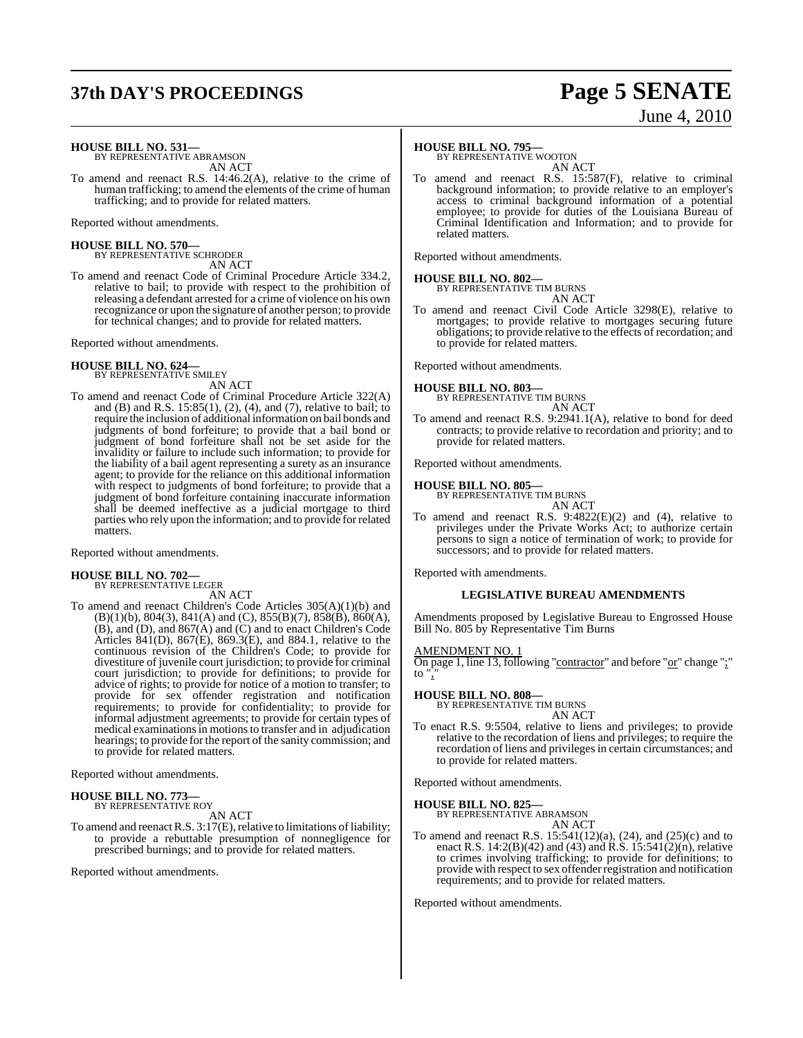**HOUSE BILL NO. 531—**
BY REPRESENTATIVE ABRAMSON

AN ACT

To amend and reenact R.S. 14:46.2(A), relative to the crime of human trafficking; to amend the elements of the crime of human trafficking; and to provide for related matters.

Reported without amendments.

**HOUSE BILL NO. 570—**
BY REPRESENTATIVE SCHRODER

AN ACT

To amend and reenact Code of Criminal Procedure Article 334.2, relative to bail; to provide with respect to the prohibition of releasing a defendant arrested for a crime of violence on his own recognizance or upon the signature of another person; to provide for technical changes; and to provide for related matters.

Reported without amendments.

**HOUSE BILL NO. 624—**
BY REPRESENTATIVE SMILEY

AN ACT

To amend and reenact Code of Criminal Procedure Article 322(A) and (B) and R.S. 15:85(1), (2), (4), and (7), relative to bail; to require the inclusion of additional information on bail bonds and judgments of bond forfeiture; to provide that a bail bond or judgment of bond forfeiture shall not be set aside for the invalidity or failure to include such information; to provide for the liability of a bail agent representing a surety as an insurance agent; to provide for the reliance on this additional information with respect to judgments of bond forfeiture; to provide that a judgment of bond forfeiture containing inaccurate information shall be deemed ineffective as a judicial mortgage to third parties who rely upon the information; and to provide for related matters.

Reported without amendments.

**HOUSE BILL NO. 702—**
BY REPRESENTATIVE LEGER

AN ACT

To amend and reenact Children's Code Articles 305(A)(1)(b) and (B)(1)(b), 804(3), 841(A) and (C), 855(B)(7), 858(B), 860(A), (B), and (D), and 867(A) and (C) and to enact Children's Code Articles 841(D), 867(E), 869.3(E), and 884.1, relative to the continuous revision of the Children's Code; to provide for divestiture of juvenile court jurisdiction; to provide for criminal court jurisdiction; to provide for definitions; to provide for advice of rights; to provide for notice of a motion to transfer; to provide for sex offender registration and notification requirements; to provide for confidentiality; to provide for informal adjustment agreements; to provide for certain types of medical examinations in motions to transfer and in adjudication hearings; to provide for the report of the sanity commission; and to provide for related matters.

Reported without amendments.

**HOUSE BILL NO. 773—**
BY REPRESENTATIVE ROY

AN ACT

To amend and reenact R.S. 3:17(E), relative to limitations of liability; to provide a rebuttable presumption of nonnegligence for prescribed burnings; and to provide for related matters.

Reported without amendments.

**HOUSE BILL NO. 795—**
BY REPRESENTATIVE WOOTON

AN ACT

To amend and reenact R.S. 15:587(F), relative to criminal background information; to provide relative to an employer's access to criminal background information of a potential employee; to provide for duties of the Louisiana Bureau of Criminal Identification and Information; and to provide for related matters.

Reported without amendments.

**HOUSE BILL NO. 802—**
BY REPRESENTATIVE TIM BURNS

AN ACT

To amend and reenact Civil Code Article 3298(E), relative to mortgages; to provide relative to mortgages securing future obligations; to provide relative to the effects of recordation; and to provide for related matters.

Reported without amendments.

**HOUSE BILL NO. 803—**
BY REPRESENTATIVE TIM BURNS

AN ACT

To amend and reenact R.S. 9:2941.1(A), relative to bond for deed contracts; to provide relative to recordation and priority; and to provide for related matters.

Reported without amendments.

**HOUSE BILL NO. 805—**
BY REPRESENTATIVE TIM BURNS

AN ACT

To amend and reenact R.S. 9:4822(E)(2) and (4), relative to privileges under the Private Works Act; to authorize certain persons to sign a notice of termination of work; to provide for successors; and to provide for related matters.

Reported with amendments.

**LEGISLATIVE BUREAU AMENDMENTS**

Amendments proposed by Legislative Bureau to Engrossed House Bill No. 805 by Representative Tim Burns

AMENDMENT NO. 1

On page 1, line 13, following "contractor" and before "or" change ";" to ","

**HOUSE BILL NO. 808—**
BY REPRESENTATIVE TIM BURNS

AN ACT

To enact R.S. 9:5504, relative to liens and privileges; to provide relative to the recordation of liens and privileges; to require the recordation of liens and privileges in certain circumstances; and to provide for related matters.

Reported without amendments.

**HOUSE BILL NO. 825—**
BY REPRESENTATIVE ABRAMSON

AN ACT

To amend and reenact R.S. 15:541(12)(a), (24), and (25)(c) and to enact R.S. 14:2(B)(42) and (43) and R.S. 15:541(2)(n), relative to crimes involving trafficking; to provide for definitions; to provide with respect to sex offender registration and notification requirements; and to provide for related matters.

Reported without amendments.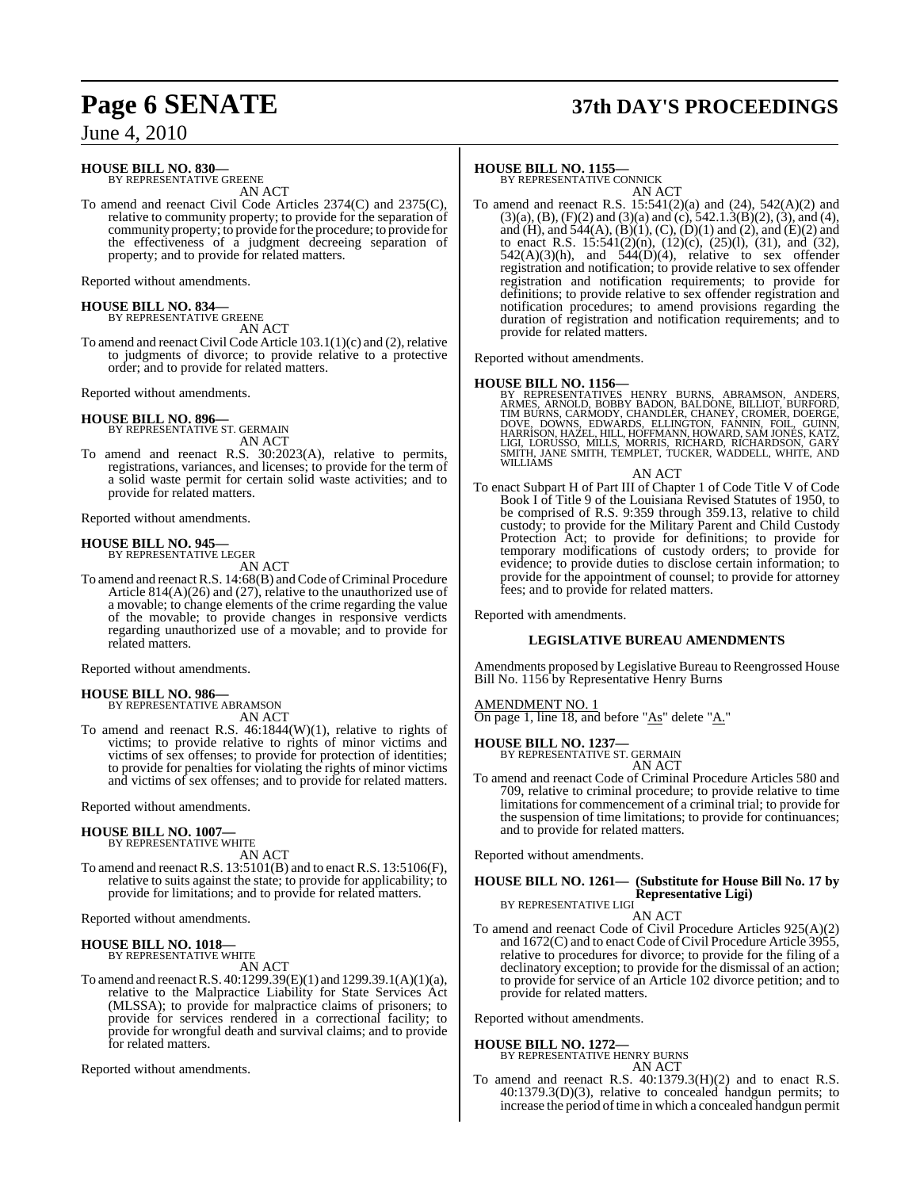**HOUSE BILL NO. 830—**
BY REPRESENTATIVE GREENE

AN ACT

To amend and reenact Civil Code Articles 2374(C) and 2375(C), relative to community property; to provide for the separation of community property; to provide for the procedure; to provide for the effectiveness of a judgment decreeing separation of property; and to provide for related matters.

Reported without amendments.

**HOUSE BILL NO. 834—**
BY REPRESENTATIVE GREENE

AN ACT

To amend and reenact Civil Code Article 103.1(1)(c) and (2), relative to judgments of divorce; to provide relative to a protective order; and to provide for related matters.

Reported without amendments.

**HOUSE BILL NO. 896—**
BY REPRESENTATIVE ST. GERMAIN

AN ACT

To amend and reenact R.S. 30:2023(A), relative to permits, registrations, variances, and licenses; to provide for the term of a solid waste permit for certain solid waste activities; and to provide for related matters.

Reported without amendments.

**HOUSE BILL NO. 945—**
BY REPRESENTATIVE LEGER

AN ACT

To amend and reenact R.S. 14:68(B) and Code of Criminal Procedure Article 814(A)(26) and (27), relative to the unauthorized use of a movable; to change elements of the crime regarding the value of the movable; to provide changes in responsive verdicts regarding unauthorized use of a movable; and to provide for related matters.

Reported without amendments.

**HOUSE BILL NO. 986—**
BY REPRESENTATIVE ABRAMSON

AN ACT

To amend and reenact R.S. 46:1844(W)(1), relative to rights of victims; to provide relative to rights of minor victims and victims of sex offenses; to provide for protection of identities; to provide for penalties for violating the rights of minor victims and victims of sex offenses; and to provide for related matters.

Reported without amendments.

**HOUSE BILL NO. 1007—**
BY REPRESENTATIVE WHITE

AN ACT

To amend and reenact R.S. 13:5101(B) and to enact R.S. 13:5106(F), relative to suits against the state; to provide for applicability; to provide for limitations; and to provide for related matters.

Reported without amendments.

**HOUSE BILL NO. 1018—**
BY REPRESENTATIVE WHITE

AN ACT

To amend and reenact R.S. 40:1299.39(E)(1) and 1299.39.1(A)(1)(a), relative to the Malpractice Liability for State Services Act (MLSSA); to provide for malpractice claims of prisoners; to provide for services rendered in a correctional facility; to provide for wrongful death and survival claims; and to provide for related matters.

Reported without amendments.

**HOUSE BILL NO. 1155—**
BY REPRESENTATIVE CONNICK

AN ACT

To amend and reenact R.S. 15:541(2)(a) and (24), 542(A)(2) and (3)(a), (B), (F)(2) and (3)(a) and (c), 542.1.3(B)(2), (3), and (4), and (H), and 544(A), (B)(1), (C), (D)(1) and (2), and (E)(2) and to enact R.S. 15:541(2)(n), (12)(c), (25)(l), (31), and (32), 542(A)(3)(h), and 544(D)(4), relative to sex offender registration and notification; to provide relative to sex offender registration and notification requirements; to provide for definitions; to provide relative to sex offender registration and notification procedures; to amend provisions regarding the duration of registration and notification requirements; and to provide for related matters.

Reported without amendments.

**HOUSE BILL NO. 1156—**
BY REPRESENTATIVES HENRY BURNS, ABRAMSON, ANDERS, ARMES, ARNOLD, BOBBY BADON, BALDONE, BILLIOT, BURFORD, TIM BURNS, CARMODY, CHANDLER, CHANEY, CROMER, DOERGE, DOVE, DOWNS, EDWARDS, ELLINGTON, FANNIN, FOIL, GUINN, HARRISON, HAZEL, HILL, HOFFMANN, HOWARD, SAM JONES, KATZ, LIGI, LORUSSO, MILLS, MORRIS, RICHARD, RICHARDSON, GARY SMITH, JANE SMITH, TEMPLET, TUCKER, WADDELL, WHITE, AND WILLIAMS

AN ACT

To enact Subpart H of Part III of Chapter 1 of Code Title V of Code Book I of Title 9 of the Louisiana Revised Statutes of 1950, to be comprised of R.S. 9:359 through 359.13, relative to child custody; to provide for the Military Parent and Child Custody Protection Act; to provide for definitions; to provide for temporary modifications of custody orders; to provide for evidence; to provide duties to disclose certain information; to provide for the appointment of counsel; to provide for attorney fees; and to provide for related matters.

Reported with amendments.

**LEGISLATIVE BUREAU AMENDMENTS**

Amendments proposed by Legislative Bureau to Reengrossed House Bill No. 1156 by Representative Henry Burns

AMENDMENT NO. 1
On page 1, line 18, and before "As" delete "A."

**HOUSE BILL NO. 1237—**
BY REPRESENTATIVE ST. GERMAIN

AN ACT

To amend and reenact Code of Criminal Procedure Articles 580 and 709, relative to criminal procedure; to provide relative to time limitations for commencement of a criminal trial; to provide for the suspension of time limitations; to provide for continuances; and to provide for related matters.

Reported without amendments.

**HOUSE BILL NO. 1261— (Substitute for House Bill No. 17 by Representative Ligi)**
BY REPRESENTATIVE LIGI

AN ACT

To amend and reenact Code of Civil Procedure Articles 925(A)(2) and 1672(C) and to enact Code of Civil Procedure Article 3955, relative to procedures for divorce; to provide for the filing of a declinatory exception; to provide for the dismissal of an action; to provide for service of an Article 102 divorce petition; and to provide for related matters.

Reported without amendments.

**HOUSE BILL NO. 1272—**
BY REPRESENTATIVE HENRY BURNS

AN ACT

To amend and reenact R.S. 40:1379.3(H)(2) and to enact R.S. 40:1379.3(D)(3), relative to concealed handgun permits; to increase the period of time in which a concealed handgun permit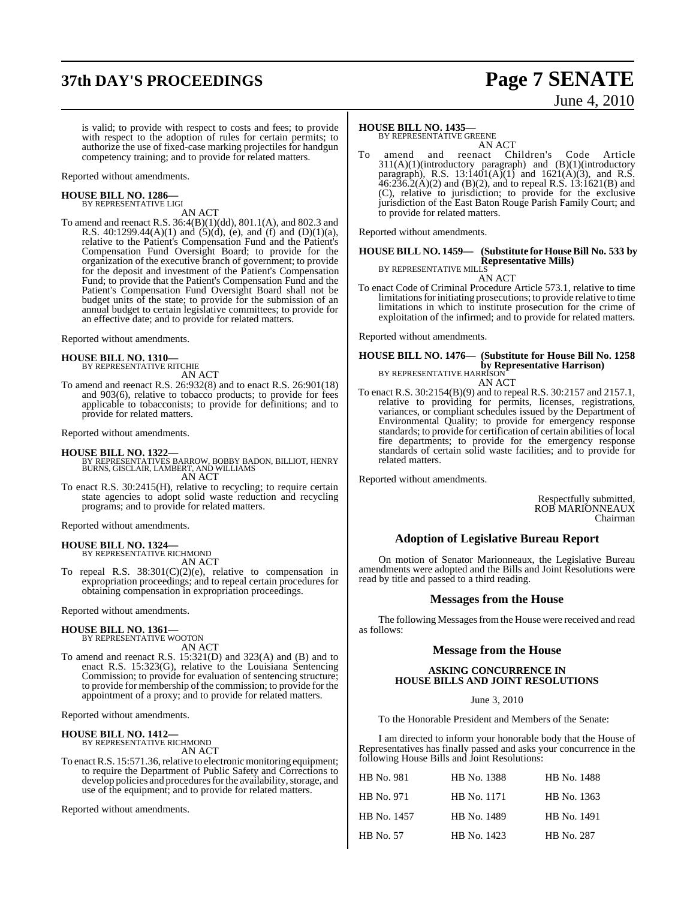is valid; to provide with respect to costs and fees; to provide with respect to the adoption of rules for certain permits; to authorize the use of fixed-case marking projectiles for handgun competency training; and to provide for related matters.

Reported without amendments.

**HOUSE BILL NO. 1286—**
BY REPRESENTATIVE LIGI
AN ACT

To amend and reenact R.S. 36:4(B)(1)(dd), 801.1(A), and 802.3 and R.S. 40:1299.44(A)(1) and (5)(d), (e), and (f) and (D)(1)(a), relative to the Patient's Compensation Fund and the Patient's Compensation Fund Oversight Board; to provide for the organization of the executive branch of government; to provide for the deposit and investment of the Patient's Compensation Fund; to provide that the Patient's Compensation Fund and the Patient's Compensation Fund Oversight Board shall not be budget units of the state; to provide for the submission of an annual budget to certain legislative committees; to provide for an effective date; and to provide for related matters.

Reported without amendments.

**HOUSE BILL NO. 1310—**
BY REPRESENTATIVE RITCHIE
AN ACT

To amend and reenact R.S. 26:932(8) and to enact R.S. 26:901(18) and 903(6), relative to tobacco products; to provide for fees applicable to tobacconists; to provide for definitions; and to provide for related matters.

Reported without amendments.

**HOUSE BILL NO. 1322—**
BY REPRESENTATIVES BARROW, BOBBY BADON, BILLIOT, HENRY BURNS, GISCLAIR, LAMBERT, AND WILLIAMS
AN ACT

To enact R.S. 30:2415(H), relative to recycling; to require certain state agencies to adopt solid waste reduction and recycling programs; and to provide for related matters.

Reported without amendments.

**HOUSE BILL NO. 1324—**
BY REPRESENTATIVE RICHMOND
AN ACT

To repeal R.S. 38:301(C)(2)(e), relative to compensation in expropriation proceedings; and to repeal certain procedures for obtaining compensation in expropriation proceedings.

Reported without amendments.

**HOUSE BILL NO. 1361—**
BY REPRESENTATIVE WOOTON
AN ACT

To amend and reenact R.S. 15:321(D) and 323(A) and (B) and to enact R.S. 15:323(G), relative to the Louisiana Sentencing Commission; to provide for evaluation of sentencing structure; to provide for membership of the commission; to provide for the appointment of a proxy; and to provide for related matters.

Reported without amendments.

**HOUSE BILL NO. 1412—**
BY REPRESENTATIVE RICHMOND
AN ACT

To enact R.S. 15:571.36, relative to electronic monitoring equipment; to require the Department of Public Safety and Corrections to develop policies and procedures for the availability, storage, and use of the equipment; and to provide for related matters.

Reported without amendments.

**HOUSE BILL NO. 1435—**
BY REPRESENTATIVE GREENE
AN ACT

To amend and reenact Children's Code Article 311(A)(1)(introductory paragraph) and (B)(1)(introductory paragraph), R.S. 13:1401(A)(1) and 1621(A)(3), and R.S. 46:236.2(A)(2) and (B)(2), and to repeal R.S. 13:1621(B) and (C), relative to jurisdiction; to provide for the exclusive jurisdiction of the East Baton Rouge Parish Family Court; and to provide for related matters.

Reported without amendments.

**HOUSE BILL NO. 1459— (Substitute for House Bill No. 533 by Representative Mills)**
BY REPRESENTATIVE MILLS
AN ACT

To enact Code of Criminal Procedure Article 573.1, relative to time limitations for initiating prosecutions; to provide relative to time limitations in which to institute prosecution for the crime of exploitation of the infirmed; and to provide for related matters.

Reported without amendments.

**HOUSE BILL NO. 1476— (Substitute for House Bill No. 1258 by Representative Harrison)**
BY REPRESENTATIVE HARRISON
AN ACT

To enact R.S. 30:2154(B)(9) and to repeal R.S. 30:2157 and 2157.1, relative to providing for permits, licenses, registrations, variances, or compliant schedules issued by the Department of Environmental Quality; to provide for emergency response standards; to provide for certification of certain abilities of local fire departments; to provide for the emergency response standards of certain solid waste facilities; and to provide for related matters.

Reported without amendments.

Respectfully submitted,
ROB MARIONNEAUX
Chairman

## Adoption of Legislative Bureau Report

On motion of Senator Marionneaux, the Legislative Bureau amendments were adopted and the Bills and Joint Resolutions were read by title and passed to a third reading.

## Messages from the House

The following Messages from the House were received and read as follows:

## Message from the House

**ASKING CONCURRENCE IN HOUSE BILLS AND JOINT RESOLUTIONS**

June 3, 2010

To the Honorable President and Members of the Senate:

I am directed to inform your honorable body that the House of Representatives has finally passed and asks your concurrence in the following House Bills and Joint Resolutions:

| | | |
|---|---|---|
| HB No. 981 | HB No. 1388 | HB No. 1488 |
| HB No. 971 | HB No. 1171 | HB No. 1363 |
| HB No. 1457 | HB No. 1489 | HB No. 1491 |
| HB No. 57 | HB No. 1423 | HB No. 287 |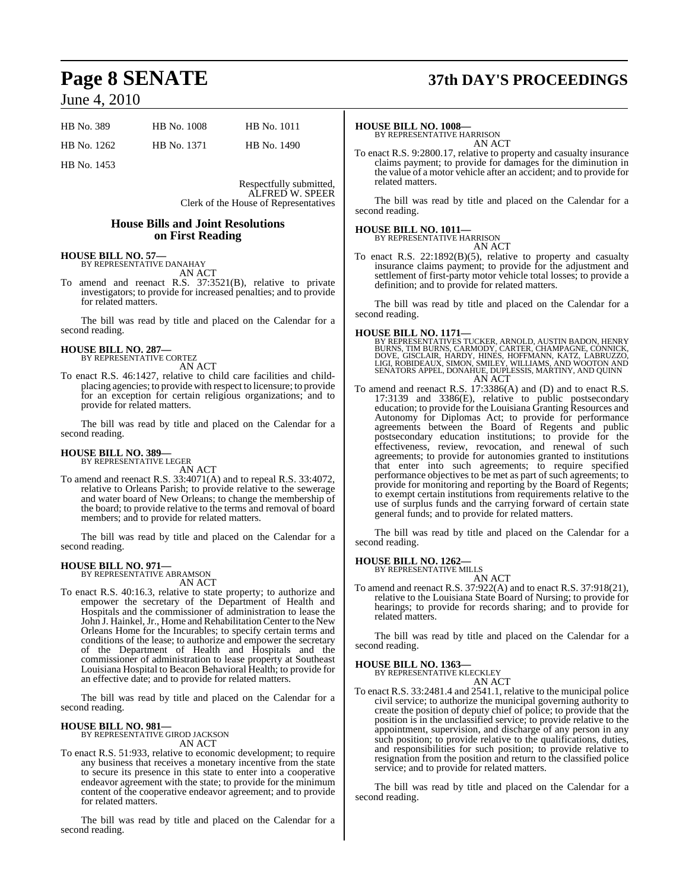| HB No. 389 | HB No. 1008 | HB No. 1011 |
|---|---|---|
| HB No. 1262 | HB No. 1371 | HB No. 1490 |
| HB No. 1453 | | |

Respectfully submitted,
ALFRED W. SPEER
Clerk of the House of Representatives

## House Bills and Joint Resolutions on First Reading

**HOUSE BILL NO. 57—**
BY REPRESENTATIVE DANAHAY
AN ACT

To amend and reenact R.S. 37:3521(B), relative to private investigators; to provide for increased penalties; and to provide for related matters.

The bill was read by title and placed on the Calendar for a second reading.

**HOUSE BILL NO. 287—**
BY REPRESENTATIVE CORTEZ
AN ACT

To enact R.S. 46:1427, relative to child care facilities and child-placing agencies; to provide with respect to licensure; to provide for an exception for certain religious organizations; and to provide for related matters.

The bill was read by title and placed on the Calendar for a second reading.

**HOUSE BILL NO. 389—**
BY REPRESENTATIVE LEGER
AN ACT

To amend and reenact R.S. 33:4071(A) and to repeal R.S. 33:4072, relative to Orleans Parish; to provide relative to the sewerage and water board of New Orleans; to change the membership of the board; to provide relative to the terms and removal of board members; and to provide for related matters.

The bill was read by title and placed on the Calendar for a second reading.

**HOUSE BILL NO. 971—**
BY REPRESENTATIVE ABRAMSON
AN ACT

To enact R.S. 40:16.3, relative to state property; to authorize and empower the secretary of the Department of Health and Hospitals and the commissioner of administration to lease the John J. Hainkel, Jr., Home and Rehabilitation Center to the New Orleans Home for the Incurables; to specify certain terms and conditions of the lease; to authorize and empower the secretary of the Department of Health and Hospitals and the commissioner of administration to lease property at Southeast Louisiana Hospital to Beacon Behavioral Health; to provide for an effective date; and to provide for related matters.

The bill was read by title and placed on the Calendar for a second reading.

**HOUSE BILL NO. 981—**
BY REPRESENTATIVE GIROD JACKSON
AN ACT

To enact R.S. 51:933, relative to economic development; to require any business that receives a monetary incentive from the state to secure its presence in this state to enter into a cooperative endeavor agreement with the state; to provide for the minimum content of the cooperative endeavor agreement; and to provide for related matters.

The bill was read by title and placed on the Calendar for a second reading.

**HOUSE BILL NO. 1008—**
BY REPRESENTATIVE HARRISON
AN ACT

To enact R.S. 9:2800.17, relative to property and casualty insurance claims payment; to provide for damages for the diminution in the value of a motor vehicle after an accident; and to provide for related matters.

The bill was read by title and placed on the Calendar for a second reading.

**HOUSE BILL NO. 1011—**
BY REPRESENTATIVE HARRISON
AN ACT

To enact R.S. 22:1892(B)(5), relative to property and casualty insurance claims payment; to provide for the adjustment and settlement of first-party motor vehicle total losses; to provide a definition; and to provide for related matters.

The bill was read by title and placed on the Calendar for a second reading.

**HOUSE BILL NO. 1171—**
BY REPRESENTATIVES TUCKER, ARNOLD, AUSTIN BADON, HENRY BURNS, TIM BURNS, CARMODY, CARTER, CHAMPAGNE, CONNICK, DOVE, GISCLAIR, HARDY, HINES, HOFFMANN, KATZ, LABRUZZO, LIGI, ROBIDEAUX, SIMON, SMILEY, WILLIAMS, AND WOOTON AND SENATORS APPEL, DONAHUE, DUPLESSIS, MARTINY, AND QUINN
AN ACT

To amend and reenact R.S. 17:3386(A) and (D) and to enact R.S. 17:3139 and 3386(E), relative to public postsecondary education; to provide for the Louisiana Granting Resources and Autonomy for Diplomas Act; to provide for performance agreements between the Board of Regents and public postsecondary education institutions; to provide for the effectiveness, review, revocation, and renewal of such agreements; to provide for autonomies granted to institutions that enter into such agreements; to require specified performance objectives to be met as part of such agreements; to provide for monitoring and reporting by the Board of Regents; to exempt certain institutions from requirements relative to the use of surplus funds and the carrying forward of certain state general funds; and to provide for related matters.

The bill was read by title and placed on the Calendar for a second reading.

**HOUSE BILL NO. 1262—**
BY REPRESENTATIVE MILLS
AN ACT

To amend and reenact R.S. 37:922(A) and to enact R.S. 37:918(21), relative to the Louisiana State Board of Nursing; to provide for hearings; to provide for records sharing; and to provide for related matters.

The bill was read by title and placed on the Calendar for a second reading.

**HOUSE BILL NO. 1363—**
BY REPRESENTATIVE KLECKLEY
AN ACT

To enact R.S. 33:2481.4 and 2541.1, relative to the municipal police civil service; to authorize the municipal governing authority to create the position of deputy chief of police; to provide that the position is in the unclassified service; to provide relative to the appointment, supervision, and discharge of any person in any such position; to provide relative to the qualifications, duties, and responsibilities for such position; to provide relative to resignation from the position and return to the classified police service; and to provide for related matters.

The bill was read by title and placed on the Calendar for a second reading.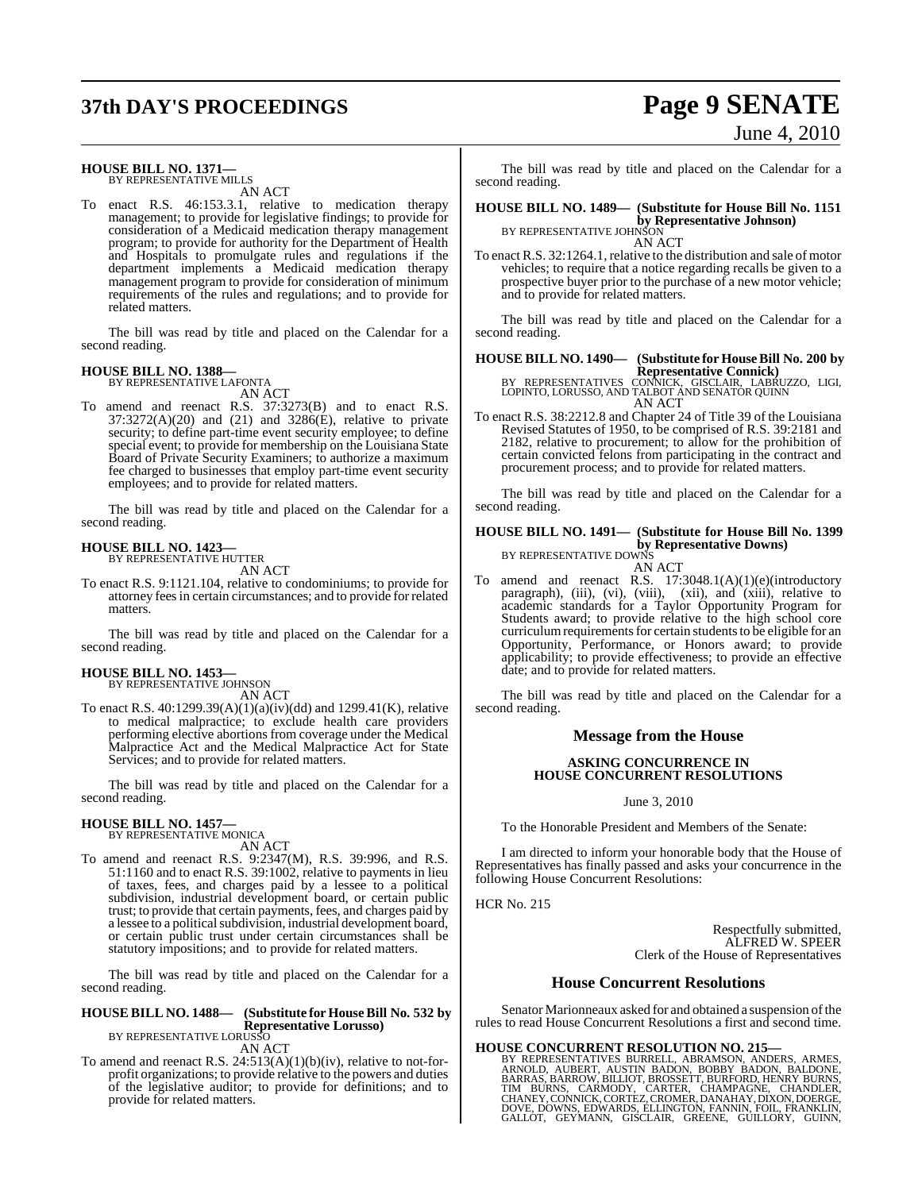**HOUSE BILL NO. 1371—**
BY REPRESENTATIVE MILLS

AN ACT

To enact R.S. 46:153.3.1, relative to medication therapy management; to provide for legislative findings; to provide for consideration of a Medicaid medication therapy management program; to provide for authority for the Department of Health and Hospitals to promulgate rules and regulations if the department implements a Medicaid medication therapy management program to provide for consideration of minimum requirements of the rules and regulations; and to provide for related matters.

The bill was read by title and placed on the Calendar for a second reading.

**HOUSE BILL NO. 1388—**
BY REPRESENTATIVE LAFONTA

AN ACT

To amend and reenact R.S. 37:3273(B) and to enact R.S. 37:3272(A)(20) and (21) and 3286(E), relative to private security; to define part-time event security employee; to define special event; to provide for membership on the Louisiana State Board of Private Security Examiners; to authorize a maximum fee charged to businesses that employ part-time event security employees; and to provide for related matters.

The bill was read by title and placed on the Calendar for a second reading.

**HOUSE BILL NO. 1423—**
BY REPRESENTATIVE HUTTER

AN ACT

To enact R.S. 9:1121.104, relative to condominiums; to provide for attorney fees in certain circumstances; and to provide for related matters.

The bill was read by title and placed on the Calendar for a second reading.

**HOUSE BILL NO. 1453—**
BY REPRESENTATIVE JOHNSON

AN ACT

To enact R.S. 40:1299.39(A)(1)(a)(iv)(dd) and 1299.41(K), relative to medical malpractice; to exclude health care providers performing elective abortions from coverage under the Medical Malpractice Act and the Medical Malpractice Act for State Services; and to provide for related matters.

The bill was read by title and placed on the Calendar for a second reading.

**HOUSE BILL NO. 1457—**
BY REPRESENTATIVE MONICA

AN ACT

To amend and reenact R.S. 9:2347(M), R.S. 39:996, and R.S. 51:1160 and to enact R.S. 39:1002, relative to payments in lieu of taxes, fees, and charges paid by a lessee to a political subdivision, industrial development board, or certain public trust; to provide that certain payments, fees, and charges paid by a lessee to a political subdivision, industrial development board, or certain public trust under certain circumstances shall be statutory impositions; and to provide for related matters.

The bill was read by title and placed on the Calendar for a second reading.

**HOUSE BILL NO. 1488— (Substitute for House Bill No. 532 by Representative Lorusso)**
BY REPRESENTATIVE LORUSSO

AN ACT

To amend and reenact R.S. 24:513(A)(1)(b)(iv), relative to not-for-profit organizations; to provide relative to the powers and duties of the legislative auditor; to provide for definitions; and to provide for related matters.

The bill was read by title and placed on the Calendar for a second reading.

**HOUSE BILL NO. 1489— (Substitute for House Bill No. 1151 by Representative Johnson)**
BY REPRESENTATIVE JOHNSON

AN ACT

To enact R.S. 32:1264.1, relative to the distribution and sale of motor vehicles; to require that a notice regarding recalls be given to a prospective buyer prior to the purchase of a new motor vehicle; and to provide for related matters.

The bill was read by title and placed on the Calendar for a second reading.

**HOUSE BILL NO. 1490— (Substitute for House Bill No. 200 by Representative Connick)**
BY REPRESENTATIVES CONNICK, GISCLAIR, LABRUZZO, LIGI, LOPINTO, LORUSSO, AND TALBOT AND SENATOR QUINN

AN ACT

To enact R.S. 38:2212.8 and Chapter 24 of Title 39 of the Louisiana Revised Statutes of 1950, to be comprised of R.S. 39:2181 and 2182, relative to procurement; to allow for the prohibition of certain convicted felons from participating in the contract and procurement process; and to provide for related matters.

The bill was read by title and placed on the Calendar for a second reading.

**HOUSE BILL NO. 1491— (Substitute for House Bill No. 1399 by Representative Downs)**
BY REPRESENTATIVE DOWNS

AN ACT

To amend and reenact R.S. 17:3048.1(A)(1)(e)(introductory paragraph), (iii), (vi), (viii), (xii), and (xiii), relative to academic standards for a Taylor Opportunity Program for Students award; to provide relative to the high school core curriculum requirements for certain students to be eligible for an Opportunity, Performance, or Honors award; to provide applicability; to provide effectiveness; to provide an effective date; and to provide for related matters.

The bill was read by title and placed on the Calendar for a second reading.

## Message from the House

### ASKING CONCURRENCE IN HOUSE CONCURRENT RESOLUTIONS

June 3, 2010

To the Honorable President and Members of the Senate:

I am directed to inform your honorable body that the House of Representatives has finally passed and asks your concurrence in the following House Concurrent Resolutions:

HCR No. 215

Respectfully submitted,
ALFRED W. SPEER
Clerk of the House of Representatives

## House Concurrent Resolutions

Senator Marionneaux asked for and obtained a suspension of the rules to read House Concurrent Resolutions a first and second time.

**HOUSE CONCURRENT RESOLUTION NO. 215—**
BY REPRESENTATIVES BURRELL, ABRAMSON, ANDERS, ARMES, ARNOLD, AUBERT, AUSTIN BADON, BOBBY BADON, BALDONE, BARRAS, BARROW, BILLIOT, BROSSETT, BURFORD, HENRY BURNS, TIM BURNS, CARMODY, CARTER, CHAMPAGNE, CHANDLER, CHANEY, CONNICK, CORTEZ, CROMER, DANAHAY, DIXON, DOERGE, DOVE, DOWNS, EDWARDS, ELLINGTON, FANNIN, FOIL, FRANKLIN, GALLOT, GEYMANN, GISCLAIR, GREENE, GUILLORY, GUINN,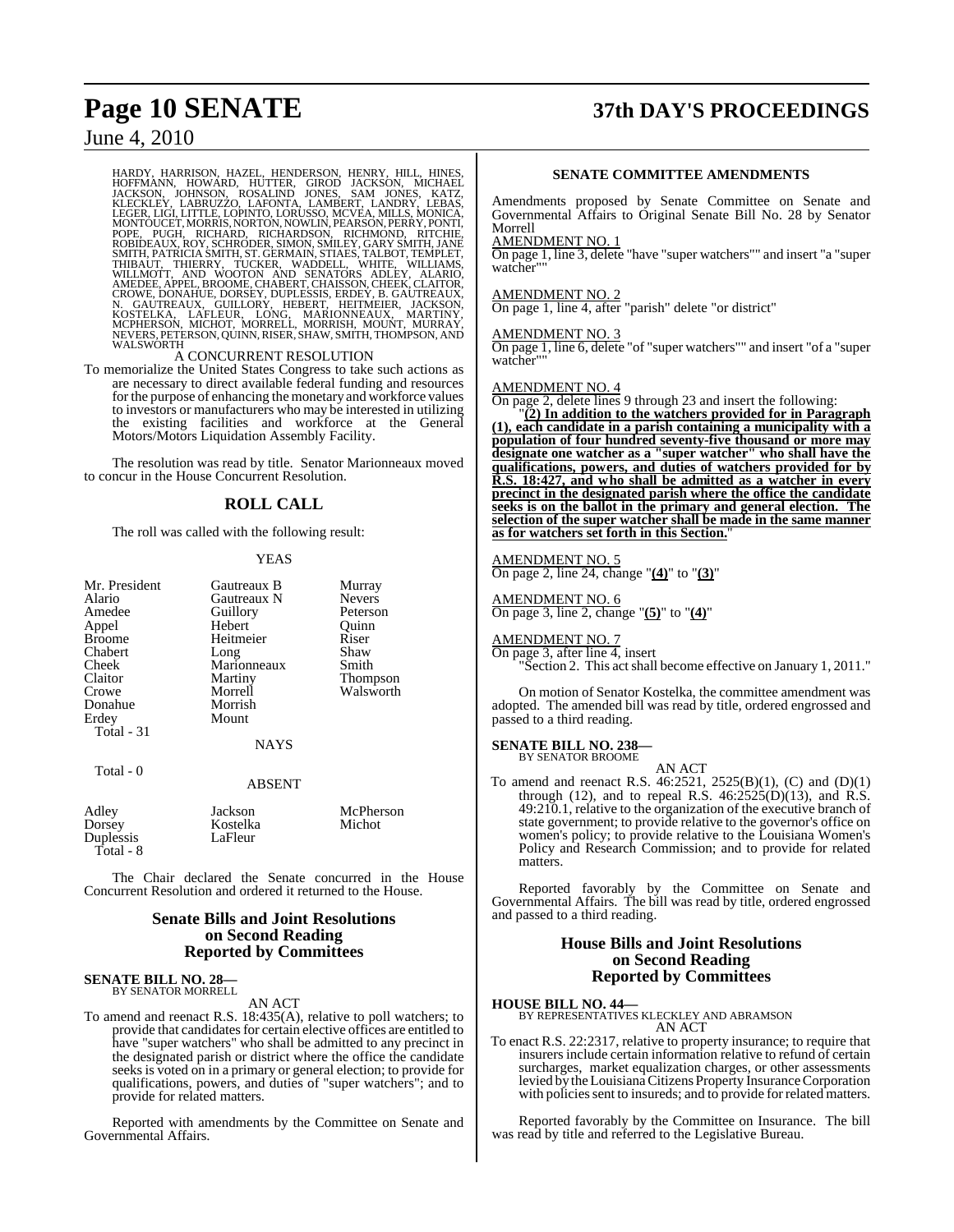HARDY, HARRISON, HAZEL, HENDERSON, HENRY, HILL, HINES, HOFFMANN, HOWARD, HUTTER, GIROD JACKSON, MICHAEL JACKSON, JOHNSON, ROSALIND JONES, SAM JONES, KATZ, KLECKLEY, LABRUZZO, LAFONTA, LAMBERT, LANDRY, LEBAS, LEGER, LIGI, LITTLE, LOPINTO, LORUSSO, MCVEA, MILLS, MONICA, MONTOUCET, MORRIS, NORTON, NOWLIN, PEARSON, PERRY, PONTI, POPE, PUGH, RICHARD, RICHARDSON, RICHMOND, RITCHIE, ROBIDEAUX, ROY, SCHRODER, SIMON, SMILEY, GARY SMITH, JANE SMITH, PATRICIA SMITH, ST. GERMAIN, STIAES, TALBOT, TEMPLET, THIBAUT, THIERRY, TUCKER, WADDELL, WHITE, WILLIAMS, WILLMOTT, AND WOOTON AND SENATORS ADLEY, ALARIO, AMEDEE, APPEL, BROOME, CHABERT, CHAISSON, CHEEK, CLAITOR, CROWE, DONAHUE, DORSEY, DUPLESSIS, ERDEY, B. GAUTREAUX, N. GAUTREAUX, GUILLORY, HEBERT, HEITMEIER, JACKSON, KOSTELKA, LAFLEUR, LONG, MARIONNEAUX, MARTINY, MCPHERSON, MICHOT, MORRELL, MORRISH, MOUNT, MURRAY, NEVERS, PETERSON, QUINN, RISER, SHAW, SMITH, THOMPSON, AND WALSWORTH

A CONCURRENT RESOLUTION

To memorialize the United States Congress to take such actions as are necessary to direct available federal funding and resources for the purpose of enhancing the monetary and workforce values to investors or manufacturers who may be interested in utilizing the existing facilities and workforce at the General Motors/Motors Liquidation Assembly Facility.

The resolution was read by title. Senator Marionneaux moved to concur in the House Concurrent Resolution.

## ROLL CALL

The roll was called with the following result:

YEAS

| | | |
|---|---|---|
| Mr. President | Gautreaux B | Murray |
| Alario | Gautreaux N | Nevers |
| Amedee | Guillory | Peterson |
| Appel | Hebert | Quinn |
| Broome | Heitmeier | Riser |
| Chabert | Long | Shaw |
| Cheek | Marionneaux | Smith |
| Claitor | Martiny | Thompson |
| Crowe | Morrell | Walsworth |
| Donahue | Morrish | |
| Erdey | Mount | |

Total - 31

NAYS

Total - 0

ABSENT

| | | |
|---|---|---|
| Adley | Jackson | McPherson |
| Dorsey | Kostelka | Michot |
| Duplessis | LaFleur | |

Total - 8

The Chair declared the Senate concurred in the House Concurrent Resolution and ordered it returned to the House.

## Senate Bills and Joint Resolutions on Second Reading Reported by Committees

**SENATE BILL NO. 28—**
BY SENATOR MORRELL

AN ACT

To amend and reenact R.S. 18:435(A), relative to poll watchers; to provide that candidates for certain elective offices are entitled to have "super watchers" who shall be admitted to any precinct in the designated parish or district where the office the candidate seeks is voted on in a primary or general election; to provide for qualifications, powers, and duties of "super watchers"; and to provide for related matters.

Reported with amendments by the Committee on Senate and Governmental Affairs.

### SENATE COMMITTEE AMENDMENTS

Amendments proposed by Senate Committee on Senate and Governmental Affairs to Original Senate Bill No. 28 by Senator Morrell

AMENDMENT NO. 1

On page 1, line 3, delete "have "super watchers"" and insert "a "super watcher""

AMENDMENT NO. 2

On page 1, line 4, after "parish" delete "or district"

AMENDMENT NO. 3

On page 1, line 6, delete "of "super watchers"" and insert "of a "super watcher""

AMENDMENT NO. 4

On page 2, delete lines 9 through 23 and insert the following:

"**(2) In addition to the watchers provided for in Paragraph (1), each candidate in a parish containing a municipality with a population of four hundred seventy-five thousand or more may designate one watcher as a "super watcher" who shall have the qualifications, powers, and duties of watchers provided for by R.S. 18:427, and who shall be admitted as a watcher in every precinct in the designated parish where the office the candidate seeks is on the ballot in the primary and general election. The selection of the super watcher shall be made in the same manner as for watchers set forth in this Section.**"

AMENDMENT NO. 5

On page 2, line 24, change "**(4)**" to "**(3)**"

AMENDMENT NO. 6

On page 3, line 2, change "**(5)**" to "**(4)**"

AMENDMENT NO. 7

On page 3, after line 4, insert

"Section 2. This act shall become effective on January 1, 2011."

On motion of Senator Kostelka, the committee amendment was adopted. The amended bill was read by title, ordered engrossed and passed to a third reading.

**SENATE BILL NO. 238—**
BY SENATOR BROOME

AN ACT

To amend and reenact R.S. 46:2521, 2525(B)(1), (C) and (D)(1) through (12), and to repeal R.S. 46:2525(D)(13), and R.S. 49:210.1, relative to the organization of the executive branch of state government; to provide relative to the governor's office on women's policy; to provide relative to the Louisiana Women's Policy and Research Commission; and to provide for related matters.

Reported favorably by the Committee on Senate and Governmental Affairs. The bill was read by title, ordered engrossed and passed to a third reading.

## House Bills and Joint Resolutions on Second Reading Reported by Committees

**HOUSE BILL NO. 44—**
BY REPRESENTATIVES KLECKLEY AND ABRAMSON

AN ACT

To enact R.S. 22:2317, relative to property insurance; to require that insurers include certain information relative to refund of certain surcharges, market equalization charges, or other assessments levied by the Louisiana Citizens Property Insurance Corporation with policies sent to insureds; and to provide for related matters.

Reported favorably by the Committee on Insurance. The bill was read by title and referred to the Legislative Bureau.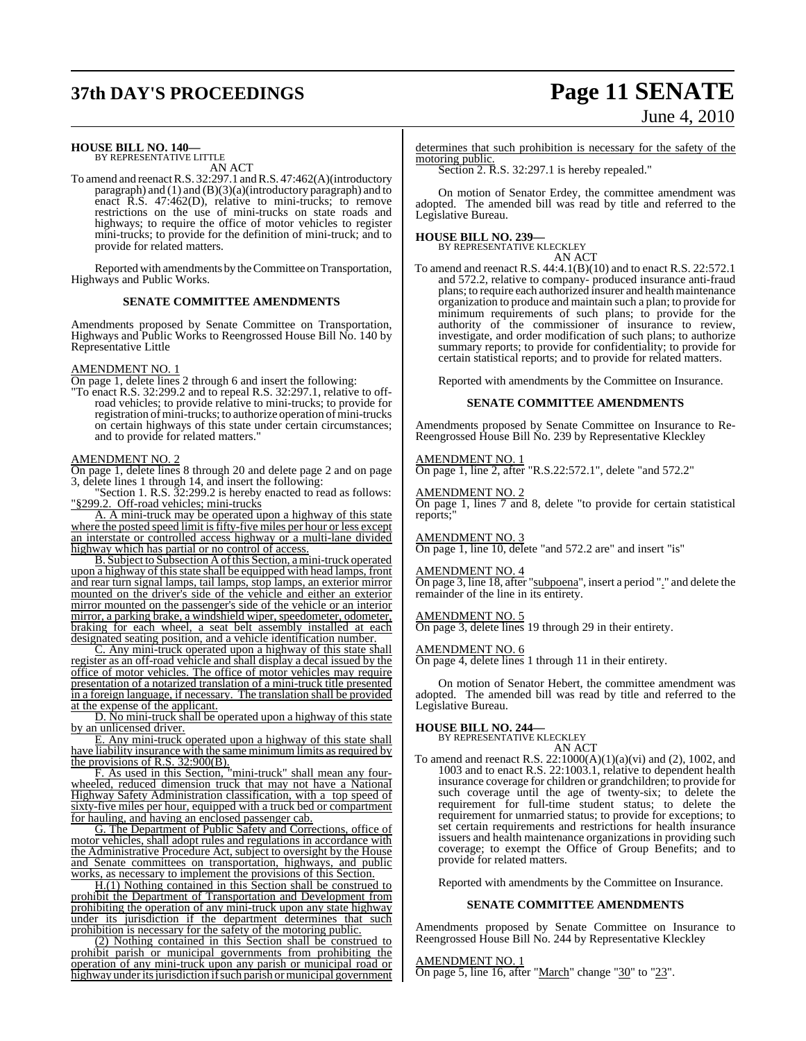**HOUSE BILL NO. 140—**
BY REPRESENTATIVE LITTLE

AN ACT

To amend and reenact R.S. 32:297.1 and R.S. 47:462(A)(introductory paragraph) and (1) and (B)(3)(a)(introductory paragraph) and to enact R.S. 47:462(D), relative to mini-trucks; to remove restrictions on the use of mini-trucks on state roads and highways; to require the office of motor vehicles to register mini-trucks; to provide for the definition of mini-truck; and to provide for related matters.

Reported with amendments by the Committee on Transportation, Highways and Public Works.

**SENATE COMMITTEE AMENDMENTS**

Amendments proposed by Senate Committee on Transportation, Highways and Public Works to Reengrossed House Bill No. 140 by Representative Little

AMENDMENT NO. 1

On page 1, delete lines 2 through 6 and insert the following:

"To enact R.S. 32:299.2 and to repeal R.S. 32:297.1, relative to off-road vehicles; to provide relative to mini-trucks; to provide for registration of mini-trucks; to authorize operation of mini-trucks on certain highways of this state under certain circumstances; and to provide for related matters."

AMENDMENT NO. 2

On page 1, delete lines 8 through 20 and delete page 2 and on page 3, delete lines 1 through 14, and insert the following:

"Section 1. R.S. 32:299.2 is hereby enacted to read as follows:

"§299.2. Off-road vehicles; mini-trucks

A. A mini-truck may be operated upon a highway of this state where the posted speed limit is fifty-five miles per hour or less except an interstate or controlled access highway or a multi-lane divided highway which has partial or no control of access.

B. Subject to Subsection A of this Section, a mini-truck operated upon a highway of this state shall be equipped with head lamps, front and rear turn signal lamps, tail lamps, stop lamps, an exterior mirror mounted on the driver's side of the vehicle and either an exterior mirror mounted on the passenger's side of the vehicle or an interior mirror, a parking brake, a windshield wiper, speedometer, odometer, braking for each wheel, a seat belt assembly installed at each designated seating position, and a vehicle identification number.

C. Any mini-truck operated upon a highway of this state shall register as an off-road vehicle and shall display a decal issued by the office of motor vehicles. The office of motor vehicles may require presentation of a notarized translation of a mini-truck title presented in a foreign language, if necessary. The translation shall be provided at the expense of the applicant.

D. No mini-truck shall be operated upon a highway of this state by an unlicensed driver.

E. Any mini-truck operated upon a highway of this state shall have liability insurance with the same minimum limits as required by the provisions of R.S. 32:900(B).

F. As used in this Section, "mini-truck" shall mean any four-wheeled, reduced dimension truck that may not have a National Highway Safety Administration classification, with a top speed of sixty-five miles per hour, equipped with a truck bed or compartment for hauling, and having an enclosed passenger cab.

G. The Department of Public Safety and Corrections, office of motor vehicles, shall adopt rules and regulations in accordance with the Administrative Procedure Act, subject to oversight by the House and Senate committees on transportation, highways, and public works, as necessary to implement the provisions of this Section.

H.(1) Nothing contained in this Section shall be construed to prohibit the Department of Transportation and Development from prohibiting the operation of any mini-truck upon any state highway under its jurisdiction if the department determines that such prohibition is necessary for the safety of the motoring public.

(2) Nothing contained in this Section shall be construed to prohibit parish or municipal governments from prohibiting the operation of any mini-truck upon any parish or municipal road or highway under its jurisdiction if such parish or municipal government determines that such prohibition is necessary for the safety of the motoring public.

Section 2. R.S. 32:297.1 is hereby repealed."

On motion of Senator Erdey, the committee amendment was adopted. The amended bill was read by title and referred to the Legislative Bureau.

**HOUSE BILL NO. 239—**
BY REPRESENTATIVE KLECKLEY

AN ACT

To amend and reenact R.S. 44:4.1(B)(10) and to enact R.S. 22:572.1 and 572.2, relative to company- produced insurance anti-fraud plans; to require each authorized insurer and health maintenance organization to produce and maintain such a plan; to provide for minimum requirements of such plans; to provide for the authority of the commissioner of insurance to review, investigate, and order modification of such plans; to authorize summary reports; to provide for confidentiality; to provide for certain statistical reports; and to provide for related matters.

Reported with amendments by the Committee on Insurance.

**SENATE COMMITTEE AMENDMENTS**

Amendments proposed by Senate Committee on Insurance to Re-Reengrossed House Bill No. 239 by Representative Kleckley

AMENDMENT NO. 1

On page 1, line 2, after "R.S.22:572.1", delete "and 572.2"

AMENDMENT NO. 2

On page 1, lines 7 and 8, delete "to provide for certain statistical reports;"

AMENDMENT NO. 3

On page 1, line 10, delete "and 572.2 are" and insert "is"

AMENDMENT NO. 4

On page 3, line 18, after "subpoena", insert a period "." and delete the remainder of the line in its entirety.

AMENDMENT NO. 5

On page 3, delete lines 19 through 29 in their entirety.

AMENDMENT NO. 6

On page 4, delete lines 1 through 11 in their entirety.

On motion of Senator Hebert, the committee amendment was adopted. The amended bill was read by title and referred to the Legislative Bureau.

**HOUSE BILL NO. 244—**
BY REPRESENTATIVE KLECKLEY

AN ACT

To amend and reenact R.S. 22:1000(A)(1)(a)(vi) and (2), 1002, and 1003 and to enact R.S. 22:1003.1, relative to dependent health insurance coverage for children or grandchildren; to provide for such coverage until the age of twenty-six; to delete the requirement for full-time student status; to delete the requirement for unmarried status; to provide for exceptions; to set certain requirements and restrictions for health insurance issuers and health maintenance organizations in providing such coverage; to exempt the Office of Group Benefits; and to provide for related matters.

Reported with amendments by the Committee on Insurance.

**SENATE COMMITTEE AMENDMENTS**

Amendments proposed by Senate Committee on Insurance to Reengrossed House Bill No. 244 by Representative Kleckley

AMENDMENT NO. 1

On page 5, line 16, after "March" change "30" to "23".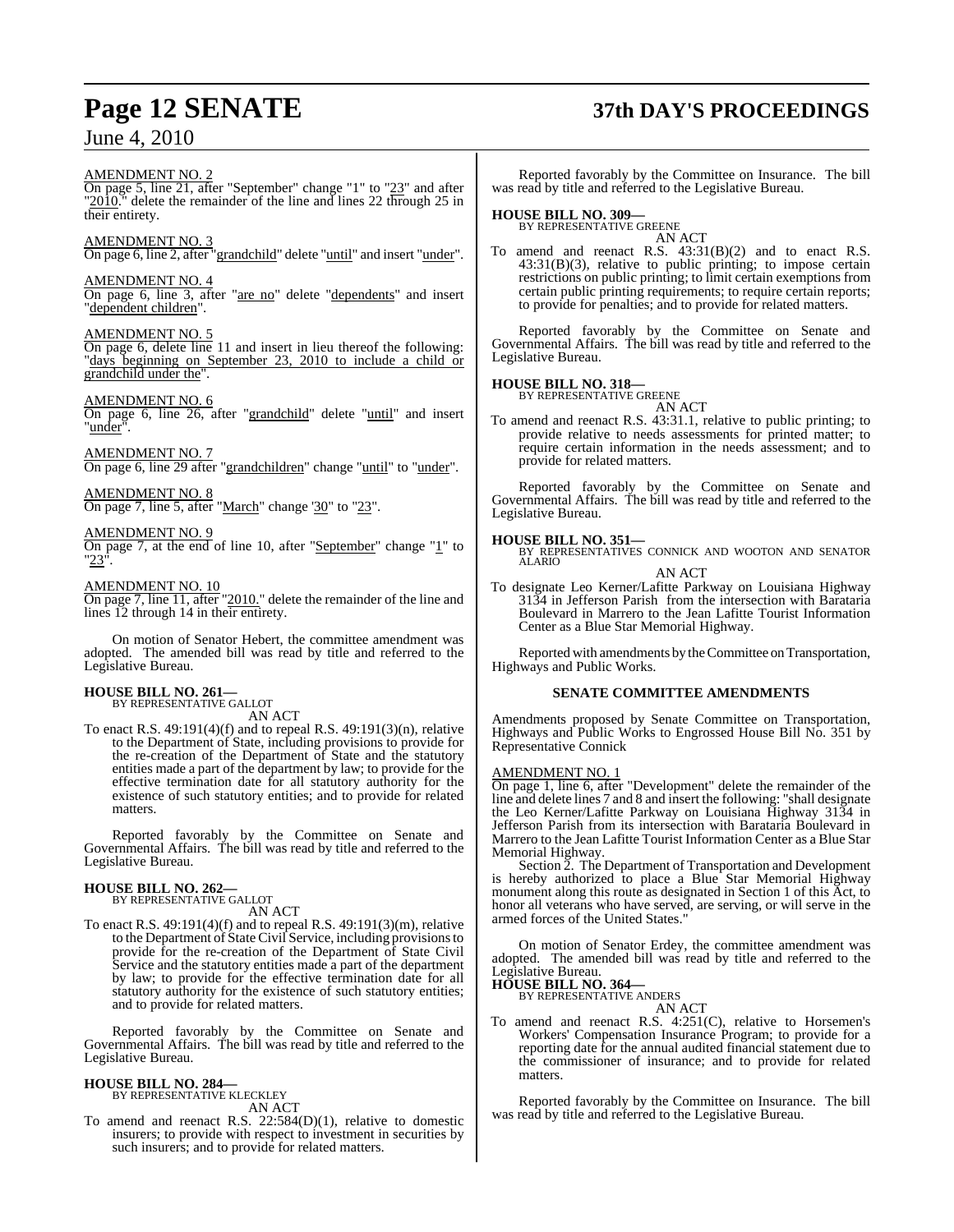AMENDMENT NO. 2

On page 5, line 21, after "September" change "1" to "23" and after "2010." delete the remainder of the line and lines 22 through 25 in their entirety.

AMENDMENT NO. 3

On page 6, line 2, after "grandchild" delete "until" and insert "under".

AMENDMENT NO. 4

On page 6, line 3, after "are no" delete "dependents" and insert "dependent children".

AMENDMENT NO. 5

On page 6, delete line 11 and insert in lieu thereof the following: "days beginning on September 23, 2010 to include a child or grandchild under the".

AMENDMENT NO. 6

On page 6, line 26, after "grandchild" delete "until" and insert "under".

AMENDMENT NO. 7

On page 6, line 29 after "grandchildren" change "until" to "under".

AMENDMENT NO. 8

On page 7, line 5, after "March" change '30" to "23".

AMENDMENT NO. 9

On page 7, at the end of line 10, after "September" change "1" to "23".

AMENDMENT NO. 10

On page 7, line 11, after "2010." delete the remainder of the line and lines 12 through 14 in their entirety.

On motion of Senator Hebert, the committee amendment was adopted. The amended bill was read by title and referred to the Legislative Bureau.

**HOUSE BILL NO. 261—**
BY REPRESENTATIVE GALLOT

AN ACT

To enact R.S. 49:191(4)(f) and to repeal R.S. 49:191(3)(n), relative to the Department of State, including provisions to provide for the re-creation of the Department of State and the statutory entities made a part of the department by law; to provide for the effective termination date for all statutory authority for the existence of such statutory entities; and to provide for related matters.

Reported favorably by the Committee on Senate and Governmental Affairs. The bill was read by title and referred to the Legislative Bureau.

**HOUSE BILL NO. 262—**
BY REPRESENTATIVE GALLOT

AN ACT

To enact R.S. 49:191(4)(f) and to repeal R.S. 49:191(3)(m), relative to the Department of State Civil Service, including provisions to provide for the re-creation of the Department of State Civil Service and the statutory entities made a part of the department by law; to provide for the effective termination date for all statutory authority for the existence of such statutory entities; and to provide for related matters.

Reported favorably by the Committee on Senate and Governmental Affairs. The bill was read by title and referred to the Legislative Bureau.

**HOUSE BILL NO. 284—**
BY REPRESENTATIVE KLECKLEY

AN ACT

To amend and reenact R.S. 22:584(D)(1), relative to domestic insurers; to provide with respect to investment in securities by such insurers; and to provide for related matters.

Reported favorably by the Committee on Insurance. The bill was read by title and referred to the Legislative Bureau.

**HOUSE BILL NO. 309—**
BY REPRESENTATIVE GREENE

AN ACT

To amend and reenact R.S. 43:31(B)(2) and to enact R.S. 43:31(B)(3), relative to public printing; to impose certain restrictions on public printing; to limit certain exemptions from certain public printing requirements; to require certain reports; to provide for penalties; and to provide for related matters.

Reported favorably by the Committee on Senate and Governmental Affairs. The bill was read by title and referred to the Legislative Bureau.

**HOUSE BILL NO. 318—**
BY REPRESENTATIVE GREENE

AN ACT

To amend and reenact R.S. 43:31.1, relative to public printing; to provide relative to needs assessments for printed matter; to require certain information in the needs assessment; and to provide for related matters.

Reported favorably by the Committee on Senate and Governmental Affairs. The bill was read by title and referred to the Legislative Bureau.

**HOUSE BILL NO. 351—**
BY REPRESENTATIVES CONNICK AND WOOTON AND SENATOR ALARIO

AN ACT

To designate Leo Kerner/Lafitte Parkway on Louisiana Highway 3134 in Jefferson Parish from the intersection with Barataria Boulevard in Marrero to the Jean Lafitte Tourist Information Center as a Blue Star Memorial Highway.

Reported with amendments by the Committee on Transportation, Highways and Public Works.

**SENATE COMMITTEE AMENDMENTS**

Amendments proposed by Senate Committee on Transportation, Highways and Public Works to Engrossed House Bill No. 351 by Representative Connick

AMENDMENT NO. 1

On page 1, line 6, after "Development" delete the remainder of the line and delete lines 7 and 8 and insert the following: "shall designate the Leo Kerner/Lafitte Parkway on Louisiana Highway 3134 in Jefferson Parish from its intersection with Barataria Boulevard in Marrero to the Jean Lafitte Tourist Information Center as a Blue Star Memorial Highway.

Section 2. The Department of Transportation and Development is hereby authorized to place a Blue Star Memorial Highway monument along this route as designated in Section 1 of this Act, to honor all veterans who have served, are serving, or will serve in the armed forces of the United States."

On motion of Senator Erdey, the committee amendment was adopted. The amended bill was read by title and referred to the Legislative Bureau.

**HOUSE BILL NO. 364—**
BY REPRESENTATIVE ANDERS

AN ACT

To amend and reenact R.S. 4:251(C), relative to Horsemen's Workers' Compensation Insurance Program; to provide for a reporting date for the annual audited financial statement due to the commissioner of insurance; and to provide for related matters.

Reported favorably by the Committee on Insurance. The bill was read by title and referred to the Legislative Bureau.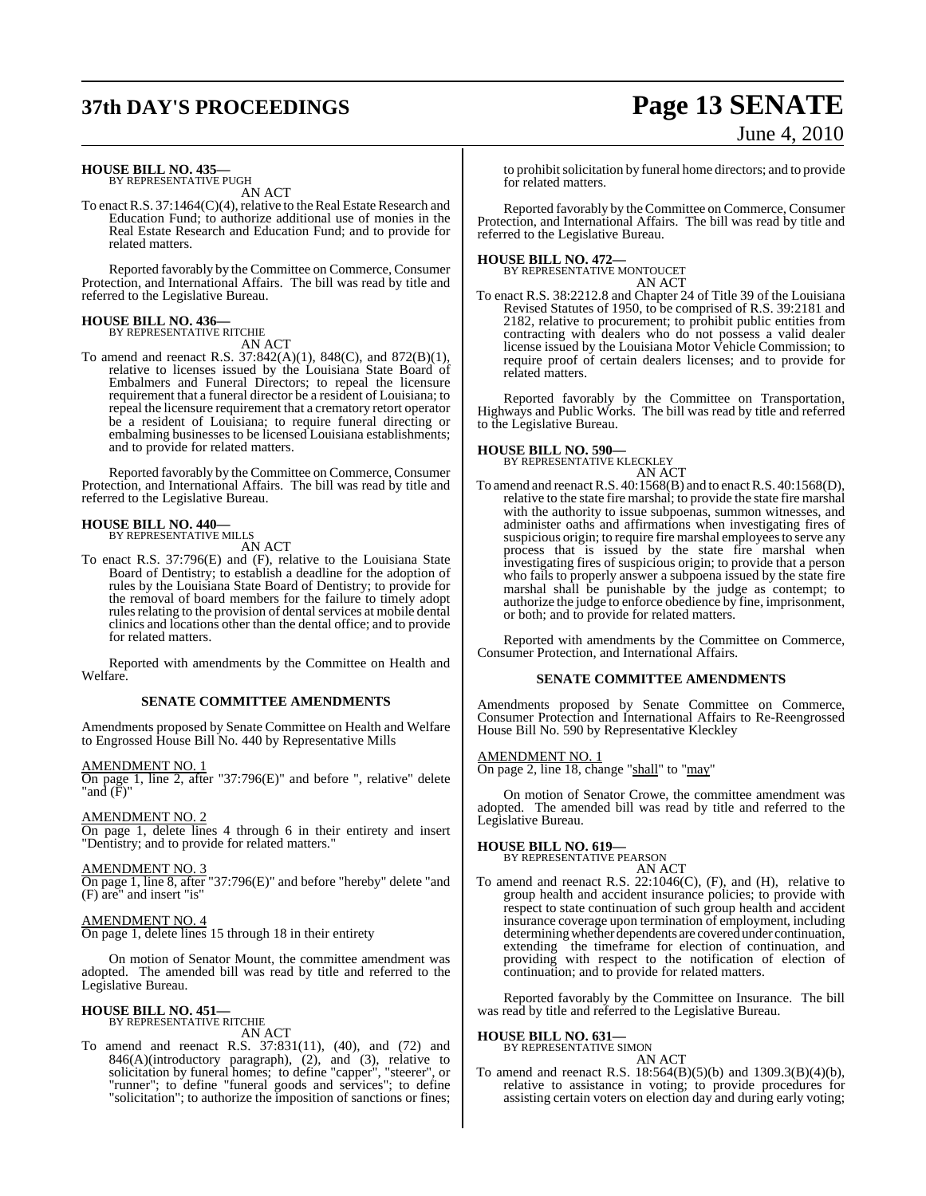**HOUSE BILL NO. 435—**
BY REPRESENTATIVE PUGH

AN ACT

To enact R.S. 37:1464(C)(4), relative to the Real Estate Research and Education Fund; to authorize additional use of monies in the Real Estate Research and Education Fund; and to provide for related matters.

Reported favorably by the Committee on Commerce, Consumer Protection, and International Affairs. The bill was read by title and referred to the Legislative Bureau.

**HOUSE BILL NO. 436—**
BY REPRESENTATIVE RITCHIE

AN ACT

To amend and reenact R.S. 37:842(A)(1), 848(C), and 872(B)(1), relative to licenses issued by the Louisiana State Board of Embalmers and Funeral Directors; to repeal the licensure requirement that a funeral director be a resident of Louisiana; to repeal the licensure requirement that a crematory retort operator be a resident of Louisiana; to require funeral directing or embalming businesses to be licensed Louisiana establishments; and to provide for related matters.

Reported favorably by the Committee on Commerce, Consumer Protection, and International Affairs. The bill was read by title and referred to the Legislative Bureau.

**HOUSE BILL NO. 440—**
BY REPRESENTATIVE MILLS

AN ACT

To enact R.S. 37:796(E) and (F), relative to the Louisiana State Board of Dentistry; to establish a deadline for the adoption of rules by the Louisiana State Board of Dentistry; to provide for the removal of board members for the failure to timely adopt rules relating to the provision of dental services at mobile dental clinics and locations other than the dental office; and to provide for related matters.

Reported with amendments by the Committee on Health and Welfare.

## SENATE COMMITTEE AMENDMENTS

Amendments proposed by Senate Committee on Health and Welfare to Engrossed House Bill No. 440 by Representative Mills

AMENDMENT NO. 1
On page 1, line 2, after "37:796(E)" and before ", relative" delete "and (F)"

AMENDMENT NO. 2
On page 1, delete lines 4 through 6 in their entirety and insert "Dentistry; and to provide for related matters."

AMENDMENT NO. 3
On page 1, line 8, after "37:796(E)" and before "hereby" delete "and (F) are" and insert "is"

AMENDMENT NO. 4
On page 1, delete lines 15 through 18 in their entirety

On motion of Senator Mount, the committee amendment was adopted. The amended bill was read by title and referred to the Legislative Bureau.

**HOUSE BILL NO. 451—**
BY REPRESENTATIVE RITCHIE

AN ACT

To amend and reenact R.S. 37:831(11), (40), and (72) and 846(A)(introductory paragraph), (2), and (3), relative to solicitation by funeral homes; to define "capper", "steerer", or "runner"; to define "funeral goods and services"; to define "solicitation"; to authorize the imposition of sanctions or fines; to prohibit solicitation by funeral home directors; and to provide for related matters.

Reported favorably by the Committee on Commerce, Consumer Protection, and International Affairs. The bill was read by title and referred to the Legislative Bureau.

**HOUSE BILL NO. 472—**
BY REPRESENTATIVE MONTOUCET

AN ACT

To enact R.S. 38:2212.8 and Chapter 24 of Title 39 of the Louisiana Revised Statutes of 1950, to be comprised of R.S. 39:2181 and 2182, relative to procurement; to prohibit public entities from contracting with dealers who do not possess a valid dealer license issued by the Louisiana Motor Vehicle Commission; to require proof of certain dealers licenses; and to provide for related matters.

Reported favorably by the Committee on Transportation, Highways and Public Works. The bill was read by title and referred to the Legislative Bureau.

**HOUSE BILL NO. 590—**
BY REPRESENTATIVE KLECKLEY

AN ACT

To amend and reenact R.S. 40:1568(B) and to enact R.S. 40:1568(D), relative to the state fire marshal; to provide the state fire marshal with the authority to issue subpoenas, summon witnesses, and administer oaths and affirmations when investigating fires of suspicious origin; to require fire marshal employees to serve any process that is issued by the state fire marshal when investigating fires of suspicious origin; to provide that a person who fails to properly answer a subpoena issued by the state fire marshal shall be punishable by the judge as contempt; to authorize the judge to enforce obedience by fine, imprisonment, or both; and to provide for related matters.

Reported with amendments by the Committee on Commerce, Consumer Protection, and International Affairs.

## SENATE COMMITTEE AMENDMENTS

Amendments proposed by Senate Committee on Commerce, Consumer Protection and International Affairs to Re-Reengrossed House Bill No. 590 by Representative Kleckley

AMENDMENT NO. 1
On page 2, line 18, change "shall" to "may"

On motion of Senator Crowe, the committee amendment was adopted. The amended bill was read by title and referred to the Legislative Bureau.

**HOUSE BILL NO. 619—**
BY REPRESENTATIVE PEARSON

AN ACT

To amend and reenact R.S. 22:1046(C), (F), and (H), relative to group health and accident insurance policies; to provide with respect to state continuation of such group health and accident insurance coverage upon termination of employment, including determining whether dependents are covered under continuation, extending the timeframe for election of continuation, and providing with respect to the notification of election of continuation; and to provide for related matters.

Reported favorably by the Committee on Insurance. The bill was read by title and referred to the Legislative Bureau.

**HOUSE BILL NO. 631—**
BY REPRESENTATIVE SIMON

AN ACT

To amend and reenact R.S. 18:564(B)(5)(b) and 1309.3(B)(4)(b), relative to assistance in voting; to provide procedures for assisting certain voters on election day and during early voting;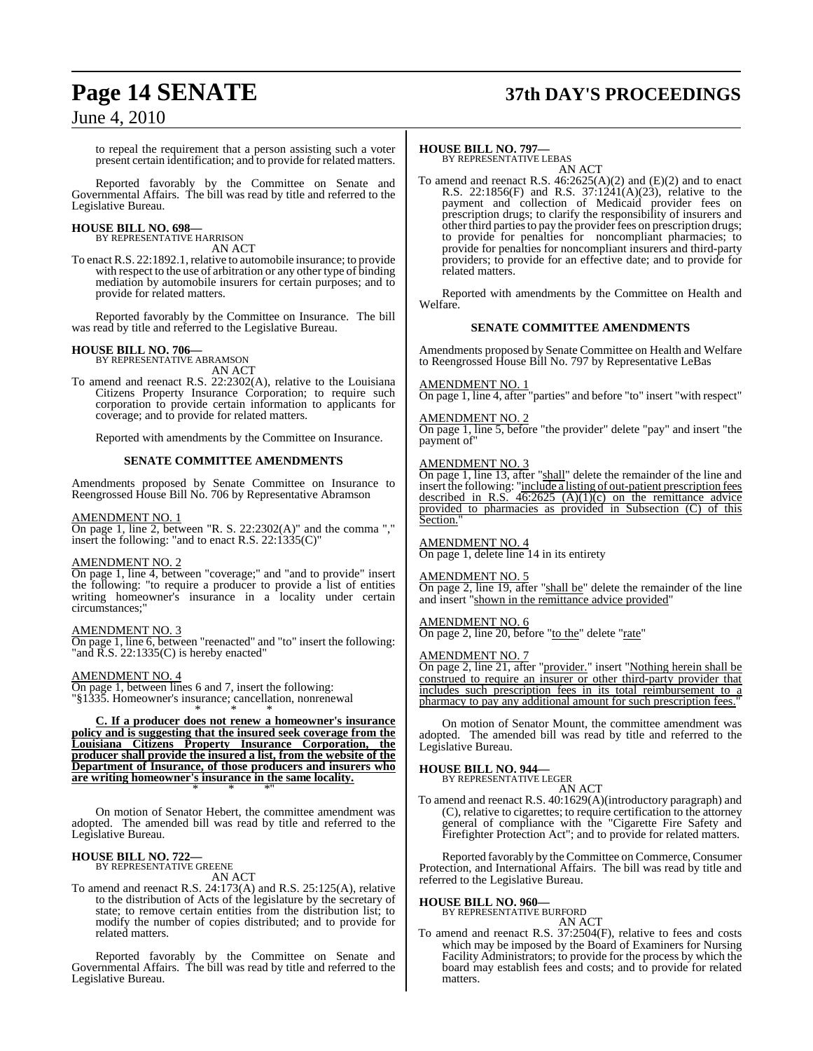to repeal the requirement that a person assisting such a voter present certain identification; and to provide for related matters.

Reported favorably by the Committee on Senate and Governmental Affairs. The bill was read by title and referred to the Legislative Bureau.

**HOUSE BILL NO. 698—**
BY REPRESENTATIVE HARRISON
AN ACT

To enact R.S. 22:1892.1, relative to automobile insurance; to provide with respect to the use of arbitration or any other type of binding mediation by automobile insurers for certain purposes; and to provide for related matters.

Reported favorably by the Committee on Insurance. The bill was read by title and referred to the Legislative Bureau.

**HOUSE BILL NO. 706—**
BY REPRESENTATIVE ABRAMSON
AN ACT

To amend and reenact R.S. 22:2302(A), relative to the Louisiana Citizens Property Insurance Corporation; to require such corporation to provide certain information to applicants for coverage; and to provide for related matters.

Reported with amendments by the Committee on Insurance.

**SENATE COMMITTEE AMENDMENTS**

Amendments proposed by Senate Committee on Insurance to Reengrossed House Bill No. 706 by Representative Abramson

AMENDMENT NO. 1
On page 1, line 2, between "R. S. 22:2302(A)" and the comma "," insert the following: "and to enact R.S. 22:1335(C)"

AMENDMENT NO. 2
On page 1, line 4, between "coverage;" and "and to provide" insert the following: "to require a producer to provide a list of entities writing homeowner's insurance in a locality under certain circumstances;"

AMENDMENT NO. 3
On page 1, line 6, between "reenacted" and "to" insert the following: "and R.S. 22:1335(C) is hereby enacted"

AMENDMENT NO. 4
On page 1, between lines 6 and 7, insert the following:
"§1335. Homeowner's insurance; cancellation, nonrenewal

\* \* \*

**C. If a producer does not renew a homeowner's insurance policy and is suggesting that the insured seek coverage from the Louisiana Citizens Property Insurance Corporation, the producer shall provide the insured a list, from the website of the Department of Insurance, of those producers and insurers who are writing homeowner's insurance in the same locality.**

\* \* \*"

On motion of Senator Hebert, the committee amendment was adopted. The amended bill was read by title and referred to the Legislative Bureau.

**HOUSE BILL NO. 722—**
BY REPRESENTATIVE GREENE
AN ACT

To amend and reenact R.S. 24:173(A) and R.S. 25:125(A), relative to the distribution of Acts of the legislature by the secretary of state; to remove certain entities from the distribution list; to modify the number of copies distributed; and to provide for related matters.

Reported favorably by the Committee on Senate and Governmental Affairs. The bill was read by title and referred to the Legislative Bureau.

**HOUSE BILL NO. 797—**
BY REPRESENTATIVE LEBAS
AN ACT

To amend and reenact R.S. 46:2625(A)(2) and (E)(2) and to enact R.S. 22:1856(F) and R.S. 37:1241(A)(23), relative to the payment and collection of Medicaid provider fees on prescription drugs; to clarify the responsibility of insurers and other third parties to pay the provider fees on prescription drugs; to provide for penalties for noncompliant pharmacies; to provide for penalties for noncompliant insurers and third-party providers; to provide for an effective date; and to provide for related matters.

Reported with amendments by the Committee on Health and Welfare.

**SENATE COMMITTEE AMENDMENTS**

Amendments proposed by Senate Committee on Health and Welfare to Reengrossed House Bill No. 797 by Representative LeBas

AMENDMENT NO. 1
On page 1, line 4, after "parties" and before "to" insert "with respect"

AMENDMENT NO. 2
On page 1, line 5, before "the provider" delete "pay" and insert "the payment of"

AMENDMENT NO. 3
On page 1, line 13, after "shall" delete the remainder of the line and insert the following: "include a listing of out-patient prescription fees described in R.S. 46:2625 (A)(1)(c) on the remittance advice provided to pharmacies as provided in Subsection (C) of this Section."

AMENDMENT NO. 4
On page 1, delete line 14 in its entirety

AMENDMENT NO. 5
On page 2, line 19, after "shall be" delete the remainder of the line and insert "shown in the remittance advice provided"

AMENDMENT NO. 6
On page 2, line 20, before "to the" delete "rate"

AMENDMENT NO. 7
On page 2, line 21, after "provider." insert "Nothing herein shall be construed to require an insurer or other third-party provider that includes such prescription fees in its total reimbursement to a pharmacy to pay any additional amount for such prescription fees."

On motion of Senator Mount, the committee amendment was adopted. The amended bill was read by title and referred to the Legislative Bureau.

**HOUSE BILL NO. 944—**
BY REPRESENTATIVE LEGER
AN ACT

To amend and reenact R.S. 40:1629(A)(introductory paragraph) and (C), relative to cigarettes; to require certification to the attorney general of compliance with the "Cigarette Fire Safety and Firefighter Protection Act"; and to provide for related matters.

Reported favorably by the Committee on Commerce, Consumer Protection, and International Affairs. The bill was read by title and referred to the Legislative Bureau.

**HOUSE BILL NO. 960—**
BY REPRESENTATIVE BURFORD
AN ACT

To amend and reenact R.S. 37:2504(F), relative to fees and costs which may be imposed by the Board of Examiners for Nursing Facility Administrators; to provide for the process by which the board may establish fees and costs; and to provide for related matters.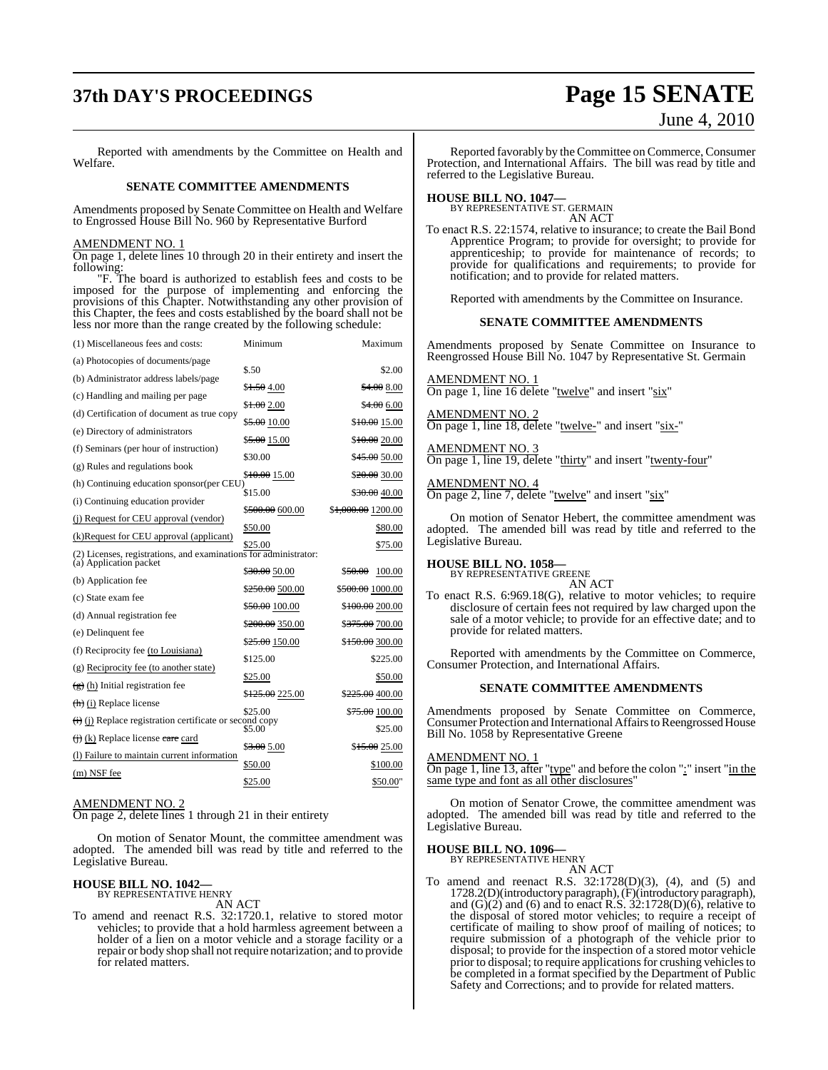Reported with amendments by the Committee on Health and Welfare.

**SENATE COMMITTEE AMENDMENTS**

Amendments proposed by Senate Committee on Health and Welfare to Engrossed House Bill No. 960 by Representative Burford

AMENDMENT NO. 1

On page 1, delete lines 10 through 20 in their entirety and insert the following:

"F. The board is authorized to establish fees and costs to be imposed for the purpose of implementing and enforcing the provisions of this Chapter. Notwithstanding any other provision of this Chapter, the fees and costs established by the board shall not be less nor more than the range created by the following schedule:

| (1) Miscellaneous fees and costs: | Minimum | Maximum |
|---|---|---|
| (a) Photocopies of documents/page | \$.50 | \$2.00 |
| (b) Administrator address labels/page | ~~\$1.50~~ 4.00 | ~~\$4.00~~ 8.00 |
| (c) Handling and mailing per page | ~~\$1.00~~ 2.00 | ~~\$4.00~~ 6.00 |
| (d) Certification of document as true copy | ~~\$5.00~~ 10.00 | ~~\$10.00~~ 15.00 |
| (e) Directory of administrators | ~~\$5.00~~ 15.00 | ~~\$10.00~~ 20.00 |
| (f) Seminars (per hour of instruction) | \$30.00 | ~~\$45.00~~ 50.00 |
| (g) Rules and regulations book | ~~\$10.00~~ 15.00 | ~~\$20.00~~ 30.00 |
| (h) Continuing education sponsor(per CEU) | \$15.00 | ~~\$30.00~~ 40.00 |
| (i) Continuing education provider | ~~\$500.00~~ 600.00 | ~~\$1,000.00~~ 1200.00 |
| (j) Request for CEU approval (vendor) | \$50.00 | \$80.00 |
| (k)Request for CEU approval (applicant) | \$25.00 | \$75.00 |
| (2) Licenses, registrations, and examinations for administrator: | | |
| (a) Application packet | ~~\$30.00~~ 50.00 | ~~\$50.00~~ 100.00 |
| (b) Application fee | ~~\$250.00~~ 500.00 | ~~\$500.00~~ 1000.00 |
| (c) State exam fee | ~~\$50.00~~ 100.00 | ~~\$100.00~~ 200.00 |
| (d) Annual registration fee | ~~\$200.00~~ 350.00 | ~~\$375.00~~ 700.00 |
| (e) Delinquent fee | ~~\$25.00~~ 150.00 | ~~\$150.00~~ 300.00 |
| (f) Reciprocity fee (to Louisiana) | \$125.00 | \$225.00 |
| (g) Reciprocity fee (to another state) | \$25.00 | \$50.00 |
| ~~(g)~~ (h) Initial registration fee | ~~\$125.00~~ 225.00 | ~~\$225.00~~ 400.00 |
| ~~(h)~~ (i) Replace license | \$25.00 | ~~\$75.00~~ 100.00 |
| ~~(i)~~ (j) Replace registration certificate or second copy | \$5.00 | \$25.00 |
| ~~(j)~~ (k) Replace license ~~care~~ card | ~~\$3.00~~ 5.00 | ~~\$15.00~~ 25.00 |
| (l) Failure to maintain current information | \$50.00 | \$100.00 |
| (m) NSF fee | \$25.00 | \$50.00" |

AMENDMENT NO. 2

On page 2, delete lines 1 through 21 in their entirety

On motion of Senator Mount, the committee amendment was adopted. The amended bill was read by title and referred to the Legislative Bureau.

**HOUSE BILL NO. 1042—**
BY REPRESENTATIVE HENRY
AN ACT

To amend and reenact R.S. 32:1720.1, relative to stored motor vehicles; to provide that a hold harmless agreement between a holder of a lien on a motor vehicle and a storage facility or a repair or body shop shall not require notarization; and to provide for related matters.

Reported favorably by the Committee on Commerce, Consumer Protection, and International Affairs. The bill was read by title and referred to the Legislative Bureau.

**HOUSE BILL NO. 1047—**
BY REPRESENTATIVE ST. GERMAIN
AN ACT

To enact R.S. 22:1574, relative to insurance; to create the Bail Bond Apprentice Program; to provide for oversight; to provide for apprenticeship; to provide for maintenance of records; to provide for qualifications and requirements; to provide for notification; and to provide for related matters.

Reported with amendments by the Committee on Insurance.

**SENATE COMMITTEE AMENDMENTS**

Amendments proposed by Senate Committee on Insurance to Reengrossed House Bill No. 1047 by Representative St. Germain

AMENDMENT NO. 1

On page 1, line 16 delete "twelve" and insert "six"

AMENDMENT NO. 2

On page 1, line 18, delete "twelve-" and insert "six-"

AMENDMENT NO. 3

On page 1, line 19, delete "thirty" and insert "twenty-four"

AMENDMENT NO. 4

On page 2, line 7, delete "twelve" and insert "six"

On motion of Senator Hebert, the committee amendment was adopted. The amended bill was read by title and referred to the Legislative Bureau.

**HOUSE BILL NO. 1058—**
BY REPRESENTATIVE GREENE
AN ACT

To enact R.S. 6:969.18(G), relative to motor vehicles; to require disclosure of certain fees not required by law charged upon the sale of a motor vehicle; to provide for an effective date; and to provide for related matters.

Reported with amendments by the Committee on Commerce, Consumer Protection, and International Affairs.

**SENATE COMMITTEE AMENDMENTS**

Amendments proposed by Senate Committee on Commerce, Consumer Protection and International Affairs to Reengrossed House Bill No. 1058 by Representative Greene

AMENDMENT NO. 1

On page 1, line 13, after "type" and before the colon ":" insert "in the same type and font as all other disclosures"

On motion of Senator Crowe, the committee amendment was adopted. The amended bill was read by title and referred to the Legislative Bureau.

**HOUSE BILL NO. 1096—**
BY REPRESENTATIVE HENRY
AN ACT

To amend and reenact R.S. 32:1728(D)(3), (4), and (5) and 1728.2(D)(introductory paragraph), (F)(introductory paragraph), and (G)(2) and (6) and to enact R.S. 32:1728(D)(6), relative to the disposal of stored motor vehicles; to require a receipt of certificate of mailing to show proof of mailing of notices; to require submission of a photograph of the vehicle prior to disposal; to provide for the inspection of a stored motor vehicle prior to disposal; to require applications for crushing vehicles to be completed in a format specified by the Department of Public Safety and Corrections; and to provide for related matters.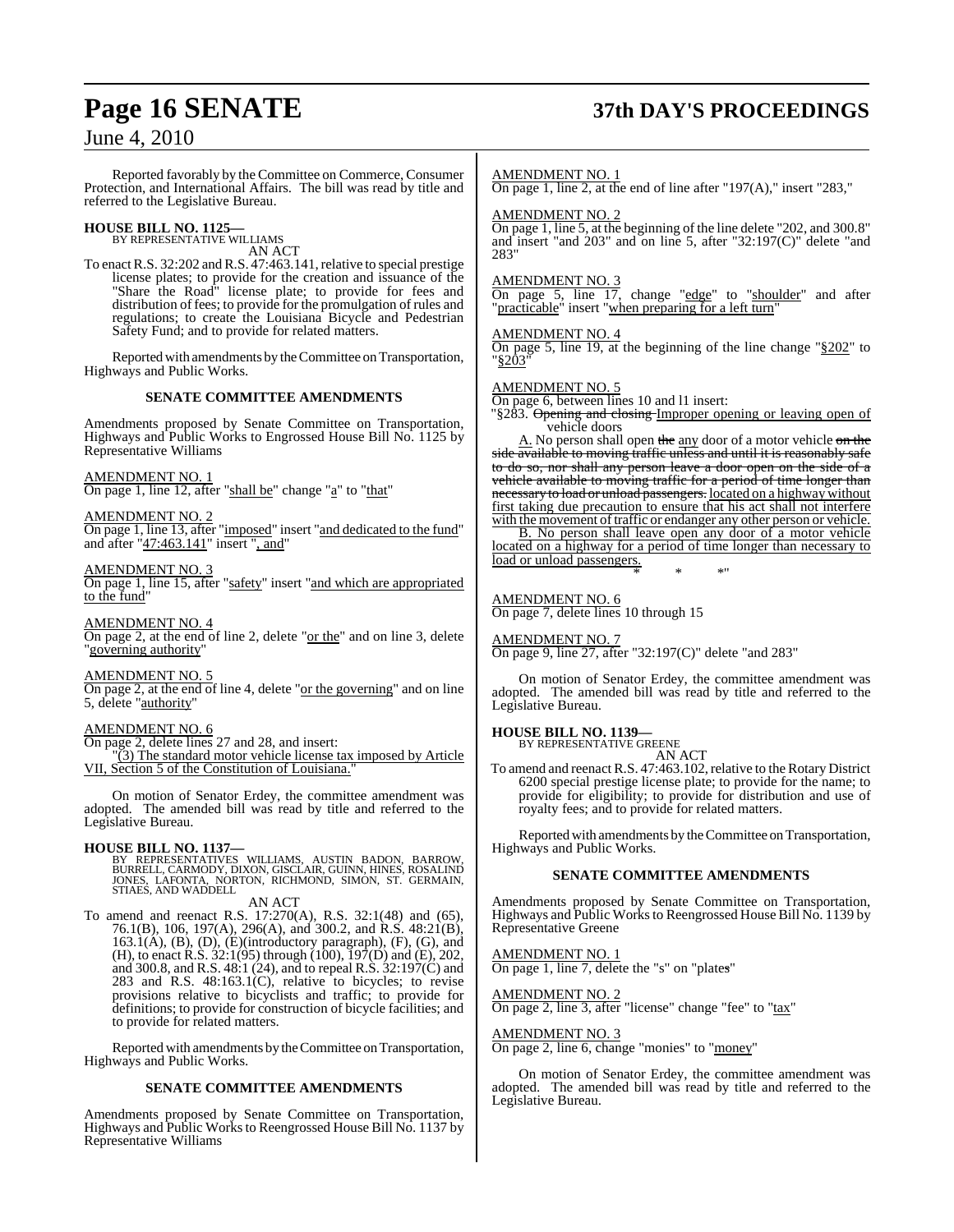Reported favorably by the Committee on Commerce, Consumer Protection, and International Affairs. The bill was read by title and referred to the Legislative Bureau.

**HOUSE BILL NO. 1125—**
BY REPRESENTATIVE WILLIAMS
AN ACT

To enact R.S. 32:202 and R.S. 47:463.141, relative to special prestige license plates; to provide for the creation and issuance of the "Share the Road" license plate; to provide for fees and distribution of fees; to provide for the promulgation of rules and regulations; to create the Louisiana Bicycle and Pedestrian Safety Fund; and to provide for related matters.

Reported with amendments by the Committee on Transportation, Highways and Public Works.

**SENATE COMMITTEE AMENDMENTS**

Amendments proposed by Senate Committee on Transportation, Highways and Public Works to Engrossed House Bill No. 1125 by Representative Williams

AMENDMENT NO. 1
On page 1, line 12, after "shall be" change "a" to "that"

AMENDMENT NO. 2
On page 1, line 13, after "imposed" insert "and dedicated to the fund" and after "47:463.141" insert ", and"

AMENDMENT NO. 3
On page 1, line 15, after "safety" insert "and which are appropriated to the fund"

AMENDMENT NO. 4
On page 2, at the end of line 2, delete "or the" and on line 3, delete "governing authority"

AMENDMENT NO. 5
On page 2, at the end of line 4, delete "or the governing" and on line 5, delete "authority"

AMENDMENT NO. 6
On page 2, delete lines 27 and 28, and insert:
"(3) The standard motor vehicle license tax imposed by Article VII, Section 5 of the Constitution of Louisiana."

On motion of Senator Erdey, the committee amendment was adopted. The amended bill was read by title and referred to the Legislative Bureau.

**HOUSE BILL NO. 1137—**
BY REPRESENTATIVES WILLIAMS, AUSTIN BADON, BARROW, BURRELL, CARMODY, DIXON, GISCLAIR, GUINN, HINES, ROSALIND JONES, LAFONTA, NORTON, RICHMOND, SIMON, ST. GERMAIN, STIAES, AND WADDELL
AN ACT

To amend and reenact R.S. 17:270(A), R.S. 32:1(48) and (65), 76.1(B), 106, 197(A), 296(A), and 300.2, and R.S. 48:21(B), 163.1(A), (B), (D), (E)(introductory paragraph), (F), (G), and (H), to enact R.S. 32:1(95) through (100), 197(D) and (E), 202, and 300.8, and R.S. 48:1 (24), and to repeal R.S. 32:197(C) and 283 and R.S. 48:163.1(C), relative to bicycles; to revise provisions relative to bicyclists and traffic; to provide for definitions; to provide for construction of bicycle facilities; and to provide for related matters.

Reported with amendments by the Committee on Transportation, Highways and Public Works.

**SENATE COMMITTEE AMENDMENTS**

Amendments proposed by Senate Committee on Transportation, Highways and Public Works to Reengrossed House Bill No. 1137 by Representative Williams

AMENDMENT NO. 1
On page 1, line 2, at the end of line after "197(A)," insert "283,"

AMENDMENT NO. 2
On page 1, line 5, at the beginning of the line delete "202, and 300.8" and insert "and 203" and on line 5, after "32:197(C)" delete "and 283"

AMENDMENT NO. 3
On page 5, line 17, change "edge" to "shoulder" and after "practicable" insert "when preparing for a left turn"

AMENDMENT NO. 4
On page 5, line 19, at the beginning of the line change "§202" to "§203"

AMENDMENT NO. 5
On page 6, between lines 10 and 11 insert:
"§283. ~~Opening and closing~~ Improper opening or leaving open of vehicle doors

A. No person shall open ~~the~~ any door of a motor vehicle ~~on the side available to moving traffic unless and until it is reasonably safe to do so, nor shall any person leave a door open on the side of a vehicle available to moving traffic for a period of time longer than necessary to load or unload passengers.~~ located on a highway without first taking due precaution to ensure that his act shall not interfere with the movement of traffic or endanger any other person or vehicle.

B. No person shall leave open any door of a motor vehicle located on a highway for a period of time longer than necessary to load or unload passengers.

\* \* \*"

AMENDMENT NO. 6
On page 7, delete lines 10 through 15

AMENDMENT NO. 7
On page 9, line 27, after "32:197(C)" delete "and 283"

On motion of Senator Erdey, the committee amendment was adopted. The amended bill was read by title and referred to the Legislative Bureau.

**HOUSE BILL NO. 1139—**
BY REPRESENTATIVE GREENE
AN ACT

To amend and reenact R.S. 47:463.102, relative to the Rotary District 6200 special prestige license plate; to provide for the name; to provide for eligibility; to provide for distribution and use of royalty fees; and to provide for related matters.

Reported with amendments by the Committee on Transportation, Highways and Public Works.

**SENATE COMMITTEE AMENDMENTS**

Amendments proposed by Senate Committee on Transportation, Highways and Public Works to Reengrossed House Bill No. 1139 by Representative Greene

AMENDMENT NO. 1
On page 1, line 7, delete the "s" on "plates"

AMENDMENT NO. 2
On page 2, line 3, after "license" change "fee" to "tax"

AMENDMENT NO. 3
On page 2, line 6, change "monies" to "money"

On motion of Senator Erdey, the committee amendment was adopted. The amended bill was read by title and referred to the Legislative Bureau.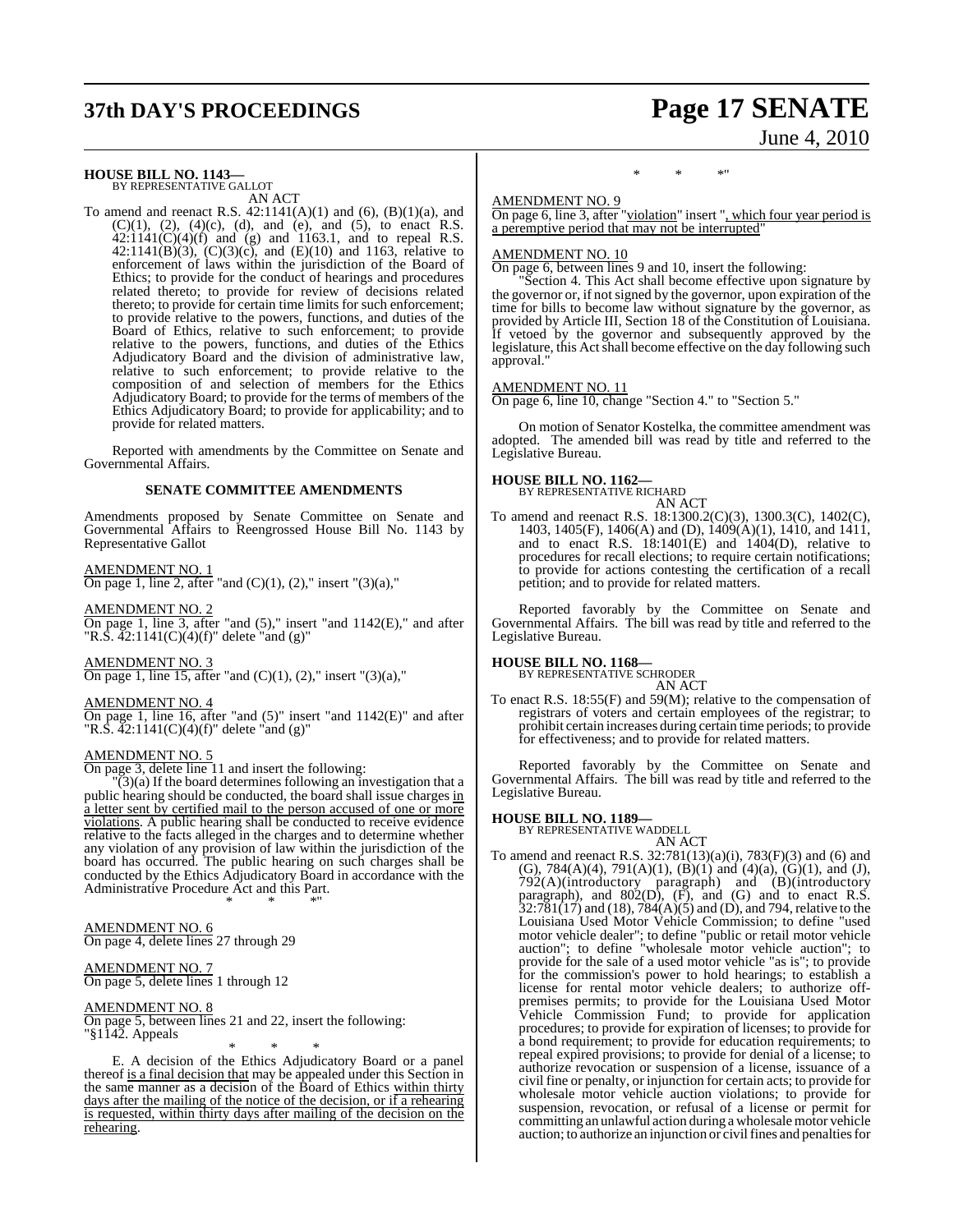**HOUSE BILL NO. 1143—**
BY REPRESENTATIVE GALLOT

AN ACT

To amend and reenact R.S. 42:1141(A)(1) and (6), (B)(1)(a), and (C)(1), (2), (4)(c), (d), and (e), and (5), to enact R.S. 42:1141(C)(4)(f) and (g) and 1163.1, and to repeal R.S. 42:1141(B)(3), (C)(3)(c), and (E)(10) and 1163, relative to enforcement of laws within the jurisdiction of the Board of Ethics; to provide for the conduct of hearings and procedures related thereto; to provide for review of decisions related thereto; to provide for certain time limits for such enforcement; to provide relative to the powers, functions, and duties of the Board of Ethics, relative to such enforcement; to provide relative to the powers, functions, and duties of the Ethics Adjudicatory Board and the division of administrative law, relative to such enforcement; to provide relative to the composition of and selection of members for the Ethics Adjudicatory Board; to provide for the terms of members of the Ethics Adjudicatory Board; to provide for applicability; and to provide for related matters.

Reported with amendments by the Committee on Senate and Governmental Affairs.

**SENATE COMMITTEE AMENDMENTS**

Amendments proposed by Senate Committee on Senate and Governmental Affairs to Reengrossed House Bill No. 1143 by Representative Gallot

AMENDMENT NO. 1
On page 1, line 2, after "and (C)(1), (2)," insert "(3)(a),"

AMENDMENT NO. 2
On page 1, line 3, after "and (5)," insert "and 1142(E)," and after "R.S. 42:1141(C)(4)(f)" delete "and (g)"

AMENDMENT NO. 3
On page 1, line 15, after "and (C)(1), (2)," insert "(3)(a),"

AMENDMENT NO. 4
On page 1, line 16, after "and (5)" insert "and 1142(E)" and after "R.S. 42:1141(C)(4)(f)" delete "and (g)"

AMENDMENT NO. 5
On page 3, delete line 11 and insert the following:

"(3)(a) If the board determines following an investigation that a public hearing should be conducted, the board shall issue charges in a letter sent by certified mail to the person accused of one or more violations. A public hearing shall be conducted to receive evidence relative to the facts alleged in the charges and to determine whether any violation of any provision of law within the jurisdiction of the board has occurred. The public hearing on such charges shall be conducted by the Ethics Adjudicatory Board in accordance with the Administrative Procedure Act and this Part.

\* \* \*"

AMENDMENT NO. 6
On page 4, delete lines 27 through 29

AMENDMENT NO. 7
On page 5, delete lines 1 through 12

AMENDMENT NO. 8
On page 5, between lines 21 and 22, insert the following:
"§1142. Appeals

\* \* \*

E. A decision of the Ethics Adjudicatory Board or a panel thereof is a final decision that may be appealed under this Section in the same manner as a decision of the Board of Ethics within thirty days after the mailing of the notice of the decision, or if a rehearing is requested, within thirty days after mailing of the decision on the rehearing.

\* \* \*"

AMENDMENT NO. 9
On page 6, line 3, after "violation" insert ", which four year period is a peremptive period that may not be interrupted"

AMENDMENT NO. 10
On page 6, between lines 9 and 10, insert the following:

"Section 4. This Act shall become effective upon signature by the governor or, if not signed by the governor, upon expiration of the time for bills to become law without signature by the governor, as provided by Article III, Section 18 of the Constitution of Louisiana. If vetoed by the governor and subsequently approved by the legislature, this Act shall become effective on the day following such approval."

AMENDMENT NO. 11
On page 6, line 10, change "Section 4." to "Section 5."

On motion of Senator Kostelka, the committee amendment was adopted. The amended bill was read by title and referred to the Legislative Bureau.

**HOUSE BILL NO. 1162—**
BY REPRESENTATIVE RICHARD

AN ACT

To amend and reenact R.S. 18:1300.2(C)(3), 1300.3(C), 1402(C), 1403, 1405(F), 1406(A) and (D), 1409(A)(1), 1410, and 1411, and to enact R.S. 18:1401(E) and 1404(D), relative to procedures for recall elections; to require certain notifications; to provide for actions contesting the certification of a recall petition; and to provide for related matters.

Reported favorably by the Committee on Senate and Governmental Affairs. The bill was read by title and referred to the Legislative Bureau.

**HOUSE BILL NO. 1168—**
BY REPRESENTATIVE SCHRODER

AN ACT

To enact R.S. 18:55(F) and 59(M); relative to the compensation of registrars of voters and certain employees of the registrar; to prohibit certain increases during certain time periods; to provide for effectiveness; and to provide for related matters.

Reported favorably by the Committee on Senate and Governmental Affairs. The bill was read by title and referred to the Legislative Bureau.

**HOUSE BILL NO. 1189—**
BY REPRESENTATIVE WADDELL

AN ACT

To amend and reenact R.S. 32:781(13)(a)(i), 783(F)(3) and (6) and (G), 784(A)(4), 791(A)(1), (B)(1) and (4)(a), (G)(1), and (J), 792(A)(introductory paragraph) and (B)(introductory paragraph), and 802(D), (F), and (G) and to enact R.S. 32:781(17) and (18), 784(A)(5) and (D), and 794, relative to the Louisiana Used Motor Vehicle Commission; to define "used motor vehicle dealer"; to define "public or retail motor vehicle auction"; to define "wholesale motor vehicle auction"; to provide for the sale of a used motor vehicle "as is"; to provide for the commission's power to hold hearings; to establish a license for rental motor vehicle dealers; to authorize off-premises permits; to provide for the Louisiana Used Motor Vehicle Commission Fund; to provide for application procedures; to provide for expiration of licenses; to provide for a bond requirement; to provide for education requirements; to repeal expired provisions; to provide for denial of a license; to authorize revocation or suspension of a license, issuance of a civil fine or penalty, or injunction for certain acts; to provide for wholesale motor vehicle auction violations; to provide for suspension, revocation, or refusal of a license or permit for committing an unlawful action during a wholesale motor vehicle auction; to authorize an injunction or civil fines and penalties for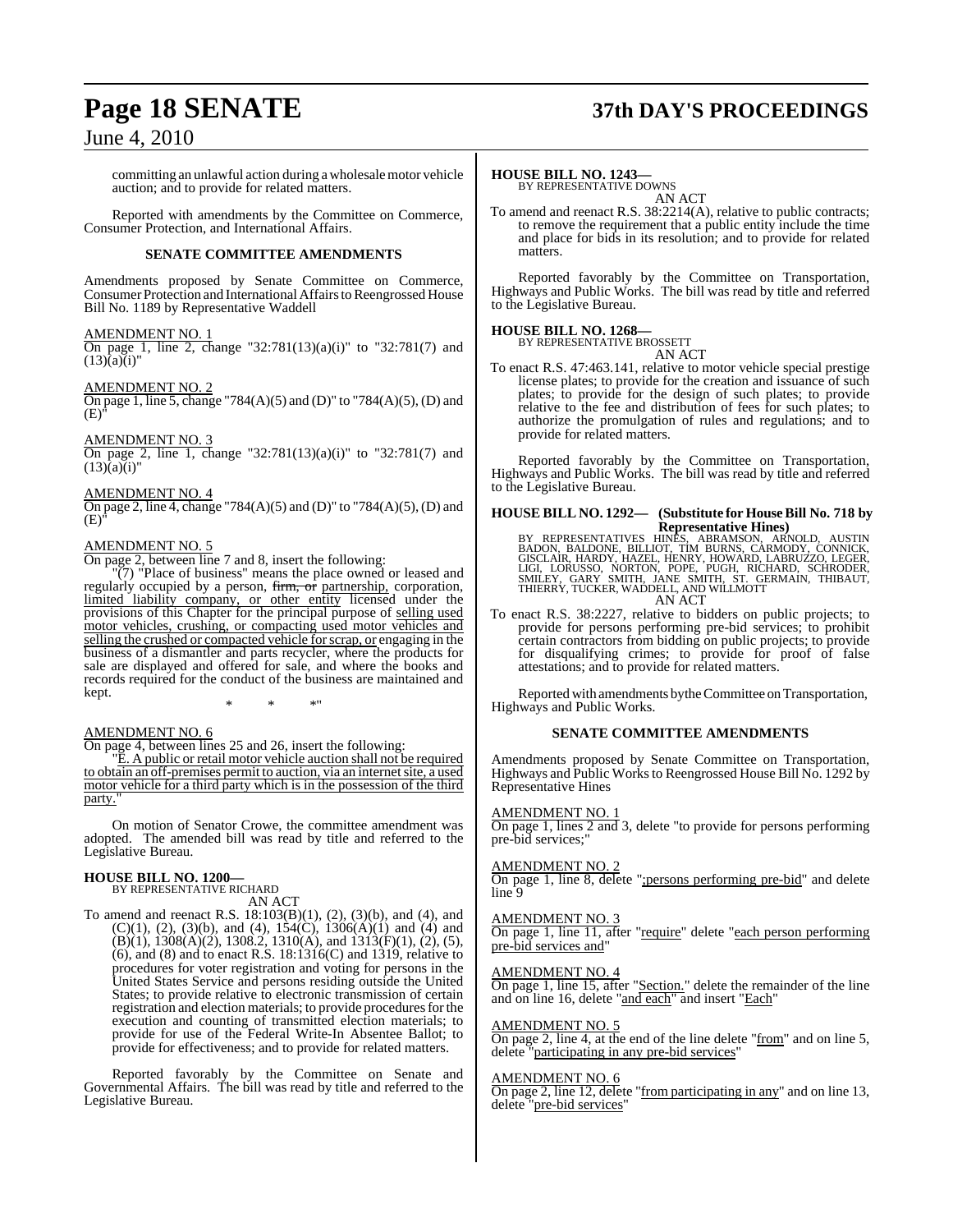committing an unlawful action during a wholesale motor vehicle auction; and to provide for related matters.

Reported with amendments by the Committee on Commerce, Consumer Protection, and International Affairs.

**SENATE COMMITTEE AMENDMENTS**

Amendments proposed by Senate Committee on Commerce, Consumer Protection and International Affairs to Reengrossed House Bill No. 1189 by Representative Waddell

AMENDMENT NO. 1
On page 1, line 2, change "32:781(13)(a)(i)" to "32:781(7) and (13)(a)(i)"

AMENDMENT NO. 2
On page 1, line 5, change "784(A)(5) and (D)" to "784(A)(5), (D) and (E)"

AMENDMENT NO. 3
On page 2, line 1, change "32:781(13)(a)(i)" to "32:781(7) and (13)(a)(i)"

AMENDMENT NO. 4
On page 2, line 4, change "784(A)(5) and (D)" to "784(A)(5), (D) and (E)"

AMENDMENT NO. 5
On page 2, between line 7 and 8, insert the following:

"(7) "Place of business" means the place owned or leased and regularly occupied by a person, ~~firm, or~~ partnership, corporation, limited liability company, or other entity licensed under the provisions of this Chapter for the principal purpose of selling used motor vehicles, crushing, or compacting used motor vehicles and selling the crushed or compacted vehicle for scrap, or engaging in the business of a dismantler and parts recycler, where the products for sale are displayed and offered for sale, and where the books and records required for the conduct of the business are maintained and kept.

\* \* \*"

AMENDMENT NO. 6
On page 4, between lines 25 and 26, insert the following:

"E. A public or retail motor vehicle auction shall not be required to obtain an off-premises permit to auction, via an internet site, a used motor vehicle for a third party which is in the possession of the third party."

On motion of Senator Crowe, the committee amendment was adopted. The amended bill was read by title and referred to the Legislative Bureau.

**HOUSE BILL NO. 1200—**
BY REPRESENTATIVE RICHARD
AN ACT

To amend and reenact R.S. 18:103(B)(1), (2), (3)(b), and (4), and (C)(1), (2), (3)(b), and (4), 154(C), 1306(A)(1) and (4) and (B)(1), 1308(A)(2), 1308.2, 1310(A), and 1313(F)(1), (2), (5), (6), and (8) and to enact R.S. 18:1316(C) and 1319, relative to procedures for voter registration and voting for persons in the United States Service and persons residing outside the United States; to provide relative to electronic transmission of certain registration and election materials; to provide procedures for the execution and counting of transmitted election materials; to provide for use of the Federal Write-In Absentee Ballot; to provide for effectiveness; and to provide for related matters.

Reported favorably by the Committee on Senate and Governmental Affairs. The bill was read by title and referred to the Legislative Bureau.

**HOUSE BILL NO. 1243—**
BY REPRESENTATIVE DOWNS
AN ACT

To amend and reenact R.S. 38:2214(A), relative to public contracts; to remove the requirement that a public entity include the time and place for bids in its resolution; and to provide for related matters.

Reported favorably by the Committee on Transportation, Highways and Public Works. The bill was read by title and referred to the Legislative Bureau.

**HOUSE BILL NO. 1268—**
BY REPRESENTATIVE BROSSETT
AN ACT

To enact R.S. 47:463.141, relative to motor vehicle special prestige license plates; to provide for the creation and issuance of such plates; to provide for the design of such plates; to provide relative to the fee and distribution of fees for such plates; to authorize the promulgation of rules and regulations; and to provide for related matters.

Reported favorably by the Committee on Transportation, Highways and Public Works. The bill was read by title and referred to the Legislative Bureau.

**HOUSE BILL NO. 1292— (Substitute for House Bill No. 718 by Representative Hines)**
BY REPRESENTATIVES HINES, ABRAMSON, ARNOLD, AUSTIN BADON, BALDONE, BILLIOT, TIM BURNS, CARMODY, CONNICK, GISCLAIR, HARDY, HAZEL, HENRY, HOWARD, LABRUZZO, LEGER, LIGI, LORUSSO, NORTON, POPE, PUGH, RICHARD, SCHRODER, SMILEY, GARY SMITH, JANE SMITH, ST. GERMAIN, THIBAUT, THIERRY, TUCKER, WADDELL, AND WILLMOTT
AN ACT

To enact R.S. 38:2227, relative to bidders on public projects; to provide for persons performing pre-bid services; to prohibit certain contractors from bidding on public projects; to provide for disqualifying crimes; to provide for proof of false attestations; and to provide for related matters.

Reported with amendments by the Committee on Transportation, Highways and Public Works.

**SENATE COMMITTEE AMENDMENTS**

Amendments proposed by Senate Committee on Transportation, Highways and Public Works to Reengrossed House Bill No. 1292 by Representative Hines

AMENDMENT NO. 1
On page 1, lines 2 and 3, delete "to provide for persons performing pre-bid services;"

AMENDMENT NO. 2
On page 1, line 8, delete ";persons performing pre-bid" and delete line 9

AMENDMENT NO. 3
On page 1, line 11, after "require" delete "each person performing pre-bid services and"

AMENDMENT NO. 4
On page 1, line 15, after "Section." delete the remainder of the line and on line 16, delete "and each" and insert "Each"

AMENDMENT NO. 5
On page 2, line 4, at the end of the line delete "from" and on line 5, delete "participating in any pre-bid services"

AMENDMENT NO. 6
On page 2, line 12, delete "from participating in any" and on line 13, delete "pre-bid services"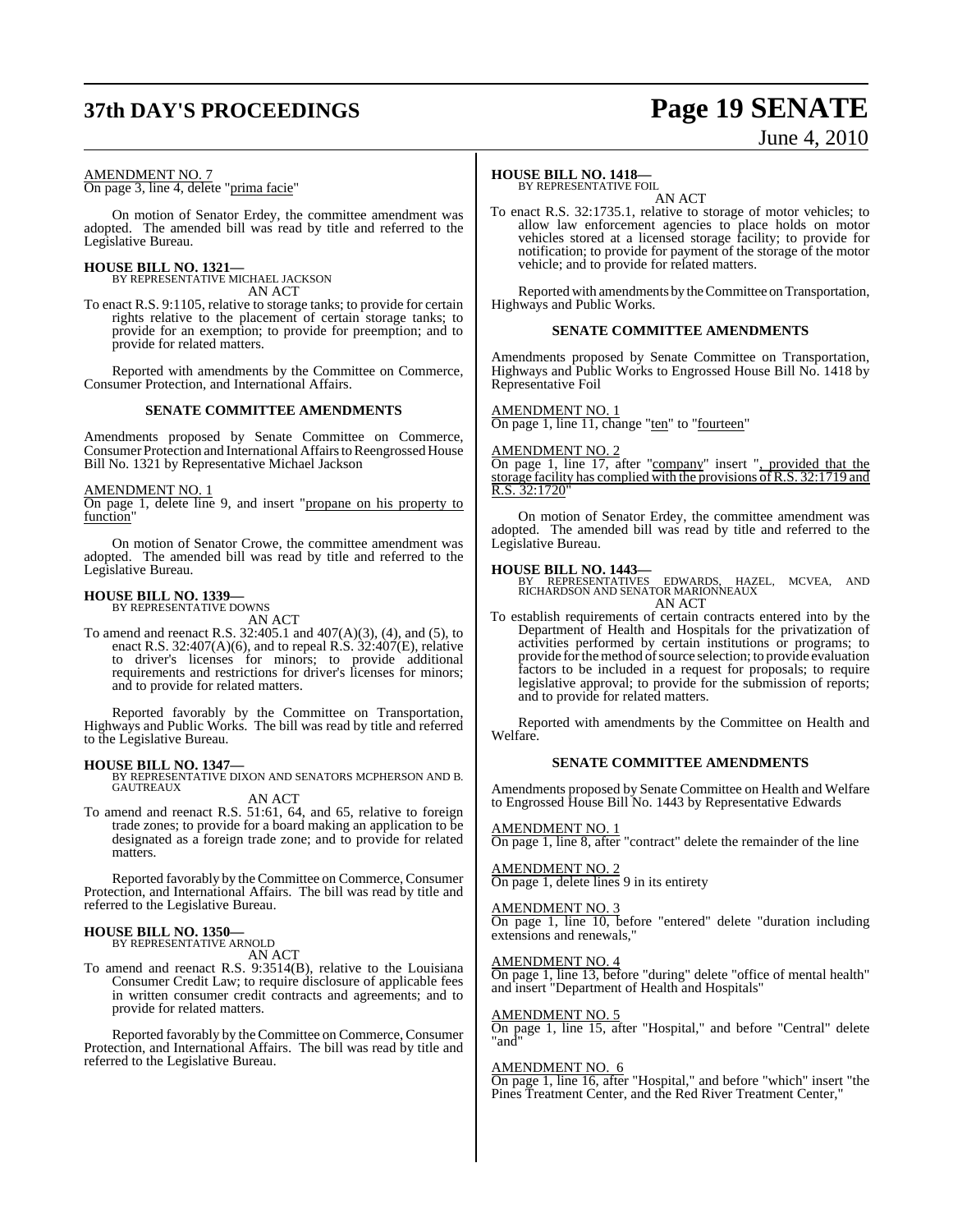AMENDMENT NO. 7

On page 3, line 4, delete "prima facie"

On motion of Senator Erdey, the committee amendment was adopted. The amended bill was read by title and referred to the Legislative Bureau.

**HOUSE BILL NO. 1321—**
BY REPRESENTATIVE MICHAEL JACKSON

AN ACT

To enact R.S. 9:1105, relative to storage tanks; to provide for certain rights relative to the placement of certain storage tanks; to provide for an exemption; to provide for preemption; and to provide for related matters.

Reported with amendments by the Committee on Commerce, Consumer Protection, and International Affairs.

**SENATE COMMITTEE AMENDMENTS**

Amendments proposed by Senate Committee on Commerce, Consumer Protection and International Affairs to Reengrossed House Bill No. 1321 by Representative Michael Jackson

AMENDMENT NO. 1

On page 1, delete line 9, and insert "propane on his property to function"

On motion of Senator Crowe, the committee amendment was adopted. The amended bill was read by title and referred to the Legislative Bureau.

**HOUSE BILL NO. 1339—**
BY REPRESENTATIVE DOWNS

AN ACT

To amend and reenact R.S. 32:405.1 and 407(A)(3), (4), and (5), to enact R.S. 32:407(A)(6), and to repeal R.S. 32:407(E), relative to driver's licenses for minors; to provide additional requirements and restrictions for driver's licenses for minors; and to provide for related matters.

Reported favorably by the Committee on Transportation, Highways and Public Works. The bill was read by title and referred to the Legislative Bureau.

**HOUSE BILL NO. 1347—**
BY REPRESENTATIVE DIXON AND SENATORS MCPHERSON AND B. GAUTREAUX

AN ACT

To amend and reenact R.S. 51:61, 64, and 65, relative to foreign trade zones; to provide for a board making an application to be designated as a foreign trade zone; and to provide for related matters.

Reported favorably by the Committee on Commerce, Consumer Protection, and International Affairs. The bill was read by title and referred to the Legislative Bureau.

**HOUSE BILL NO. 1350—**
BY REPRESENTATIVE ARNOLD

AN ACT

To amend and reenact R.S. 9:3514(B), relative to the Louisiana Consumer Credit Law; to require disclosure of applicable fees in written consumer credit contracts and agreements; and to provide for related matters.

Reported favorably by the Committee on Commerce, Consumer Protection, and International Affairs. The bill was read by title and referred to the Legislative Bureau.

**HOUSE BILL NO. 1418—**
BY REPRESENTATIVE FOIL

AN ACT

To enact R.S. 32:1735.1, relative to storage of motor vehicles; to allow law enforcement agencies to place holds on motor vehicles stored at a licensed storage facility; to provide for notification; to provide for payment of the storage of the motor vehicle; and to provide for related matters.

Reported with amendments by the Committee on Transportation, Highways and Public Works.

**SENATE COMMITTEE AMENDMENTS**

Amendments proposed by Senate Committee on Transportation, Highways and Public Works to Engrossed House Bill No. 1418 by Representative Foil

AMENDMENT NO. 1

On page 1, line 11, change "ten" to "fourteen"

AMENDMENT NO. 2

On page 1, line 17, after "company" insert ", provided that the storage facility has complied with the provisions of R.S. 32:1719 and R.S. 32:1720"

On motion of Senator Erdey, the committee amendment was adopted. The amended bill was read by title and referred to the Legislative Bureau.

**HOUSE BILL NO. 1443—**
BY REPRESENTATIVES EDWARDS, HAZEL, MCVEA, AND RICHARDSON AND SENATOR MARIONNEAUX

AN ACT

To establish requirements of certain contracts entered into by the Department of Health and Hospitals for the privatization of activities performed by certain institutions or programs; to provide for the method of source selection; to provide evaluation factors to be included in a request for proposals; to require legislative approval; to provide for the submission of reports; and to provide for related matters.

Reported with amendments by the Committee on Health and Welfare.

**SENATE COMMITTEE AMENDMENTS**

Amendments proposed by Senate Committee on Health and Welfare to Engrossed House Bill No. 1443 by Representative Edwards

AMENDMENT NO. 1

On page 1, line 8, after "contract" delete the remainder of the line

AMENDMENT NO. 2

On page 1, delete lines 9 in its entirety

AMENDMENT NO. 3

On page 1, line 10, before "entered" delete "duration including extensions and renewals,"

AMENDMENT NO. 4

On page 1, line 13, before "during" delete "office of mental health" and insert "Department of Health and Hospitals"

AMENDMENT NO. 5

On page 1, line 15, after "Hospital," and before "Central" delete "and"

AMENDMENT NO. 6

On page 1, line 16, after "Hospital," and before "which" insert "the Pines Treatment Center, and the Red River Treatment Center,"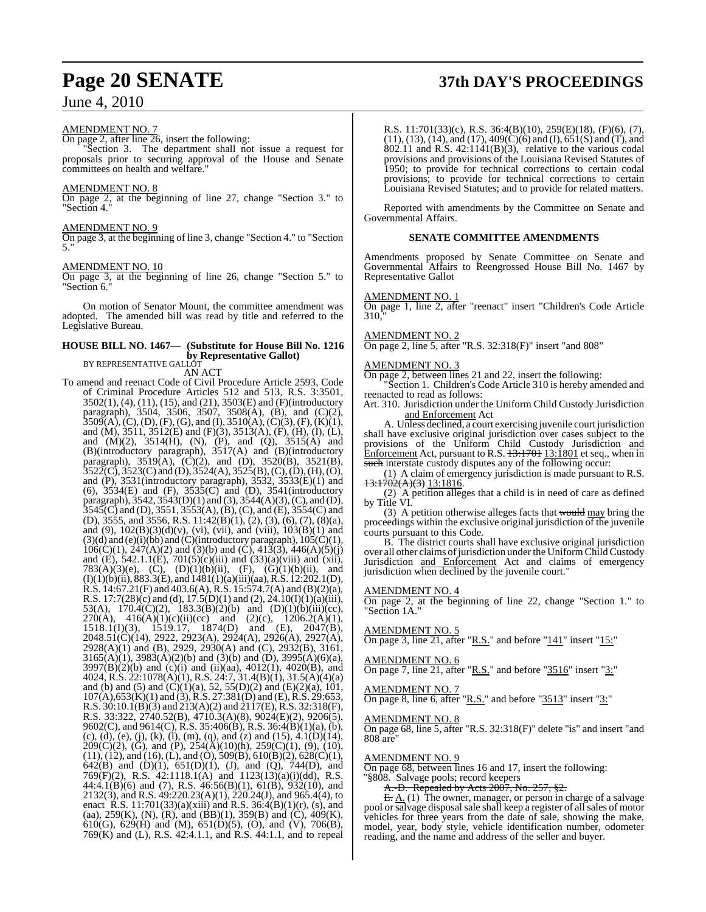AMENDMENT NO. 7

On page 2, after line 26, insert the following:

"Section 3. The department shall not issue a request for proposals prior to securing approval of the House and Senate committees on health and welfare."

AMENDMENT NO. 8

On page 2, at the beginning of line 27, change "Section 3." to "Section 4."

AMENDMENT NO. 9

On page 3, at the beginning of line 3, change "Section 4." to "Section 5."

AMENDMENT NO. 10

On page 3, at the beginning of line 26, change "Section 5." to "Section 6."

On motion of Senator Mount, the committee amendment was adopted. The amended bill was read by title and referred to the Legislative Bureau.

**HOUSE BILL NO. 1467— (Substitute for House Bill No. 1216 by Representative Gallot)**

BY REPRESENTATIVE GALLOT

AN ACT

To amend and reenact Code of Civil Procedure Article 2593, Code of Criminal Procedure Articles 512 and 513, R.S. 3:3501, 3502(1), (4), (11), (15), and (21), 3503(E) and (F)(introductory paragraph), 3504, 3506, 3507, 3508(A), (B), and (C)(2), 3509(A), (C), (D), (F), (G), and (I), 3510(A), (C)(3), (F), (K)(1), and (M), 3511, 3512(E) and (F)(3), 3513(A), (F), (H), (I), (L), and (M)(2), 3514(H), (N), (P), and (Q), 3515(A) and (B)(introductory paragraph), 3517(A) and (B)(introductory paragraph), 3519(A), (C)(2), and (D), 3520(B), 3521(B), 3522(C), 3523(C) and (D), 3524(A), 3525(B), (C), (D), (H), (O), and (P), 3531(introductory paragraph), 3532, 3533(E)(1) and (6), 3534(E) and (F), 3535(C) and (D), 3541(introductory paragraph), 3542, 3543(D)(1) and (3), 3544(A)(3), (C), and (D), 3545(C) and (D), 3551, 3553(A), (B), (C), and (E), 3554(C) and (D), 3555, and 3556, R.S. 11:42(B)(1), (2), (3), (6), (7), (8)(a), and (9), 102(B)(3)(d)(v), (vi), (vii), and (viii), 103(B)(1) and (3)(d) and (e)(i)(bb) and (C)(introductory paragraph), 105(C)(1), 106(C)(1), 247(A)(2) and (3)(b) and (C), 413(3), 446(A)(5)(j) and (E), 542.1.1(E), 701(5)(c)(iii) and (33)(a)(viii) and (xii), 783(A)(3)(e), (C), (D)(1)(b)(ii), (F), (G)(1)(b)(ii), and (I)(1)(b)(ii), 883.3(E), and 1481(1)(a)(iii)(aa), R.S. 12:202.1(D), R.S. 14:67.21(F) and 403.6(A), R.S. 15:574.7(A) and (B)(2)(a), R.S. 17:7(28)(c) and (d), 17.5(D)(1) and (2), 24.10(I)(1)(a)(iii), 53(A), 170.4(C)(2), 183.3(B)(2)(b) and (D)(1)(b)(iii)(cc), 270(A), 416(A)(1)(c)(ii)(cc) and (2)(c), 1206.2(A)(1), 1518.1(I)(3), 1519.17, 1874(D) and (E), 2047(B), 2048.51(C)(14), 2922, 2923(A), 2924(A), 2926(A), 2927(A), 2928(A)(1) and (B), 2929, 2930(A) and (C), 2932(B), 3161, 3165(A)(1), 3983(A)(2)(b) and (3)(b) and (D), 3995(A)(6)(a), 3997(B)(2)(b) and (c)(i) and (ii)(aa), 4012(1), 4020(B), and 4024, R.S. 22:1078(A)(1), R.S. 24:7, 31.4(B)(1), 31.5(A)(4)(a) and (b) and (5) and (C)(1)(a), 52, 55(D)(2) and (E)(2)(a), 101, 107(A), 653(K)(1) and (3), R.S. 27:381(D) and (E), R.S. 29:653, R.S. 30:10.1(B)(3) and 213(A)(2) and 2117(E), R.S. 32:318(F), R.S. 33:322, 2740.52(B), 4710.3(A)(8), 9024(E)(2), 9206(5), 9602(C), and 9614(C), R.S. 35:406(B), R.S. 36:4(B)(1)(a), (b), (c), (d), (e), (j), (k), (l), (m), (q), and (z) and (15), 4.1(D)(14), 209(C)(2), (G), and (P), 254(A)(10)(h), 259(C)(1), (9), (10), (11), (12), and (16), (L), and (O), 509(B), 610(B)(2), 628(C)(1), 642(B) and (D)(1), 651(D)(1), (J), and (Q), 744(D), and 769(F)(2), R.S. 42:1118.1(A) and 1123(13)(a)(i)(dd), R.S. 44:4.1(B)(6) and (7), R.S. 46:56(B)(1), 61(B), 932(10), and 2132(3), and R.S. 49:220.23(A)(1), 220.24(J), and 965.4(4), to enact R.S. 11:701(33)(a)(xiii) and R.S. 36:4(B)(1)(r), (s), and (aa), 259(K), (N), (R), and (BB)(1), 359(B) and (C), 409(K), 610(G), 629(H) and (M), 651(D)(5), (O), and (V), 706(B), 769(K) and (L), R.S. 42:4.1.1, and R.S. 44:1.1, and to repeal R.S. 11:701(33)(c), R.S. 36:4(B)(10), 259(E)(18), (F)(6), (7), (11), (13), (14), and (17), 409(C)(6) and (I), 651(S) and (T), and 802.11 and R.S. 42:1141(B)(3), relative to the various codal provisions and provisions of the Louisiana Revised Statutes of 1950; to provide for technical corrections to certain codal provisions; to provide for technical corrections to certain Louisiana Revised Statutes; and to provide for related matters.

Reported with amendments by the Committee on Senate and Governmental Affairs.

**SENATE COMMITTEE AMENDMENTS**

Amendments proposed by Senate Committee on Senate and Governmental Affairs to Reengrossed House Bill No. 1467 by Representative Gallot

AMENDMENT NO. 1

On page 1, line 2, after "reenact" insert "Children's Code Article 310,"

AMENDMENT NO. 2

On page 2, line 5, after "R.S. 32:318(F)" insert "and 808"

AMENDMENT NO. 3

On page 2, between lines 21 and 22, insert the following:

"Section 1. Children's Code Article 310 is hereby amended and reenacted to read as follows:

Art. 310. Jurisdiction under the Uniform Child Custody Jurisdiction and Enforcement Act

A. Unless declined, a court exercising juvenile court jurisdiction shall have exclusive original jurisdiction over cases subject to the provisions of the Uniform Child Custody Jurisdiction and Enforcement Act, pursuant to R.S. ~~13:1701~~ 13:1801 et seq., when in ~~such~~ interstate custody disputes any of the following occur:

(1) A claim of emergency jurisdiction is made pursuant to R.S. ~~13:1702(A)(3)~~ 13:1816.

(2) A petition alleges that a child is in need of care as defined by Title VI.

(3) A petition otherwise alleges facts that ~~would~~ may bring the proceedings within the exclusive original jurisdiction of the juvenile courts pursuant to this Code.

B. The district courts shall have exclusive original jurisdiction over all other claims of jurisdiction under the Uniform Child Custody Jurisdiction and Enforcement Act and claims of emergency jurisdiction when declined by the juvenile court."

AMENDMENT NO. 4

On page 2, at the beginning of line 22, change "Section 1." to "Section 1A."

AMENDMENT NO. 5

On page 3, line 21, after "R.S." and before "141" insert "15:"

AMENDMENT NO. 6

On page 7, line 21, after "R.S." and before "3516" insert "3:"

AMENDMENT NO. 7

On page 8, line 6, after "R.S." and before "3513" insert "3:"

AMENDMENT NO. 8

On page 68, line 5, after "R.S. 32:318(F)" delete "is" and insert "and 808 are"

AMENDMENT NO. 9

On page 68, between lines 16 and 17, insert the following:

"§808. Salvage pools; record keepers

~~A.-D. Repealed by Acts 2007, No. 257, §2.~~

~~E.~~ A. (1) The owner, manager, or person in charge of a salvage pool or salvage disposal sale shall keep a register of all sales of motor vehicles for three years from the date of sale, showing the make, model, year, body style, vehicle identification number, odometer reading, and the name and address of the seller and buyer.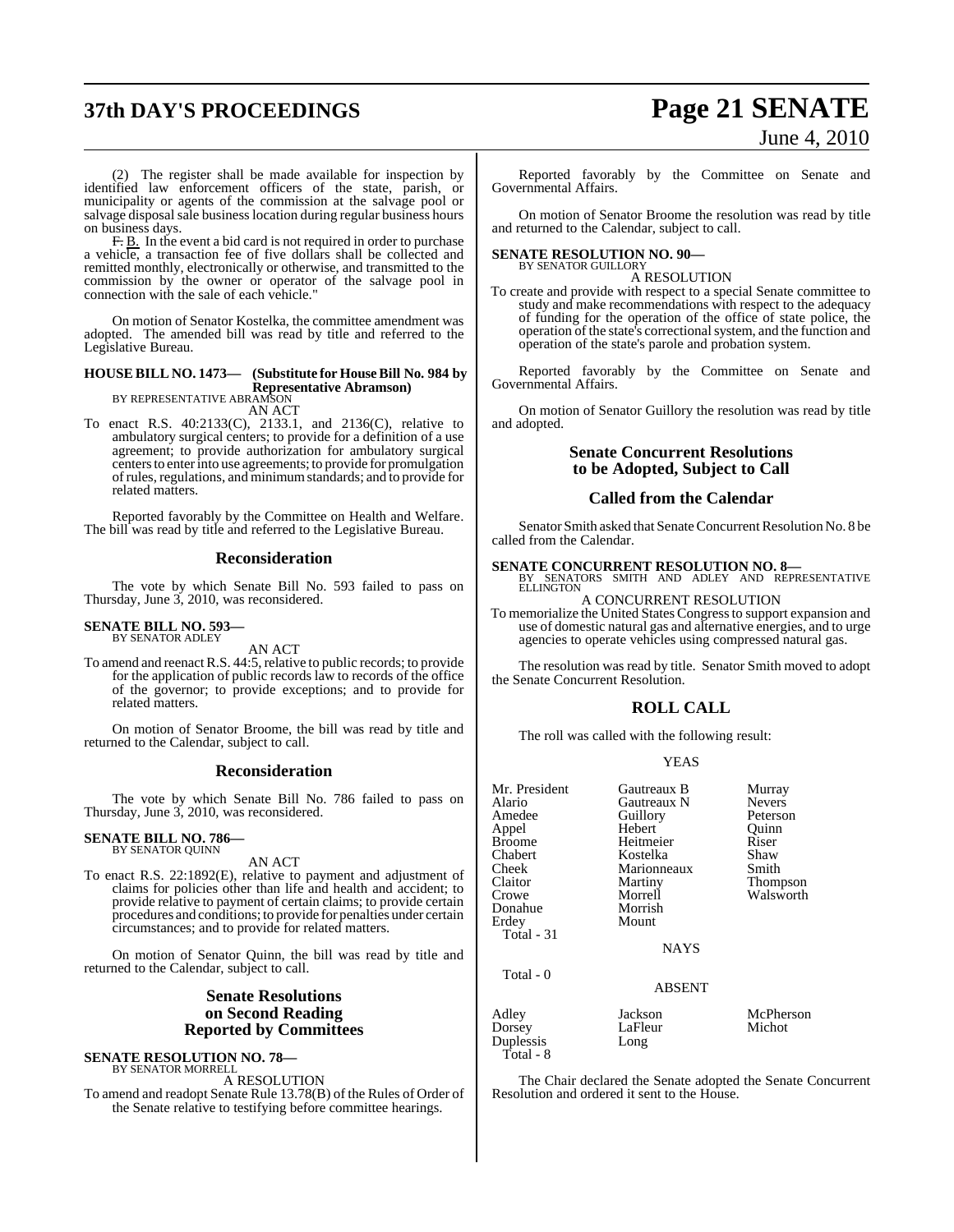(2) The register shall be made available for inspection by identified law enforcement officers of the state, parish, or municipality or agents of the commission at the salvage pool or salvage disposal sale business location during regular business hours on business days.

~~F.~~ B. In the event a bid card is not required in order to purchase a vehicle, a transaction fee of five dollars shall be collected and remitted monthly, electronically or otherwise, and transmitted to the commission by the owner or operator of the salvage pool in connection with the sale of each vehicle."

On motion of Senator Kostelka, the committee amendment was adopted. The amended bill was read by title and referred to the Legislative Bureau.

**HOUSE BILL NO. 1473— (Substitute for House Bill No. 984 by Representative Abramson)**
BY REPRESENTATIVE ABRAMSON
AN ACT

To enact R.S. 40:2133(C), 2133.1, and 2136(C), relative to ambulatory surgical centers; to provide for a definition of a use agreement; to provide authorization for ambulatory surgical centers to enter into use agreements; to provide for promulgation of rules, regulations, and minimum standards; and to provide for related matters.

Reported favorably by the Committee on Health and Welfare. The bill was read by title and referred to the Legislative Bureau.

## Reconsideration

The vote by which Senate Bill No. 593 failed to pass on Thursday, June 3, 2010, was reconsidered.

**SENATE BILL NO. 593—**
BY SENATOR ADLEY
AN ACT

To amend and reenact R.S. 44:5, relative to public records; to provide for the application of public records law to records of the office of the governor; to provide exceptions; and to provide for related matters.

On motion of Senator Broome, the bill was read by title and returned to the Calendar, subject to call.

## Reconsideration

The vote by which Senate Bill No. 786 failed to pass on Thursday, June 3, 2010, was reconsidered.

**SENATE BILL NO. 786—**
BY SENATOR QUINN
AN ACT

To enact R.S. 22:1892(E), relative to payment and adjustment of claims for policies other than life and health and accident; to provide relative to payment of certain claims; to provide certain procedures and conditions; to provide for penalties under certain circumstances; and to provide for related matters.

On motion of Senator Quinn, the bill was read by title and returned to the Calendar, subject to call.

## Senate Resolutions on Second Reading Reported by Committees

**SENATE RESOLUTION NO. 78—**
BY SENATOR MORRELL
A RESOLUTION

To amend and readopt Senate Rule 13.78(B) of the Rules of Order of the Senate relative to testifying before committee hearings.

Reported favorably by the Committee on Senate and Governmental Affairs.

On motion of Senator Broome the resolution was read by title and returned to the Calendar, subject to call.

**SENATE RESOLUTION NO. 90—**
BY SENATOR GUILLORY
A RESOLUTION

To create and provide with respect to a special Senate committee to study and make recommendations with respect to the adequacy of funding for the operation of the office of state police, the operation of the state's correctional system, and the function and operation of the state's parole and probation system.

Reported favorably by the Committee on Senate and Governmental Affairs.

On motion of Senator Guillory the resolution was read by title and adopted.

## Senate Concurrent Resolutions to be Adopted, Subject to Call

## Called from the Calendar

Senator Smith asked that Senate Concurrent Resolution No. 8 be called from the Calendar.

**SENATE CONCURRENT RESOLUTION NO. 8—**
BY SENATORS SMITH AND ADLEY AND REPRESENTATIVE ELLINGTON
A CONCURRENT RESOLUTION

To memorialize the United States Congress to support expansion and use of domestic natural gas and alternative energies, and to urge agencies to operate vehicles using compressed natural gas.

The resolution was read by title. Senator Smith moved to adopt the Senate Concurrent Resolution.

## ROLL CALL

The roll was called with the following result:

YEAS

| | | |
|---|---|---|
| Mr. President | Gautreaux B | Murray |
| Alario | Gautreaux N | Nevers |
| Amedee | Guillory | Peterson |
| Appel | Hebert | Quinn |
| Broome | Heitmeier | Riser |
| Chabert | Kostelka | Shaw |
| Cheek | Marionneaux | Smith |
| Claitor | Martiny | Thompson |
| Crowe | Morrell | Walsworth |
| Donahue | Morrish | |
| Erdey | Mount | |

Total - 31

NAYS

Total - 0

ABSENT

| | | |
|---|---|---|
| Adley | Jackson | McPherson |
| Dorsey | LaFleur | Michot |
| Duplessis | Long | |

Total - 8

The Chair declared the Senate adopted the Senate Concurrent Resolution and ordered it sent to the House.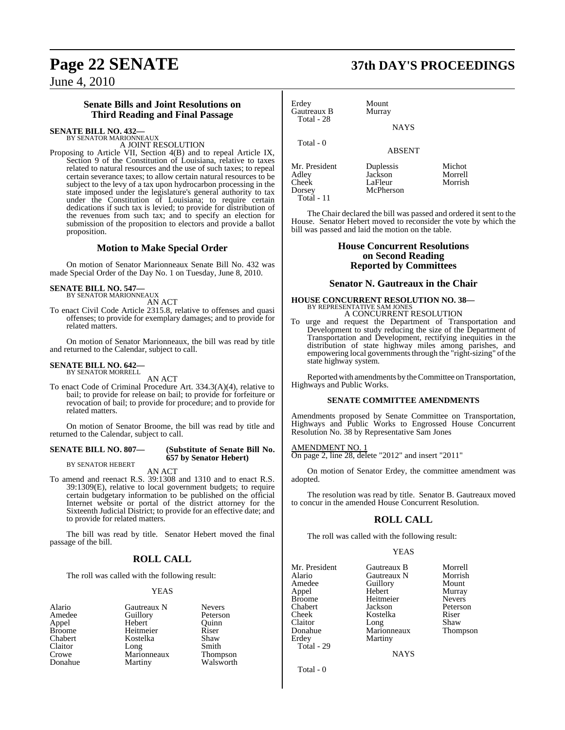## Senate Bills and Joint Resolutions on Third Reading and Final Passage

**SENATE BILL NO. 432—**
BY SENATOR MARIONNEAUX
A JOINT RESOLUTION

Proposing to Article VII, Section 4(B) and to repeal Article IX, Section 9 of the Constitution of Louisiana, relative to taxes related to natural resources and the use of such taxes; to repeal certain severance taxes; to allow certain natural resources to be subject to the levy of a tax upon hydrocarbon processing in the state imposed under the legislature's general authority to tax under the Constitution of Louisiana; to require certain dedications if such tax is levied; to provide for distribution of the revenues from such tax; and to specify an election for submission of the proposition to electors and provide a ballot proposition.

### Motion to Make Special Order

On motion of Senator Marionneaux Senate Bill No. 432 was made Special Order of the Day No. 1 on Tuesday, June 8, 2010.

**SENATE BILL NO. 547—**
BY SENATOR MARIONNEAUX
AN ACT

To enact Civil Code Article 2315.8, relative to offenses and quasi offenses; to provide for exemplary damages; and to provide for related matters.

On motion of Senator Marionneaux, the bill was read by title and returned to the Calendar, subject to call.

**SENATE BILL NO. 642—**
BY SENATOR MORRELL
AN ACT

To enact Code of Criminal Procedure Art. 334.3(A)(4), relative to bail; to provide for release on bail; to provide for forfeiture or revocation of bail; to provide for procedure; and to provide for related matters.

On motion of Senator Broome, the bill was read by title and returned to the Calendar, subject to call.

**SENATE BILL NO. 807— (Substitute of Senate Bill No. 657 by Senator Hebert)**
BY SENATOR HEBERT
AN ACT

To amend and reenact R.S. 39:1308 and 1310 and to enact R.S. 39:1309(E), relative to local government budgets; to require certain budgetary information to be published on the official Internet website or portal of the district attorney for the Sixteenth Judicial District; to provide for an effective date; and to provide for related matters.

The bill was read by title. Senator Hebert moved the final passage of the bill.

### ROLL CALL

The roll was called with the following result:

YEAS

| | | |
|---|---|---|
| Alario | Gautreaux N | Nevers |
| Amedee | Guillory | Peterson |
| Appel | Hebert | Quinn |
| Broome | Heitmeier | Riser |
| Chabert | Kostelka | Shaw |
| Claitor | Long | Smith |
| Crowe | Marionneaux | Thompson |
| Donahue | Martiny | Walsworth |
| Erdey | Mount | |
| Gautreaux B | Murray | |

Total - 28

NAYS

Total - 0

ABSENT

| | | |
|---|---|---|
| Mr. President | Duplessis | Michot |
| Adley | Jackson | Morrell |
| Cheek | LaFleur | Morrish |
| Dorsey | McPherson | |

Total - 11

The Chair declared the bill was passed and ordered it sent to the House. Senator Hebert moved to reconsider the vote by which the bill was passed and laid the motion on the table.

## House Concurrent Resolutions on Second Reading Reported by Committees

### Senator N. Gautreaux in the Chair

**HOUSE CONCURRENT RESOLUTION NO. 38—**
BY REPRESENTATIVE SAM JONES
A CONCURRENT RESOLUTION

To urge and request the Department of Transportation and Development to study reducing the size of the Department of Transportation and Development, rectifying inequities in the distribution of state highway miles among parishes, and empowering local governments through the "right-sizing" of the state highway system.

Reported with amendments by the Committee on Transportation, Highways and Public Works.

#### SENATE COMMITTEE AMENDMENTS

Amendments proposed by Senate Committee on Transportation, Highways and Public Works to Engrossed House Concurrent Resolution No. 38 by Representative Sam Jones

AMENDMENT NO. 1
On page 2, line 28, delete "2012" and insert "2011"

On motion of Senator Erdey, the committee amendment was adopted.

The resolution was read by title. Senator B. Gautreaux moved to concur in the amended House Concurrent Resolution.

### ROLL CALL

The roll was called with the following result:

YEAS

| | | |
|---|---|---|
| Mr. President | Gautreaux B | Morrell |
| Alario | Gautreaux N | Morrish |
| Amedee | Guillory | Mount |
| Appel | Hebert | Murray |
| Broome | Heitmeier | Nevers |
| Chabert | Jackson | Peterson |
| Cheek | Kostelka | Riser |
| Claitor | Long | Shaw |
| Donahue | Marionneaux | Thompson |
| Erdey | Martiny | |

Total - 29

NAYS

Total - 0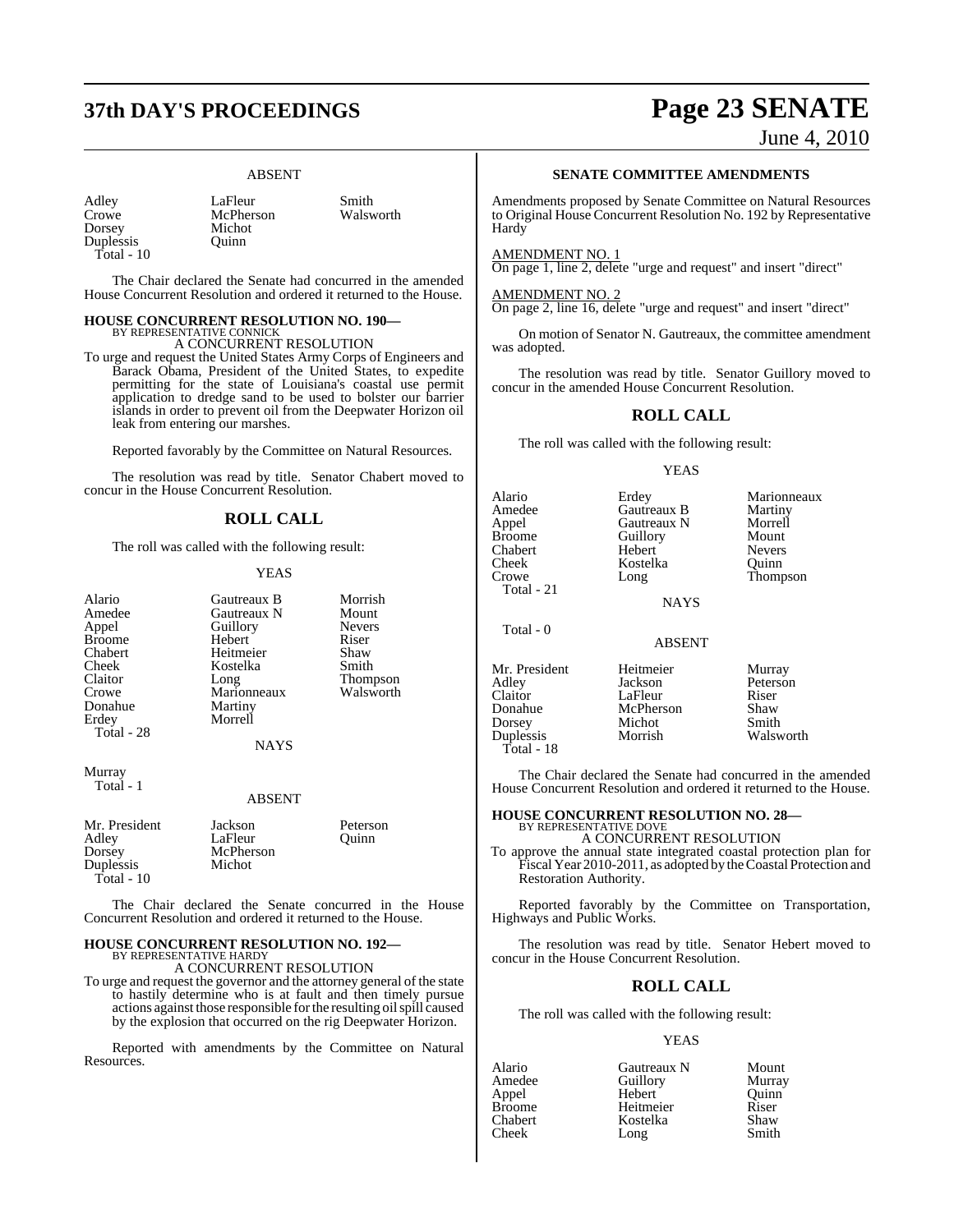## ABSENT

| | | |
|---|---|---|
| Adley | LaFleur | Smith |
| Crowe | McPherson | Walsworth |
| Dorsey | Michot | |
| Duplessis | Quinn | |
| Total - 10 | | |

The Chair declared the Senate had concurred in the amended House Concurrent Resolution and ordered it returned to the House.

**HOUSE CONCURRENT RESOLUTION NO. 190—**
BY REPRESENTATIVE CONNICK

A CONCURRENT RESOLUTION

To urge and request the United States Army Corps of Engineers and Barack Obama, President of the United States, to expedite permitting for the state of Louisiana's coastal use permit application to dredge sand to be used to bolster our barrier islands in order to prevent oil from the Deepwater Horizon oil leak from entering our marshes.

Reported favorably by the Committee on Natural Resources.

The resolution was read by title. Senator Chabert moved to concur in the House Concurrent Resolution.

## ROLL CALL

The roll was called with the following result:

YEAS

| | | |
|---|---|---|
| Alario | Gautreaux B | Morrish |
| Amedee | Gautreaux N | Mount |
| Appel | Guillory | Nevers |
| Broome | Hebert | Riser |
| Chabert | Heitmeier | Shaw |
| Cheek | Kostelka | Smith |
| Claitor | Long | Thompson |
| Crowe | Marionneaux | Walsworth |
| Donahue | Martiny | |
| Erdey | Morrell | |
| Total - 28 | | |

NAYS

Murray
Total - 1

ABSENT

| | | |
|---|---|---|
| Mr. President | Jackson | Peterson |
| Adley | LaFleur | Quinn |
| Dorsey | McPherson | |
| Duplessis | Michot | |
| Total - 10 | | |

The Chair declared the Senate concurred in the House Concurrent Resolution and ordered it returned to the House.

**HOUSE CONCURRENT RESOLUTION NO. 192—**
BY REPRESENTATIVE HARDY

A CONCURRENT RESOLUTION

To urge and request the governor and the attorney general of the state to hastily determine who is at fault and then timely pursue actions against those responsible for the resulting oil spill caused by the explosion that occurred on the rig Deepwater Horizon.

Reported with amendments by the Committee on Natural Resources.

## SENATE COMMITTEE AMENDMENTS

Amendments proposed by Senate Committee on Natural Resources to Original House Concurrent Resolution No. 192 by Representative Hardy

AMENDMENT NO. 1
On page 1, line 2, delete "urge and request" and insert "direct"

AMENDMENT NO. 2
On page 2, line 16, delete "urge and request" and insert "direct"

On motion of Senator N. Gautreaux, the committee amendment was adopted.

The resolution was read by title. Senator Guillory moved to concur in the amended House Concurrent Resolution.

## ROLL CALL

The roll was called with the following result:

YEAS

| | | |
|---|---|---|
| Alario | Erdey | Marionneaux |
| Amedee | Gautreaux B | Martiny |
| Appel | Gautreaux N | Morrell |
| Broome | Guillory | Mount |
| Chabert | Hebert | Nevers |
| Cheek | Kostelka | Quinn |
| Crowe | Long | Thompson |
| Total - 21 | | |

NAYS

Total - 0

ABSENT

| | | |
|---|---|---|
| Mr. President | Heitmeier | Murray |
| Adley | Jackson | Peterson |
| Claitor | LaFleur | Riser |
| Donahue | McPherson | Shaw |
| Dorsey | Michot | Smith |
| Duplessis | Morrish | Walsworth |
| Total - 18 | | |

The Chair declared the Senate had concurred in the amended House Concurrent Resolution and ordered it returned to the House.

**HOUSE CONCURRENT RESOLUTION NO. 28—**
BY REPRESENTATIVE DOVE

A CONCURRENT RESOLUTION

To approve the annual state integrated coastal protection plan for Fiscal Year 2010-2011, as adopted by the Coastal Protection and Restoration Authority.

Reported favorably by the Committee on Transportation, Highways and Public Works.

The resolution was read by title. Senator Hebert moved to concur in the House Concurrent Resolution.

## ROLL CALL

The roll was called with the following result:

YEAS

| | | |
|---|---|---|
| Alario | Gautreaux N | Mount |
| Amedee | Guillory | Murray |
| Appel | Hebert | Quinn |
| Broome | Heitmeier | Riser |
| Chabert | Kostelka | Shaw |
| Cheek | Long | Smith |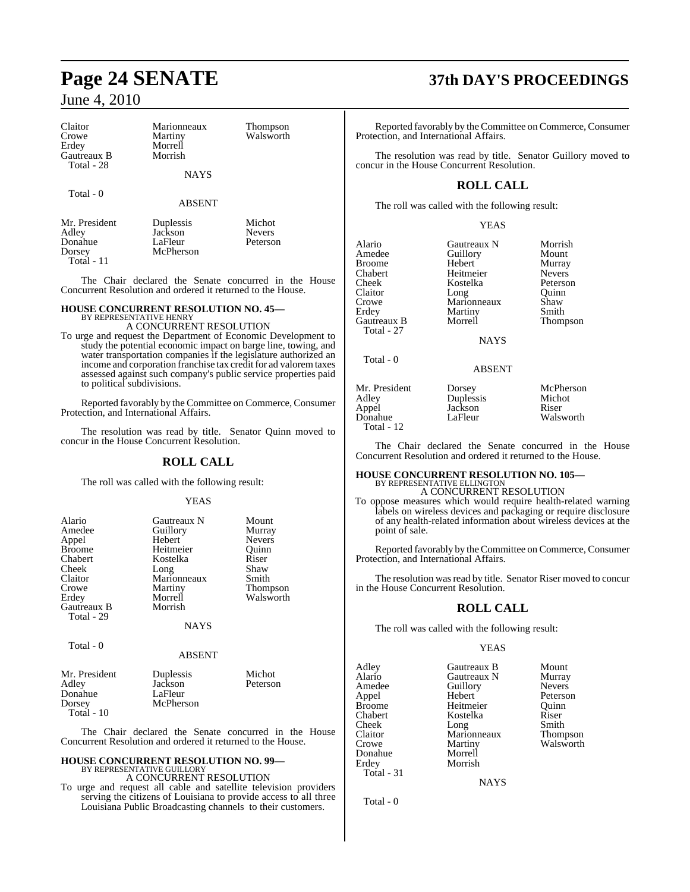| Claitor | Marionneaux | Thompson |
|---|---|---|
| Crowe | Martiny | Walsworth |
| Erdey | Morrell | |
| Gautreaux B | Morrish | |
| Total - 28 | | |

NAYS

Total - 0

ABSENT

| Mr. President | Duplessis | Michot |
|---|---|---|
| Adley | Jackson | Nevers |
| Donahue | LaFleur | Peterson |
| Dorsey | McPherson | |
| Total - 11 | | |

The Chair declared the Senate concurred in the House Concurrent Resolution and ordered it returned to the House.

**HOUSE CONCURRENT RESOLUTION NO. 45—**
BY REPRESENTATIVE HENRY
A CONCURRENT RESOLUTION

To urge and request the Department of Economic Development to study the potential economic impact on barge line, towing, and water transportation companies if the legislature authorized an income and corporation franchise tax credit for ad valorem taxes assessed against such company's public service properties paid to political subdivisions.

Reported favorably by the Committee on Commerce, Consumer Protection, and International Affairs.

The resolution was read by title. Senator Quinn moved to concur in the House Concurrent Resolution.

## ROLL CALL

The roll was called with the following result:

YEAS

| Alario | Gautreaux N | Mount |
|---|---|---|
| Amedee | Guillory | Murray |
| Appel | Hebert | Nevers |
| Broome | Heitmeier | Quinn |
| Chabert | Kostelka | Riser |
| Cheek | Long | Shaw |
| Claitor | Marionneaux | Smith |
| Crowe | Martiny | Thompson |
| Erdey | Morrell | Walsworth |
| Gautreaux B | Morrish | |
| Total - 29 | | |

NAYS

Total - 0

ABSENT

| Mr. President | Duplessis | Michot |
|---|---|---|
| Adley | Jackson | Peterson |
| Donahue | LaFleur | |
| Dorsey | McPherson | |
| Total - 10 | | |

The Chair declared the Senate concurred in the House Concurrent Resolution and ordered it returned to the House.

**HOUSE CONCURRENT RESOLUTION NO. 99—**
BY REPRESENTATIVE GUILLORY
A CONCURRENT RESOLUTION

To urge and request all cable and satellite television providers serving the citizens of Louisiana to provide access to all three Louisiana Public Broadcasting channels to their customers.

Reported favorably by the Committee on Commerce, Consumer Protection, and International Affairs.

The resolution was read by title. Senator Guillory moved to concur in the House Concurrent Resolution.

## ROLL CALL

The roll was called with the following result:

YEAS

| Alario | Gautreaux N | Morrish |
|---|---|---|
| Amedee | Guillory | Mount |
| Broome | Hebert | Murray |
| Chabert | Heitmeier | Nevers |
| Cheek | Kostelka | Peterson |
| Claitor | Long | Quinn |
| Crowe | Marionneaux | Shaw |
| Erdey | Martiny | Smith |
| Gautreaux B | Morrell | Thompson |
| Total - 27 | | |

NAYS

Total - 0

ABSENT

| Mr. President | Dorsey | McPherson |
|---|---|---|
| Adley | Duplessis | Michot |
| Appel | Jackson | Riser |
| Donahue | LaFleur | Walsworth |
| Total - 12 | | |

The Chair declared the Senate concurred in the House Concurrent Resolution and ordered it returned to the House.

**HOUSE CONCURRENT RESOLUTION NO. 105—**
BY REPRESENTATIVE ELLINGTON
A CONCURRENT RESOLUTION

To oppose measures which would require health-related warning labels on wireless devices and packaging or require disclosure of any health-related information about wireless devices at the point of sale.

Reported favorably by the Committee on Commerce, Consumer Protection, and International Affairs.

The resolution was read by title. Senator Riser moved to concur in the House Concurrent Resolution.

## ROLL CALL

The roll was called with the following result:

YEAS

| Adley | Gautreaux B | Mount |
|---|---|---|
| Alario | Gautreaux N | Murray |
| Amedee | Guillory | Nevers |
| Appel | Hebert | Peterson |
| Broome | Heitmeier | Quinn |
| Chabert | Kostelka | Riser |
| Cheek | Long | Smith |
| Claitor | Marionneaux | Thompson |
| Crowe | Martiny | Walsworth |
| Donahue | Morrell | |
| Erdey | Morrish | |
| Total - 31 | | |

NAYS

Total - 0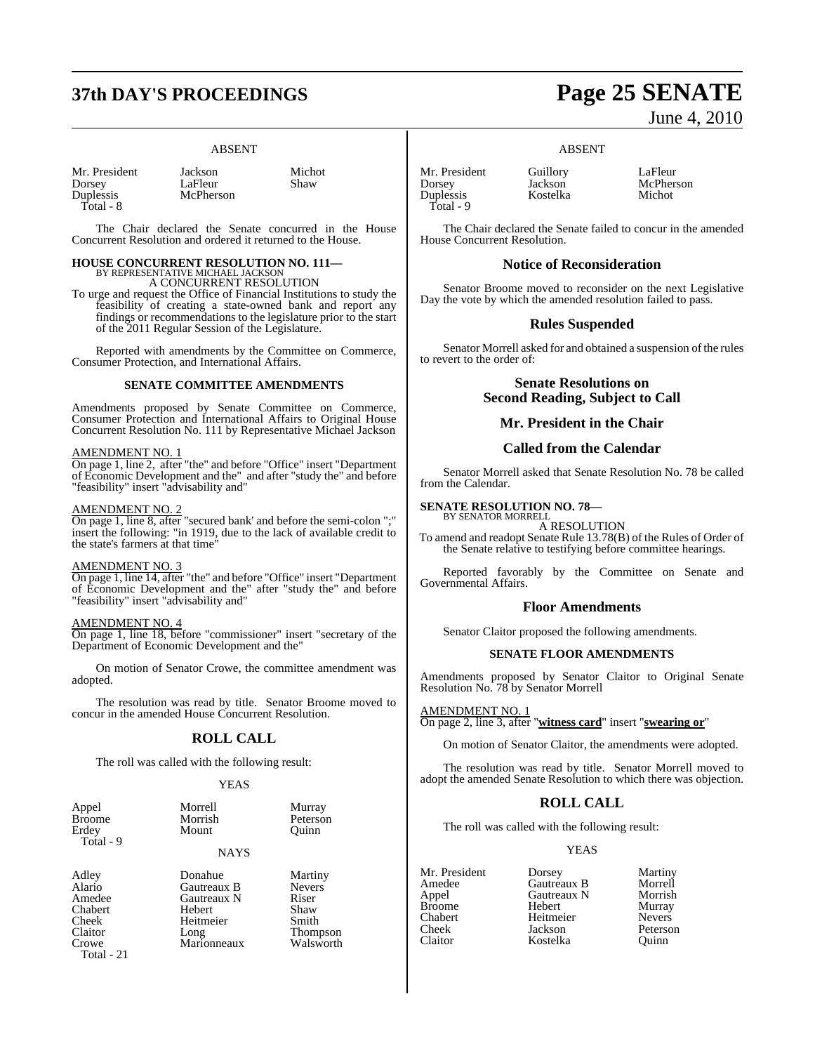### ABSENT

| | | |
|---|---|---|
| Mr. President | Jackson | Michot |
| Dorsey | LaFleur | Shaw |
| Duplessis | McPherson | |
| Total - 8 | | |

The Chair declared the Senate concurred in the House Concurrent Resolution and ordered it returned to the House.

**HOUSE CONCURRENT RESOLUTION NO. 111—**
BY REPRESENTATIVE MICHAEL JACKSON
A CONCURRENT RESOLUTION

To urge and request the Office of Financial Institutions to study the feasibility of creating a state-owned bank and report any findings or recommendations to the legislature prior to the start of the 2011 Regular Session of the Legislature.

Reported with amendments by the Committee on Commerce, Consumer Protection, and International Affairs.

### SENATE COMMITTEE AMENDMENTS

Amendments proposed by Senate Committee on Commerce, Consumer Protection and International Affairs to Original House Concurrent Resolution No. 111 by Representative Michael Jackson

AMENDMENT NO. 1
On page 1, line 2, after "the" and before "Office" insert "Department of Economic Development and the" and after "study the" and before "feasibility" insert "advisability and"

AMENDMENT NO. 2
On page 1, line 8, after "secured bank' and before the semi-colon ";" insert the following: "in 1919, due to the lack of available credit to the state's farmers at that time"

AMENDMENT NO. 3
On page 1, line 14, after "the" and before "Office" insert "Department of Economic Development and the" after "study the" and before "feasibility" insert "advisability and"

AMENDMENT NO. 4
On page 1, line 18, before "commissioner" insert "secretary of the Department of Economic Development and the"

On motion of Senator Crowe, the committee amendment was adopted.

The resolution was read by title. Senator Broome moved to concur in the amended House Concurrent Resolution.

## ROLL CALL

The roll was called with the following result:

### YEAS

| | | |
|---|---|---|
| Appel | Morrell | Murray |
| Broome | Morrish | Peterson |
| Erdey | Mount | Quinn |
| Total - 9 | | |

### NAYS

| | | |
|---|---|---|
| Adley | Donahue | Martiny |
| Alario | Gautreaux B | Nevers |
| Amedee | Gautreaux N | Riser |
| Chabert | Hebert | Shaw |
| Cheek | Heitmeier | Smith |
| Claitor | Long | Thompson |
| Crowe | Marionneaux | Walsworth |
| Total - 21 | | |

### ABSENT

| | | |
|---|---|---|
| Mr. President | Guillory | LaFleur |
| Dorsey | Jackson | McPherson |
| Duplessis | Kostelka | Michot |
| Total - 9 | | |

The Chair declared the Senate failed to concur in the amended House Concurrent Resolution.

## Notice of Reconsideration

Senator Broome moved to reconsider on the next Legislative Day the vote by which the amended resolution failed to pass.

## Rules Suspended

Senator Morrell asked for and obtained a suspension of the rules to revert to the order of:

## Senate Resolutions on Second Reading, Subject to Call

## Mr. President in the Chair

## Called from the Calendar

Senator Morrell asked that Senate Resolution No. 78 be called from the Calendar.

**SENATE RESOLUTION NO. 78—**
BY SENATOR MORRELL
A RESOLUTION

To amend and readopt Senate Rule 13.78(B) of the Rules of Order of the Senate relative to testifying before committee hearings.

Reported favorably by the Committee on Senate and Governmental Affairs.

## Floor Amendments

Senator Claitor proposed the following amendments.

### SENATE FLOOR AMENDMENTS

Amendments proposed by Senator Claitor to Original Senate Resolution No. 78 by Senator Morrell

AMENDMENT NO. 1
On page 2, line 3, after "**witness card**" insert "**swearing or**"

On motion of Senator Claitor, the amendments were adopted.

The resolution was read by title. Senator Morrell moved to adopt the amended Senate Resolution to which there was objection.

## ROLL CALL

The roll was called with the following result:

### YEAS

| | | |
|---|---|---|
| Mr. President | Dorsey | Martiny |
| Amedee | Gautreaux B | Morrell |
| Appel | Gautreaux N | Morrish |
| Broome | Hebert | Murray |
| Chabert | Heitmeier | Nevers |
| Cheek | Jackson | Peterson |
| Claitor | Kostelka | Quinn |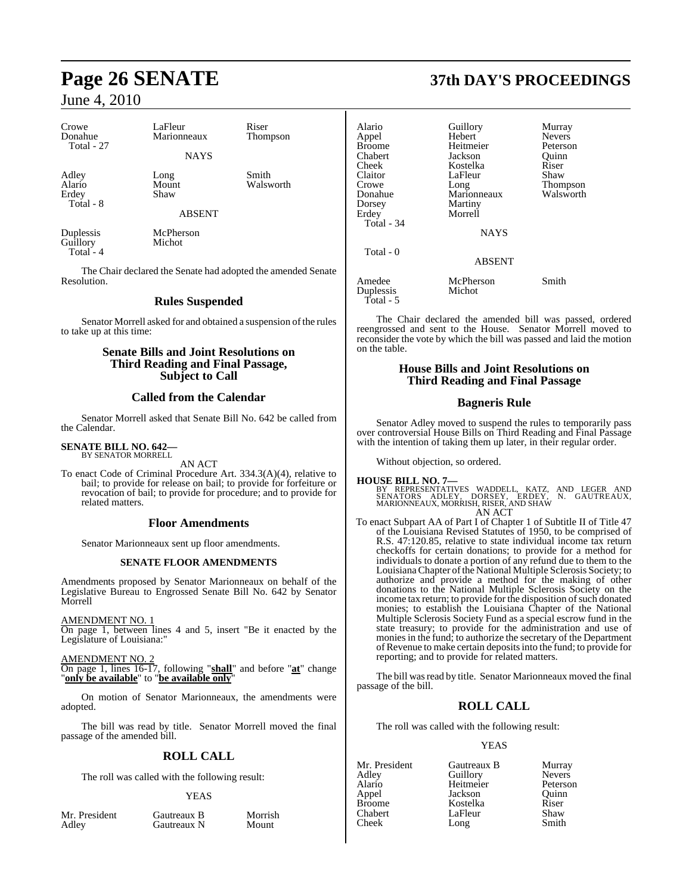| Crowe | LaFleur | Riser |
|---|---|---|
| Donahue | Marionneaux | Thompson |
| Total - 27 | | |

NAYS

| Adley | Long | Smith |
|---|---|---|
| Alario | Mount | Walsworth |
| Erdey | Shaw | |
| Total - 8 | | |

ABSENT

| Duplessis | McPherson |
|---|---|
| Guillory | Michot |
| Total - 4 | |

The Chair declared the Senate had adopted the amended Senate Resolution.

## Rules Suspended

Senator Morrell asked for and obtained a suspension of the rules to take up at this time:

## Senate Bills and Joint Resolutions on Third Reading and Final Passage, Subject to Call

## Called from the Calendar

Senator Morrell asked that Senate Bill No. 642 be called from the Calendar.

**SENATE BILL NO. 642—**
BY SENATOR MORRELL

AN ACT

To enact Code of Criminal Procedure Art. 334.3(A)(4), relative to bail; to provide for release on bail; to provide for forfeiture or revocation of bail; to provide for procedure; and to provide for related matters.

## Floor Amendments

Senator Marionneaux sent up floor amendments.

### SENATE FLOOR AMENDMENTS

Amendments proposed by Senator Marionneaux on behalf of the Legislative Bureau to Engrossed Senate Bill No. 642 by Senator Morrell

AMENDMENT NO. 1
On page 1, between lines 4 and 5, insert "Be it enacted by the Legislature of Louisiana:"

AMENDMENT NO. 2
On page 1, lines 16-17, following "**shall**" and before "**at**" change "**only be available**" to "**be available only**"

On motion of Senator Marionneaux, the amendments were adopted.

The bill was read by title. Senator Morrell moved the final passage of the amended bill.

## ROLL CALL

The roll was called with the following result:

YEAS

| Mr. President | Gautreaux B | Morrish |
|---|---|---|
| Adley | Gautreaux N | Mount |
| Alario | Guillory | Murray |
| Appel | Hebert | Nevers |
| Broome | Heitmeier | Peterson |
| Chabert | Jackson | Quinn |
| Cheek | Kostelka | Riser |
| Claitor | LaFleur | Shaw |
| Crowe | Long | Thompson |
| Donahue | Marionneaux | Walsworth |
| Dorsey | Martiny | |
| Erdey | Morrell | |
| Total - 34 | | |

NAYS

Total - 0

ABSENT

| Amedee | McPherson | Smith |
|---|---|---|
| Duplessis | Michot | |
| Total - 5 | | |

The Chair declared the amended bill was passed, ordered reengrossed and sent to the House. Senator Morrell moved to reconsider the vote by which the bill was passed and laid the motion on the table.

## House Bills and Joint Resolutions on Third Reading and Final Passage

## Bagneris Rule

Senator Adley moved to suspend the rules to temporarily pass over controversial House Bills on Third Reading and Final Passage with the intention of taking them up later, in their regular order.

Without objection, so ordered.

**HOUSE BILL NO. 7—**
BY REPRESENTATIVES WADDELL, KATZ, AND LEGER AND SENATORS ADLEY, DORSEY, ERDEY, N. GAUTREAUX, MARIONNEAUX, MORRISH, RISER, AND SHAW

AN ACT

To enact Subpart AA of Part I of Chapter 1 of Subtitle II of Title 47 of the Louisiana Revised Statutes of 1950, to be comprised of R.S. 47:120.85, relative to state individual income tax return checkoffs for certain donations; to provide for a method for individuals to donate a portion of any refund due to them to the Louisiana Chapter of the National Multiple Sclerosis Society; to authorize and provide a method for the making of other donations to the National Multiple Sclerosis Society on the income tax return; to provide for the disposition of such donated monies; to establish the Louisiana Chapter of the National Multiple Sclerosis Society Fund as a special escrow fund in the state treasury; to provide for the administration and use of monies in the fund; to authorize the secretary of the Department of Revenue to make certain deposits into the fund; to provide for reporting; and to provide for related matters.

The bill was read by title. Senator Marionneaux moved the final passage of the bill.

## ROLL CALL

The roll was called with the following result:

YEAS

| Mr. President | Gautreaux B | Murray |
|---|---|---|
| Adley | Guillory | Nevers |
| Alario | Heitmeier | Peterson |
| Appel | Jackson | Quinn |
| Broome | Kostelka | Riser |
| Chabert | LaFleur | Shaw |
| Cheek | Long | Smith |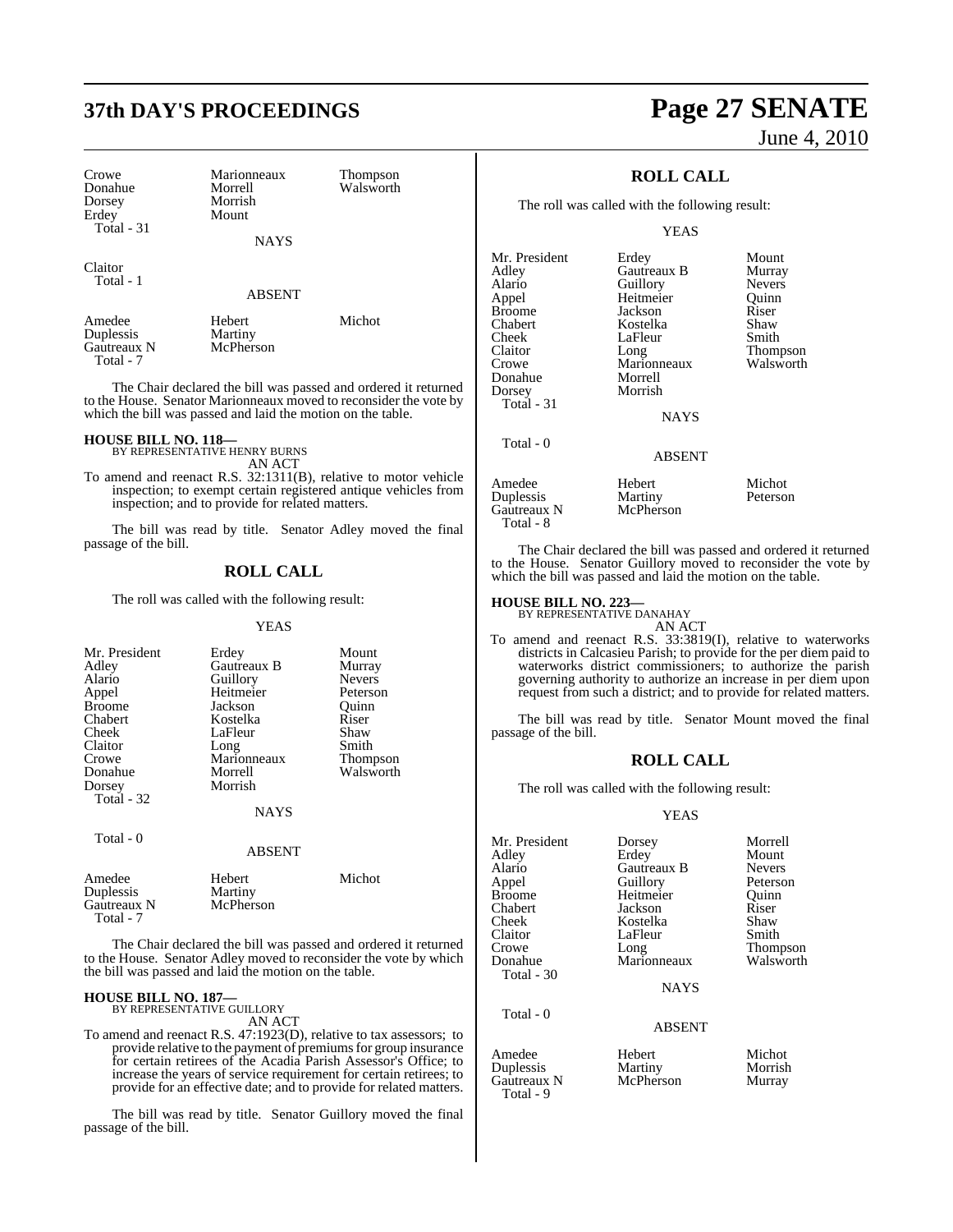| | | |
|---|---|---|
| Crowe | Marionneaux | Thompson |
| Donahue | Morrell | Walsworth |
| Dorsey | Morrish | |
| Erdey | Mount | |
| Total - 31 | | |

NAYS

Claitor
Total - 1

ABSENT

| | | |
|---|---|---|
| Amedee | Hebert | Michot |
| Duplessis | Martiny | |
| Gautreaux N | McPherson | |
| Total - 7 | | |

The Chair declared the bill was passed and ordered it returned to the House. Senator Marionneaux moved to reconsider the vote by which the bill was passed and laid the motion on the table.

**HOUSE BILL NO. 118—**
BY REPRESENTATIVE HENRY BURNS
AN ACT

To amend and reenact R.S. 32:1311(B), relative to motor vehicle inspection; to exempt certain registered antique vehicles from inspection; and to provide for related matters.

The bill was read by title. Senator Adley moved the final passage of the bill.

## ROLL CALL

The roll was called with the following result:

YEAS

| | | |
|---|---|---|
| Mr. President | Erdey | Mount |
| Adley | Gautreaux B | Murray |
| Alario | Guillory | Nevers |
| Appel | Heitmeier | Peterson |
| Broome | Jackson | Quinn |
| Chabert | Kostelka | Riser |
| Cheek | LaFleur | Shaw |
| Claitor | Long | Smith |
| Crowe | Marionneaux | Thompson |
| Donahue | Morrell | Walsworth |
| Dorsey | Morrish | |
| Total - 32 | | |

NAYS

Total - 0

ABSENT

| | | |
|---|---|---|
| Amedee | Hebert | Michot |
| Duplessis | Martiny | |
| Gautreaux N | McPherson | |
| Total - 7 | | |

The Chair declared the bill was passed and ordered it returned to the House. Senator Adley moved to reconsider the vote by which the bill was passed and laid the motion on the table.

**HOUSE BILL NO. 187—**
BY REPRESENTATIVE GUILLORY
AN ACT

To amend and reenact R.S. 47:1923(D), relative to tax assessors; to provide relative to the payment of premiums for group insurance for certain retirees of the Acadia Parish Assessor's Office; to increase the years of service requirement for certain retirees; to provide for an effective date; and to provide for related matters.

The bill was read by title. Senator Guillory moved the final passage of the bill.

## ROLL CALL

The roll was called with the following result:

YEAS

| | | |
|---|---|---|
| Mr. President | Erdey | Mount |
| Adley | Gautreaux B | Murray |
| Alario | Guillory | Nevers |
| Appel | Heitmeier | Quinn |
| Broome | Jackson | Riser |
| Chabert | Kostelka | Shaw |
| Cheek | LaFleur | Smith |
| Claitor | Long | Thompson |
| Crowe | Marionneaux | Walsworth |
| Donahue | Morrell | |
| Dorsey | Morrish | |
| Total - 31 | | |

NAYS

Total - 0

ABSENT

| | | |
|---|---|---|
| Amedee | Hebert | Michot |
| Duplessis | Martiny | Peterson |
| Gautreaux N | McPherson | |
| Total - 8 | | |

The Chair declared the bill was passed and ordered it returned to the House. Senator Guillory moved to reconsider the vote by which the bill was passed and laid the motion on the table.

**HOUSE BILL NO. 223—**
BY REPRESENTATIVE DANAHAY
AN ACT

To amend and reenact R.S. 33:3819(I), relative to waterworks districts in Calcasieu Parish; to provide for the per diem paid to waterworks district commissioners; to authorize the parish governing authority to authorize an increase in per diem upon request from such a district; and to provide for related matters.

The bill was read by title. Senator Mount moved the final passage of the bill.

## ROLL CALL

The roll was called with the following result:

YEAS

| | | |
|---|---|---|
| Mr. President | Dorsey | Morrell |
| Adley | Erdey | Mount |
| Alario | Gautreaux B | Nevers |
| Appel | Guillory | Peterson |
| Broome | Heitmeier | Quinn |
| Chabert | Jackson | Riser |
| Cheek | Kostelka | Shaw |
| Claitor | LaFleur | Smith |
| Crowe | Long | Thompson |
| Donahue | Marionneaux | Walsworth |
| Total - 30 | | |

NAYS

Total - 0

ABSENT

| | | |
|---|---|---|
| Amedee | Hebert | Michot |
| Duplessis | Martiny | Morrish |
| Gautreaux N | McPherson | Murray |
| Total - 9 | | |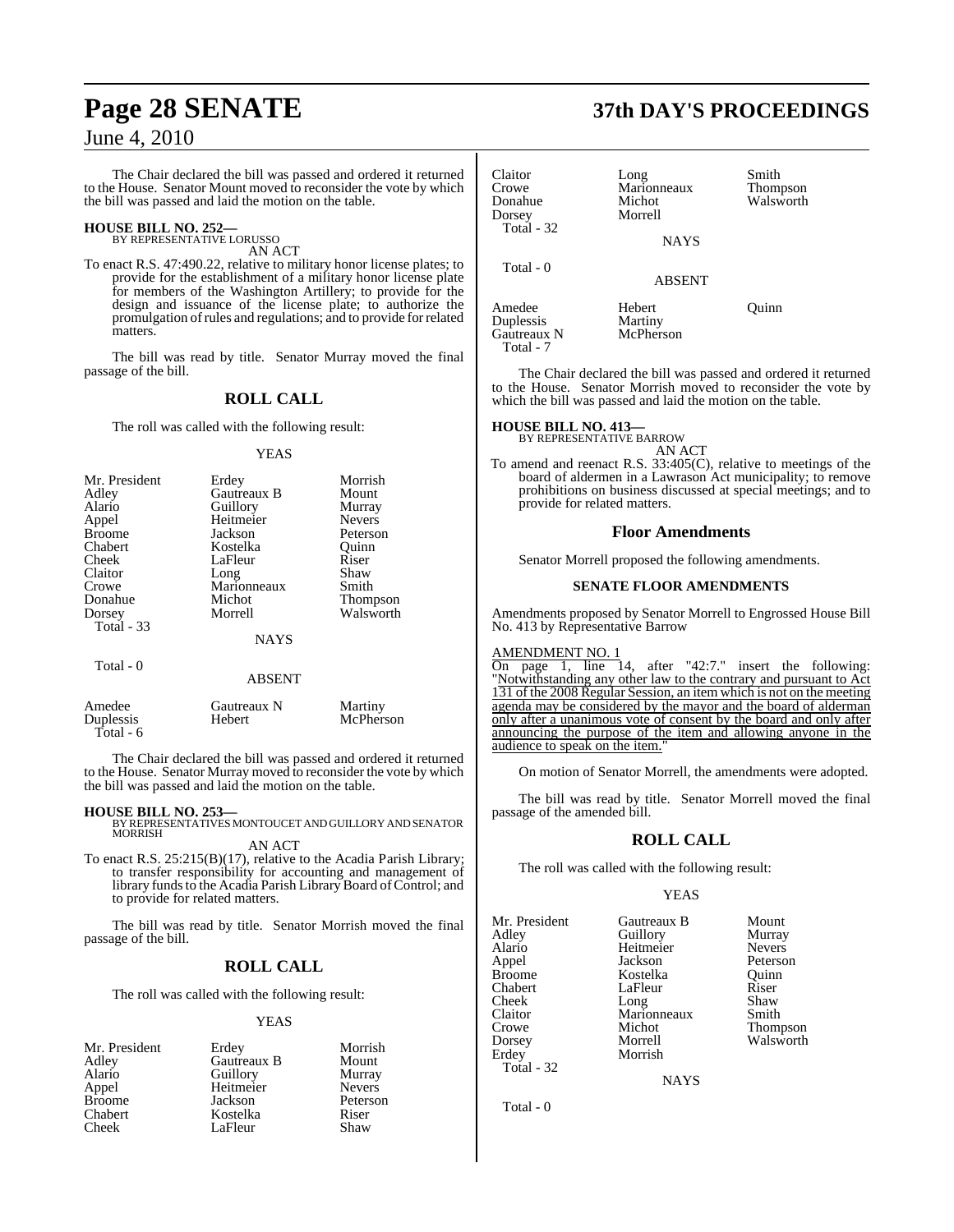The Chair declared the bill was passed and ordered it returned to the House. Senator Mount moved to reconsider the vote by which the bill was passed and laid the motion on the table.

**HOUSE BILL NO. 252—**
BY REPRESENTATIVE LORUSSO
AN ACT

To enact R.S. 47:490.22, relative to military honor license plates; to provide for the establishment of a military honor license plate for members of the Washington Artillery; to provide for the design and issuance of the license plate; to authorize the promulgation of rules and regulations; and to provide for related matters.

The bill was read by title. Senator Murray moved the final passage of the bill.

## ROLL CALL

The roll was called with the following result:

YEAS

| | | |
|---|---|---|
| Mr. President | Erdey | Morrish |
| Adley | Gautreaux B | Mount |
| Alario | Guillory | Murray |
| Appel | Heitmeier | Nevers |
| Broome | Jackson | Peterson |
| Chabert | Kostelka | Quinn |
| Cheek | LaFleur | Riser |
| Claitor | Long | Shaw |
| Crowe | Marionneaux | Smith |
| Donahue | Michot | Thompson |
| Dorsey | Morrell | Walsworth |

Total - 33

NAYS

Total - 0

ABSENT

| | | |
|---|---|---|
| Amedee | Gautreaux N | Martiny |
| Duplessis | Hebert | McPherson |

Total - 6

The Chair declared the bill was passed and ordered it returned to the House. Senator Murray moved to reconsider the vote by which the bill was passed and laid the motion on the table.

**HOUSE BILL NO. 253—**
BY REPRESENTATIVES MONTOUCET AND GUILLORY AND SENATOR MORRISH
AN ACT

To enact R.S. 25:215(B)(17), relative to the Acadia Parish Library; to transfer responsibility for accounting and management of library funds to the Acadia Parish Library Board of Control; and to provide for related matters.

The bill was read by title. Senator Morrish moved the final passage of the bill.

## ROLL CALL

The roll was called with the following result:

YEAS

| | | |
|---|---|---|
| Mr. President | Erdey | Morrish |
| Adley | Gautreaux B | Mount |
| Alario | Guillory | Murray |
| Appel | Heitmeier | Nevers |
| Broome | Jackson | Peterson |
| Chabert | Kostelka | Riser |
| Cheek | LaFleur | Shaw |
| Claitor | Long | Smith |
| Crowe | Marionneaux | Thompson |
| Donahue | Michot | Walsworth |
| Dorsey | Morrell | |

Total - 32

NAYS

Total - 0

ABSENT

| | | |
|---|---|---|
| Amedee | Hebert | Quinn |
| Duplessis | Martiny | |
| Gautreaux N | McPherson | |

Total - 7

The Chair declared the bill was passed and ordered it returned to the House. Senator Morrish moved to reconsider the vote by which the bill was passed and laid the motion on the table.

**HOUSE BILL NO. 413—**
BY REPRESENTATIVE BARROW
AN ACT

To amend and reenact R.S. 33:405(C), relative to meetings of the board of aldermen in a Lawrason Act municipality; to remove prohibitions on business discussed at special meetings; and to provide for related matters.

## Floor Amendments

Senator Morrell proposed the following amendments.

**SENATE FLOOR AMENDMENTS**

Amendments proposed by Senator Morrell to Engrossed House Bill No. 413 by Representative Barrow

AMENDMENT NO. 1

On page 1, line 14, after "42:7." insert the following: "Notwithstanding any other law to the contrary and pursuant to Act 131 of the 2008 Regular Session, an item which is not on the meeting agenda may be considered by the mayor and the board of alderman only after a unanimous vote of consent by the board and only after announcing the purpose of the item and allowing anyone in the audience to speak on the item."

On motion of Senator Morrell, the amendments were adopted.

The bill was read by title. Senator Morrell moved the final passage of the amended bill.

## ROLL CALL

The roll was called with the following result:

YEAS

| | | |
|---|---|---|
| Mr. President | Gautreaux B | Mount |
| Adley | Guillory | Murray |
| Alario | Heitmeier | Nevers |
| Appel | Jackson | Peterson |
| Broome | Kostelka | Quinn |
| Chabert | LaFleur | Riser |
| Cheek | Long | Shaw |
| Claitor | Marionneaux | Smith |
| Crowe | Michot | Thompson |
| Dorsey | Morrell | Walsworth |
| Erdey | Morrish | |

Total - 32

NAYS

Total - 0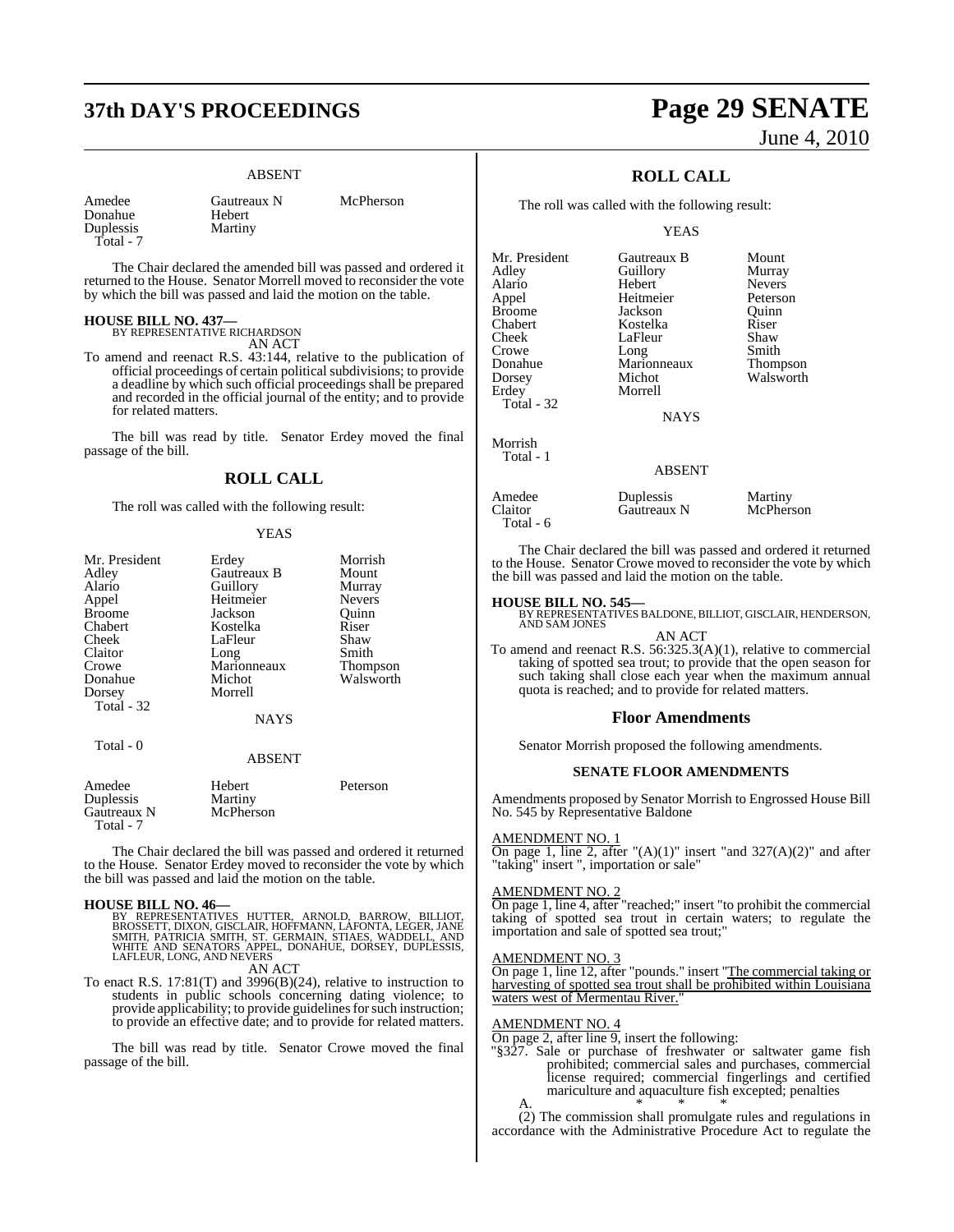ABSENT

| | | |
|---|---|---|
| Amedee | Gautreaux N | McPherson |
| Donahue | Hebert | |
| Duplessis | Martiny | |
| Total - 7 | | |

The Chair declared the amended bill was passed and ordered it returned to the House. Senator Morrell moved to reconsider the vote by which the bill was passed and laid the motion on the table.

**HOUSE BILL NO. 437—**
BY REPRESENTATIVE RICHARDSON
AN ACT

To amend and reenact R.S. 43:144, relative to the publication of official proceedings of certain political subdivisions; to provide a deadline by which such official proceedings shall be prepared and recorded in the official journal of the entity; and to provide for related matters.

The bill was read by title. Senator Erdey moved the final passage of the bill.

## ROLL CALL

The roll was called with the following result:

YEAS

| | | |
|---|---|---|
| Mr. President | Erdey | Morrish |
| Adley | Gautreaux B | Mount |
| Alario | Guillory | Murray |
| Appel | Heitmeier | Nevers |
| Broome | Jackson | Quinn |
| Chabert | Kostelka | Riser |
| Cheek | LaFleur | Shaw |
| Claitor | Long | Smith |
| Crowe | Marionneaux | Thompson |
| Donahue | Michot | Walsworth |
| Dorsey | Morrell | |
| Total - 32 | | |

NAYS

Total - 0

ABSENT

| | | |
|---|---|---|
| Amedee | Hebert | Peterson |
| Duplessis | Martiny | |
| Gautreaux N | McPherson | |
| Total - 7 | | |

The Chair declared the bill was passed and ordered it returned to the House. Senator Erdey moved to reconsider the vote by which the bill was passed and laid the motion on the table.

**HOUSE BILL NO. 46—**
BY REPRESENTATIVES HUTTER, ARNOLD, BARROW, BILLIOT, BROSSETT, DIXON, GISCLAIR, HOFFMANN, LAFONTA, LEGER, JANE SMITH, PATRICIA SMITH, ST. GERMAIN, STIAES, WADDELL, AND WHITE AND SENATORS APPEL, DONAHUE, DORSEY, DUPLESSIS, LAFLEUR, LONG, AND NEVERS
AN ACT

To enact R.S. 17:81(T) and 3996(B)(24), relative to instruction to students in public schools concerning dating violence; to provide applicability; to provide guidelines for such instruction; to provide an effective date; and to provide for related matters.

The bill was read by title. Senator Crowe moved the final passage of the bill.

## ROLL CALL

The roll was called with the following result:

YEAS

| | | |
|---|---|---|
| Mr. President | Gautreaux B | Mount |
| Adley | Guillory | Murray |
| Alario | Hebert | Nevers |
| Appel | Heitmeier | Peterson |
| Broome | Jackson | Quinn |
| Chabert | Kostelka | Riser |
| Cheek | LaFleur | Shaw |
| Crowe | Long | Smith |
| Donahue | Marionneaux | Thompson |
| Dorsey | Michot | Walsworth |
| Erdey | Morrell | |
| Total - 32 | | |

NAYS

Morrish
Total - 1

ABSENT

| | | |
|---|---|---|
| Amedee | Duplessis | Martiny |
| Claitor | Gautreaux N | McPherson |
| Total - 6 | | |

The Chair declared the bill was passed and ordered it returned to the House. Senator Crowe moved to reconsider the vote by which the bill was passed and laid the motion on the table.

**HOUSE BILL NO. 545—**
BY REPRESENTATIVES BALDONE, BILLIOT, GISCLAIR, HENDERSON, AND SAM JONES
AN ACT

To amend and reenact R.S. 56:325.3(A)(1), relative to commercial taking of spotted sea trout; to provide that the open season for such taking shall close each year when the maximum annual quota is reached; and to provide for related matters.

## Floor Amendments

Senator Morrish proposed the following amendments.

### SENATE FLOOR AMENDMENTS

Amendments proposed by Senator Morrish to Engrossed House Bill No. 545 by Representative Baldone

AMENDMENT NO. 1
On page 1, line 2, after "(A)(1)" insert "and 327(A)(2)" and after "taking" insert ", importation or sale"

AMENDMENT NO. 2
On page 1, line 4, after "reached;" insert "to prohibit the commercial taking of spotted sea trout in certain waters; to regulate the importation and sale of spotted sea trout;"

AMENDMENT NO. 3
On page 1, line 12, after "pounds." insert "The commercial taking or harvesting of spotted sea trout shall be prohibited within Louisiana waters west of Mermentau River."

AMENDMENT NO. 4
On page 2, after line 9, insert the following:

"§327. Sale or purchase of freshwater or saltwater game fish prohibited; commercial sales and purchases, commercial license required; commercial fingerlings and certified mariculture and aquaculture fish excepted; penalties

A. * * *

(2) The commission shall promulgate rules and regulations in accordance with the Administrative Procedure Act to regulate the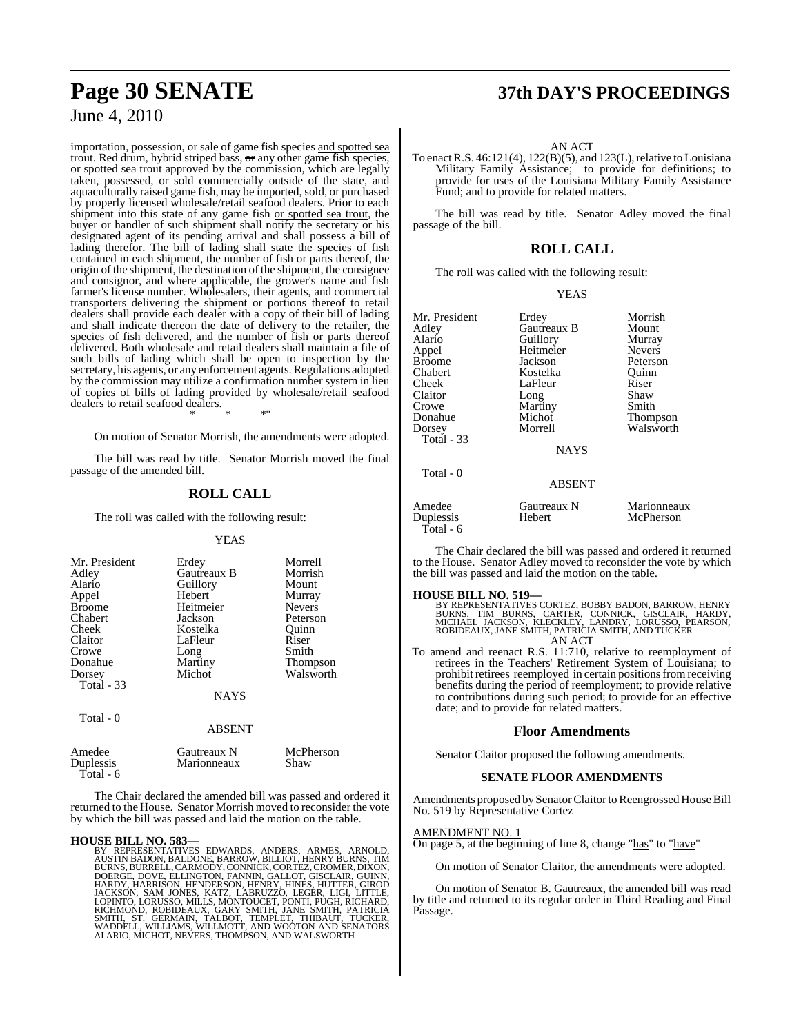importation, possession, or sale of game fish species and spotted sea trout. Red drum, hybrid striped bass, or any other game fish species, or spotted sea trout approved by the commission, which are legally taken, possessed, or sold commercially outside of the state, and aquaculturally raised game fish, may be imported, sold, or purchased by properly licensed wholesale/retail seafood dealers. Prior to each shipment into this state of any game fish or spotted sea trout, the buyer or handler of such shipment shall notify the secretary or his designated agent of its pending arrival and shall possess a bill of lading therefor. The bill of lading shall state the species of fish contained in each shipment, the number of fish or parts thereof, the origin of the shipment, the destination of the shipment, the consignee and consignor, and where applicable, the grower's name and fish farmer's license number. Wholesalers, their agents, and commercial transporters delivering the shipment or portions thereof to retail dealers shall provide each dealer with a copy of their bill of lading and shall indicate thereon the date of delivery to the retailer, the species of fish delivered, and the number of fish or parts thereof delivered. Both wholesale and retail dealers shall maintain a file of such bills of lading which shall be open to inspection by the secretary, his agents, or any enforcement agents. Regulations adopted by the commission may utilize a confirmation number system in lieu of copies of bills of lading provided by wholesale/retail seafood dealers to retail seafood dealers.

\* \* \*"

On motion of Senator Morrish, the amendments were adopted.

The bill was read by title. Senator Morrish moved the final passage of the amended bill.

## ROLL CALL

The roll was called with the following result:

YEAS

| | | |
|---|---|---|
| Mr. President | Erdey | Morrell |
| Adley | Gautreaux B | Morrish |
| Alario | Guillory | Mount |
| Appel | Hebert | Murray |
| Broome | Heitmeier | Nevers |
| Chabert | Jackson | Peterson |
| Cheek | Kostelka | Quinn |
| Claitor | LaFleur | Riser |
| Crowe | Long | Smith |
| Donahue | Martiny | Thompson |
| Dorsey | Michot | Walsworth |
| Total - 33 | | |

NAYS

Total - 0

ABSENT

| | | |
|---|---|---|
| Amedee | Gautreaux N | McPherson |
| Duplessis | Marionneaux | Shaw |
| Total - 6 | | |

The Chair declared the amended bill was passed and ordered it returned to the House. Senator Morrish moved to reconsider the vote by which the bill was passed and laid the motion on the table.

**HOUSE BILL NO. 583—**

BY REPRESENTATIVES EDWARDS, ANDERS, ARMES, ARNOLD, AUSTIN BADON, BALDONE, BARROW, BILLIOT, HENRY BURNS, TIM BURNS, BURRELL, CARMODY, CONNICK, CORTEZ, CROMER, DIXON, DOERGE, DOVE, ELLINGTON, FANNIN, GALLOT, GISCLAIR, GUINN, HARDY, HARRISON, HENDERSON, HENRY, HINES, HUTTER, GIROD JACKSON, SAM JONES, KATZ, LABRUZZO, LEGER, LIGI, LITTLE, LOPINTO, LORUSSO, MILLS, MONTOUCET, PONTI, PUGH, RICHARD, RICHMOND, ROBIDEAUX, GARY SMITH, JANE SMITH, PATRICIA SMITH, ST. GERMAIN, TALBOT, TEMPLET, THIBAUT, TUCKER, WADDELL, WILLIAMS, WILLMOTT, AND WOOTON AND SENATORS ALARIO, MICHOT, NEVERS, THOMPSON, AND WALSWORTH

AN ACT

To enact R.S. 46:121(4), 122(B)(5), and 123(L), relative to Louisiana Military Family Assistance; to provide for definitions; to provide for uses of the Louisiana Military Family Assistance Fund; and to provide for related matters.

The bill was read by title. Senator Adley moved the final passage of the bill.

## ROLL CALL

The roll was called with the following result:

YEAS

| | | |
|---|---|---|
| Mr. President | Erdey | Morrish |
| Adley | Gautreaux B | Mount |
| Alario | Guillory | Murray |
| Appel | Heitmeier | Nevers |
| Broome | Jackson | Peterson |
| Chabert | Kostelka | Quinn |
| Cheek | LaFleur | Riser |
| Claitor | Long | Shaw |
| Crowe | Martiny | Smith |
| Donahue | Michot | Thompson |
| Dorsey | Morrell | Walsworth |
| Total - 33 | | |

NAYS

Total - 0

ABSENT

| | | |
|---|---|---|
| Amedee | Gautreaux N | Marionneaux |
| Duplessis | Hebert | McPherson |
| Total - 6 | | |

The Chair declared the bill was passed and ordered it returned to the House. Senator Adley moved to reconsider the vote by which the bill was passed and laid the motion on the table.

**HOUSE BILL NO. 519—**

BY REPRESENTATIVES CORTEZ, BOBBY BADON, BARROW, HENRY BURNS, TIM BURNS, CARTER, CONNICK, GISCLAIR, HARDY, MICHAEL JACKSON, KLECKLEY, LANDRY, LORUSSO, PEARSON, ROBIDEAUX, JANE SMITH, PATRICIA SMITH, AND TUCKER

AN ACT

To amend and reenact R.S. 11:710, relative to reemployment of retirees in the Teachers' Retirement System of Louisiana; to prohibit retirees reemployed in certain positions from receiving benefits during the period of reemployment; to provide relative to contributions during such period; to provide for an effective date; and to provide for related matters.

### Floor Amendments

Senator Claitor proposed the following amendments.

#### SENATE FLOOR AMENDMENTS

Amendments proposed by Senator Claitor to Reengrossed House Bill No. 519 by Representative Cortez

AMENDMENT NO. 1

On page 5, at the beginning of line 8, change "has" to "have"

On motion of Senator Claitor, the amendments were adopted.

On motion of Senator B. Gautreaux, the amended bill was read by title and returned to its regular order in Third Reading and Final Passage.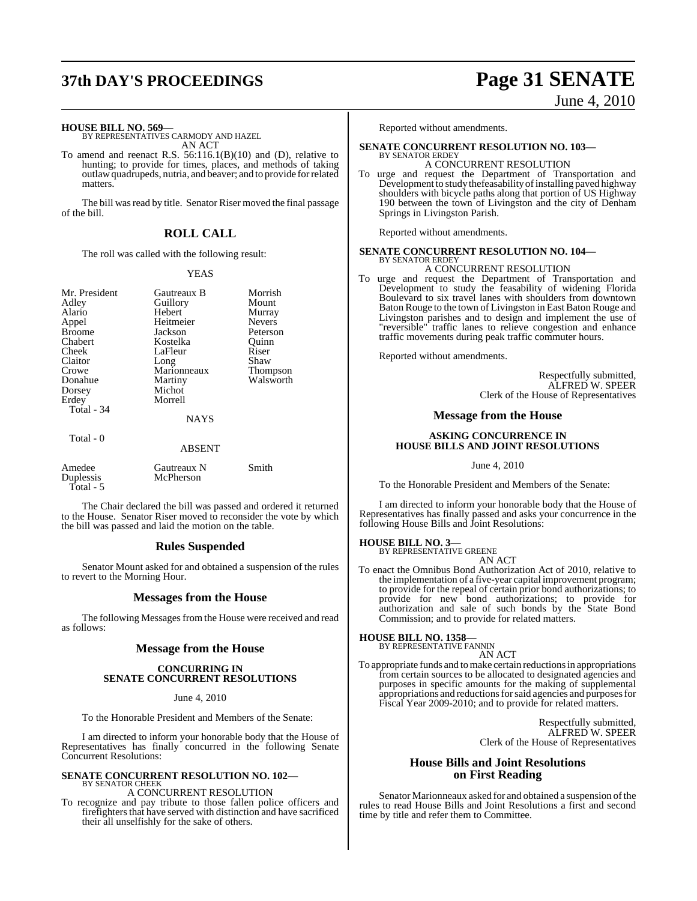**HOUSE BILL NO. 569—**
BY REPRESENTATIVES CARMODY AND HAZEL

AN ACT

To amend and reenact R.S. 56:116.1(B)(10) and (D), relative to hunting; to provide for times, places, and methods of taking outlaw quadrupeds, nutria, and beaver; and to provide for related matters.

The bill was read by title. Senator Riser moved the final passage of the bill.

## ROLL CALL

The roll was called with the following result:

YEAS

| | | |
|---|---|---|
| Mr. President | Gautreaux B | Morrish |
| Adley | Guillory | Mount |
| Alario | Hebert | Murray |
| Appel | Heitmeier | Nevers |
| Broome | Jackson | Peterson |
| Chabert | Kostelka | Quinn |
| Cheek | LaFleur | Riser |
| Claitor | Long | Shaw |
| Crowe | Marionneaux | Thompson |
| Donahue | Martiny | Walsworth |
| Dorsey | Michot | |
| Erdey | Morrell | |
| Total - 34 | | |

NAYS

Total - 0

ABSENT

| | | |
|---|---|---|
| Amedee | Gautreaux N | Smith |
| Duplessis | McPherson | |
| Total - 5 | | |

The Chair declared the bill was passed and ordered it returned to the House. Senator Riser moved to reconsider the vote by which the bill was passed and laid the motion on the table.

## Rules Suspended

Senator Mount asked for and obtained a suspension of the rules to revert to the Morning Hour.

## Messages from the House

The following Messages from the House were received and read as follows:

## Message from the House

**CONCURRING IN SENATE CONCURRENT RESOLUTIONS**

June 4, 2010

To the Honorable President and Members of the Senate:

I am directed to inform your honorable body that the House of Representatives has finally concurred in the following Senate Concurrent Resolutions:

**SENATE CONCURRENT RESOLUTION NO. 102—**
BY SENATOR CHEEK

A CONCURRENT RESOLUTION

To recognize and pay tribute to those fallen police officers and firefighters that have served with distinction and have sacrificed their all unselfishly for the sake of others.

Reported without amendments.

**SENATE CONCURRENT RESOLUTION NO. 103—**
BY SENATOR ERDEY

A CONCURRENT RESOLUTION

To urge and request the Department of Transportation and Development to study the feasability of installing paved highway shoulders with bicycle paths along that portion of US Highway 190 between the town of Livingston and the city of Denham Springs in Livingston Parish.

Reported without amendments.

**SENATE CONCURRENT RESOLUTION NO. 104—**
BY SENATOR ERDEY

A CONCURRENT RESOLUTION

To urge and request the Department of Transportation and Development to study the feasability of widening Florida Boulevard to six travel lanes with shoulders from downtown Baton Rouge to the town of Livingston in East Baton Rouge and Livingston parishes and to design and implement the use of "reversible" traffic lanes to relieve congestion and enhance traffic movements during peak traffic commuter hours.

Reported without amendments.

Respectfully submitted,
ALFRED W. SPEER
Clerk of the House of Representatives

## Message from the House

**ASKING CONCURRENCE IN HOUSE BILLS AND JOINT RESOLUTIONS**

June 4, 2010

To the Honorable President and Members of the Senate:

I am directed to inform your honorable body that the House of Representatives has finally passed and asks your concurrence in the following House Bills and Joint Resolutions:

**HOUSE BILL NO. 3—**
BY REPRESENTATIVE GREENE

AN ACT

To enact the Omnibus Bond Authorization Act of 2010, relative to the implementation of a five-year capital improvement program; to provide for the repeal of certain prior bond authorizations; to provide for new bond authorizations; to provide for authorization and sale of such bonds by the State Bond Commission; and to provide for related matters.

**HOUSE BILL NO. 1358—**
BY REPRESENTATIVE FANNIN

AN ACT

To appropriate funds and to make certain reductions in appropriations from certain sources to be allocated to designated agencies and purposes in specific amounts for the making of supplemental appropriations and reductions for said agencies and purposes for Fiscal Year 2009-2010; and to provide for related matters.

Respectfully submitted,
ALFRED W. SPEER
Clerk of the House of Representatives

## House Bills and Joint Resolutions on First Reading

Senator Marionneaux asked for and obtained a suspension of the rules to read House Bills and Joint Resolutions a first and second time by title and refer them to Committee.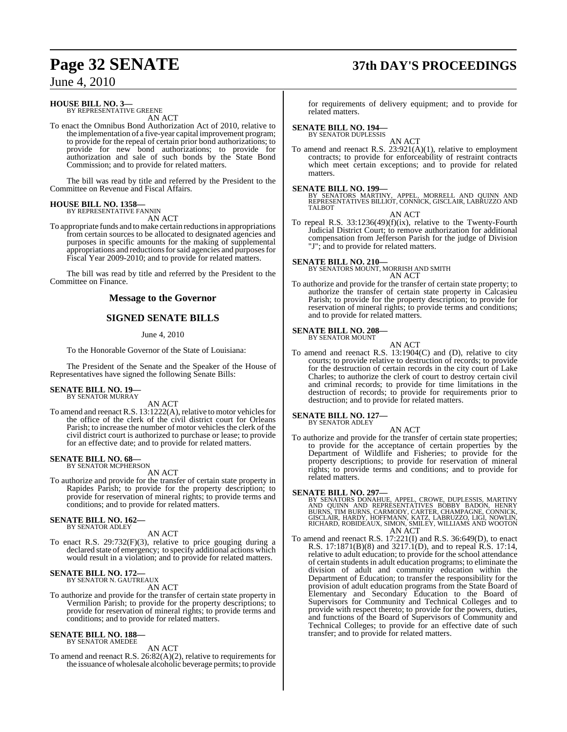**HOUSE BILL NO. 3—**
BY REPRESENTATIVE GREENE

AN ACT

To enact the Omnibus Bond Authorization Act of 2010, relative to the implementation of a five-year capital improvement program; to provide for the repeal of certain prior bond authorizations; to provide for new bond authorizations; to provide for authorization and sale of such bonds by the State Bond Commission; and to provide for related matters.

The bill was read by title and referred by the President to the Committee on Revenue and Fiscal Affairs.

**HOUSE BILL NO. 1358—**
BY REPRESENTATIVE FANNIN

AN ACT

To appropriate funds and to make certain reductions in appropriations from certain sources to be allocated to designated agencies and purposes in specific amounts for the making of supplemental appropriations and reductions for said agencies and purposes for Fiscal Year 2009-2010; and to provide for related matters.

The bill was read by title and referred by the President to the Committee on Finance.

## Message to the Governor

## SIGNED SENATE BILLS

June 4, 2010

To the Honorable Governor of the State of Louisiana:

The President of the Senate and the Speaker of the House of Representatives have signed the following Senate Bills:

**SENATE BILL NO. 19—**
BY SENATOR MURRAY

AN ACT

To amend and reenact R.S. 13:1222(A), relative to motor vehicles for the office of the clerk of the civil district court for Orleans Parish; to increase the number of motor vehicles the clerk of the civil district court is authorized to purchase or lease; to provide for an effective date; and to provide for related matters.

**SENATE BILL NO. 68—**
BY SENATOR MCPHERSON

AN ACT

To authorize and provide for the transfer of certain state property in Rapides Parish; to provide for the property description; to provide for reservation of mineral rights; to provide terms and conditions; and to provide for related matters.

**SENATE BILL NO. 162—**
BY SENATOR ADLEY

AN ACT

To enact R.S. 29:732(F)(3), relative to price gouging during a declared state of emergency; to specify additional actions which would result in a violation; and to provide for related matters.

**SENATE BILL NO. 172—**
BY SENATOR N. GAUTREAUX

AN ACT

To authorize and provide for the transfer of certain state property in Vermilion Parish; to provide for the property descriptions; to provide for reservation of mineral rights; to provide terms and conditions; and to provide for related matters.

**SENATE BILL NO. 188—**
BY SENATOR AMEDEE

AN ACT

To amend and reenact R.S. 26:82(A)(2), relative to requirements for the issuance of wholesale alcoholic beverage permits; to provide for requirements of delivery equipment; and to provide for related matters.

**SENATE BILL NO. 194—**
BY SENATOR DUPLESSIS

AN ACT

To amend and reenact R.S. 23:921(A)(1), relative to employment contracts; to provide for enforceability of restraint contracts which meet certain exceptions; and to provide for related matters.

**SENATE BILL NO. 199—**
BY SENATORS MARTINY, APPEL, MORRELL AND QUINN AND REPRESENTATIVES BILLIOT, CONNICK, GISCLAIR, LABRUZZO AND TALBOT

AN ACT

To repeal R.S. 33:1236(49)(f)(ix), relative to the Twenty-Fourth Judicial District Court; to remove authorization for additional compensation from Jefferson Parish for the judge of Division "J"; and to provide for related matters.

**SENATE BILL NO. 210—**
BY SENATORS MOUNT, MORRISH AND SMITH

AN ACT

To authorize and provide for the transfer of certain state property; to authorize the transfer of certain state property in Calcasieu Parish; to provide for the property description; to provide for reservation of mineral rights; to provide terms and conditions; and to provide for related matters.

**SENATE BILL NO. 208—**
BY SENATOR MOUNT

AN ACT

To amend and reenact R.S. 13:1904(C) and (D), relative to city courts; to provide relative to destruction of records; to provide for the destruction of certain records in the city court of Lake Charles; to authorize the clerk of court to destroy certain civil and criminal records; to provide for time limitations in the destruction of records; to provide for requirements prior to destruction; and to provide for related matters.

**SENATE BILL NO. 127—**
BY SENATOR ADLEY

AN ACT

To authorize and provide for the transfer of certain state properties; to provide for the acceptance of certain properties by the Department of Wildlife and Fisheries; to provide for the property descriptions; to provide for reservation of mineral rights; to provide terms and conditions; and to provide for related matters.

**SENATE BILL NO. 297—**
BY SENATORS DONAHUE, APPEL, CROWE, DUPLESSIS, MARTINY AND QUINN AND REPRESENTATIVES BOBBY BADON, HENRY BURNS, TIM BURNS, CARMODY, CARTER, CHAMPAGNE, CONNICK, GISCLAIR, HARDY, HOFFMANN, KATZ, LABRUZZO, LIGI, NOWLIN, RICHARD, ROBIDEAUX, SIMON, SMILEY, WILLIAMS AND WOOTON

AN ACT

To amend and reenact R.S. 17:221(I) and R.S. 36:649(D), to enact R.S. 17:1871(B)(8) and 3217.1(D), and to repeal R.S. 17:14, relative to adult education; to provide for the school attendance of certain students in adult education programs; to eliminate the division of adult and community education within the Department of Education; to transfer the responsibility for the provision of adult education programs from the State Board of Elementary and Secondary Education to the Board of Supervisors for Community and Technical Colleges and to provide with respect thereto; to provide for the powers, duties, and functions of the Board of Supervisors of Community and Technical Colleges; to provide for an effective date of such transfer; and to provide for related matters.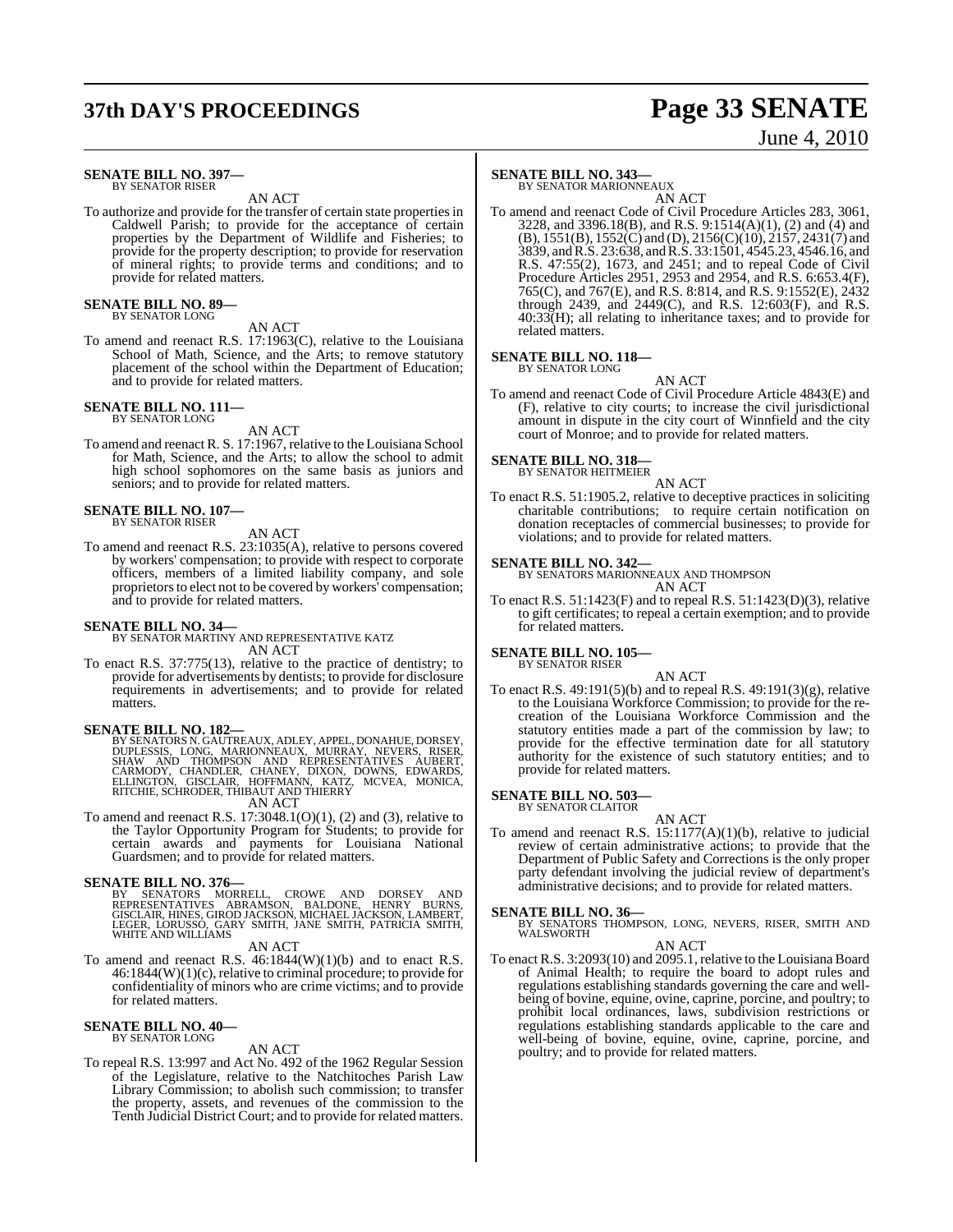**SENATE BILL NO. 397—**
BY SENATOR RISER

AN ACT

To authorize and provide for the transfer of certain state properties in Caldwell Parish; to provide for the acceptance of certain properties by the Department of Wildlife and Fisheries; to provide for the property description; to provide for reservation of mineral rights; to provide terms and conditions; and to provide for related matters.

**SENATE BILL NO. 89—**
BY SENATOR LONG

AN ACT

To amend and reenact R.S. 17:1963(C), relative to the Louisiana School of Math, Science, and the Arts; to remove statutory placement of the school within the Department of Education; and to provide for related matters.

**SENATE BILL NO. 111—**
BY SENATOR LONG

AN ACT

To amend and reenact R. S. 17:1967, relative to the Louisiana School for Math, Science, and the Arts; to allow the school to admit high school sophomores on the same basis as juniors and seniors; and to provide for related matters.

**SENATE BILL NO. 107—**
BY SENATOR RISER

AN ACT

To amend and reenact R.S. 23:1035(A), relative to persons covered by workers' compensation; to provide with respect to corporate officers, members of a limited liability company, and sole proprietors to elect not to be covered by workers' compensation; and to provide for related matters.

**SENATE BILL NO. 34—**
BY SENATOR MARTINY AND REPRESENTATIVE KATZ

AN ACT

To enact R.S. 37:775(13), relative to the practice of dentistry; to provide for advertisements by dentists; to provide for disclosure requirements in advertisements; and to provide for related matters.

**SENATE BILL NO. 182—**
BY SENATORS N. GAUTREAUX, ADLEY, APPEL, DONAHUE, DORSEY, DUPLESSIS, LONG, MARIONNEAUX, MURRAY, NEVERS, RISER, SHAW AND THOMPSON AND REPRESENTATIVES AUBERT, CARMODY, CHANDLER, CHANEY, DIXON, DOWNS, EDWARDS, ELLINGTON, GISCLAIR, HOFFMANN, KATZ, MCVEA, MONICA, RITCHIE, SCHRODER, THIBAUT AND THIERRY

AN ACT

To amend and reenact R.S. 17:3048.1(O)(1), (2) and (3), relative to the Taylor Opportunity Program for Students; to provide for certain awards and payments for Louisiana National Guardsmen; and to provide for related matters.

**SENATE BILL NO. 376—**
BY SENATORS MORRELL, CROWE AND DORSEY AND REPRESENTATIVES ABRAMSON, BALDONE, HENRY BURNS, GISCLAIR, HINES, GIROD JACKSON, MICHAEL JACKSON, LAMBERT, LEGER, LORUSSO, GARY SMITH, JANE SMITH, PATRICIA SMITH, WHITE AND WILLIAMS

AN ACT

To amend and reenact R.S. 46:1844(W)(1)(b) and to enact R.S. 46:1844(W)(1)(c), relative to criminal procedure; to provide for confidentiality of minors who are crime victims; and to provide for related matters.

**SENATE BILL NO. 40—**
BY SENATOR LONG

AN ACT

To repeal R.S. 13:997 and Act No. 492 of the 1962 Regular Session of the Legislature, relative to the Natchitoches Parish Law Library Commission; to abolish such commission; to transfer the property, assets, and revenues of the commission to the Tenth Judicial District Court; and to provide for related matters.

**SENATE BILL NO. 343—**
BY SENATOR MARIONNEAUX

AN ACT

To amend and reenact Code of Civil Procedure Articles 283, 3061, 3228, and 3396.18(B), and R.S. 9:1514(A)(1), (2) and (4) and (B), 1551(B), 1552(C) and (D), 2156(C)(10), 2157, 2431(7) and 3839, and R.S. 23:638, and R.S. 33:1501, 4545.23, 4546.16, and R.S. 47:55(2), 1673, and 2451; and to repeal Code of Civil Procedure Articles 2951, 2953 and 2954, and R.S. 6:653.4(F), 765(C), and 767(E), and R.S. 8:814, and R.S. 9:1552(E), 2432 through 2439, and 2449(C), and R.S. 12:603(F), and R.S. 40:33(H); all relating to inheritance taxes; and to provide for related matters.

**SENATE BILL NO. 118—**
BY SENATOR LONG

AN ACT

To amend and reenact Code of Civil Procedure Article 4843(E) and (F), relative to city courts; to increase the civil jurisdictional amount in dispute in the city court of Winnfield and the city court of Monroe; and to provide for related matters.

**SENATE BILL NO. 318—**
BY SENATOR HEITMEIER

AN ACT

To enact R.S. 51:1905.2, relative to deceptive practices in soliciting charitable contributions; to require certain notification on donation receptacles of commercial businesses; to provide for violations; and to provide for related matters.

**SENATE BILL NO. 342—**
BY SENATORS MARIONNEAUX AND THOMPSON

AN ACT

To enact R.S. 51:1423(F) and to repeal R.S. 51:1423(D)(3), relative to gift certificates; to repeal a certain exemption; and to provide for related matters.

**SENATE BILL NO. 105—**
BY SENATOR RISER

AN ACT

To enact R.S. 49:191(5)(b) and to repeal R.S. 49:191(3)(g), relative to the Louisiana Workforce Commission; to provide for the re-creation of the Louisiana Workforce Commission and the statutory entities made a part of the commission by law; to provide for the effective termination date for all statutory authority for the existence of such statutory entities; and to provide for related matters.

**SENATE BILL NO. 503—**
BY SENATOR CLAITOR

AN ACT

To amend and reenact R.S. 15:1177(A)(1)(b), relative to judicial review of certain administrative actions; to provide that the Department of Public Safety and Corrections is the only proper party defendant involving the judicial review of department's administrative decisions; and to provide for related matters.

**SENATE BILL NO. 36—**
BY SENATORS THOMPSON, LONG, NEVERS, RISER, SMITH AND WALSWORTH

AN ACT

To enact R.S. 3:2093(10) and 2095.1, relative to the Louisiana Board of Animal Health; to require the board to adopt rules and regulations establishing standards governing the care and well-being of bovine, equine, ovine, caprine, porcine, and poultry; to prohibit local ordinances, laws, subdivision restrictions or regulations establishing standards applicable to the care and well-being of bovine, equine, ovine, caprine, porcine, and poultry; and to provide for related matters.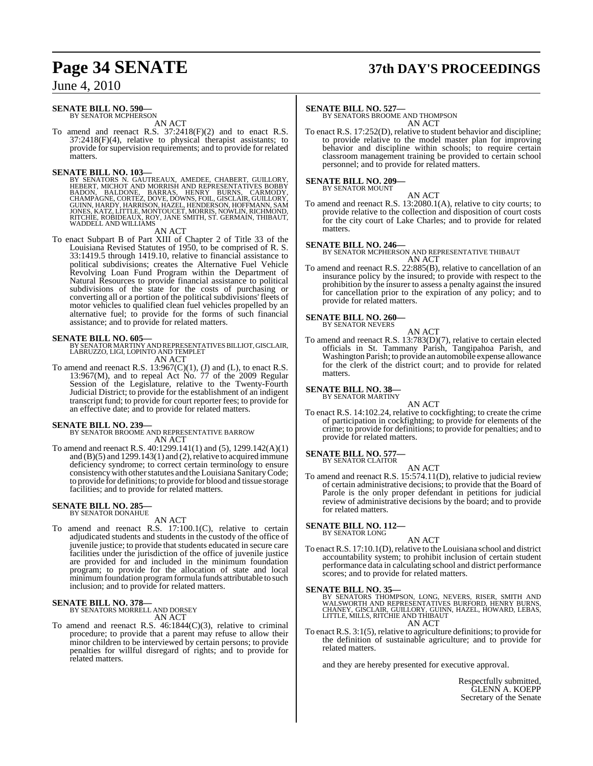**SENATE BILL NO. 590—**
BY SENATOR MCPHERSON

AN ACT

To amend and reenact R.S. 37:2418(F)(2) and to enact R.S. 37:2418(F)(4), relative to physical therapist assistants; to provide for supervision requirements; and to provide for related matters.

**SENATE BILL NO. 103—**
BY SENATORS N. GAUTREAUX, AMEDEE, CHABERT, GUILLORY, HEBERT, MICHOT AND MORRISH AND REPRESENTATIVES BOBBY BADON, BALDONE, BARRAS, HENRY BURNS, CARMODY, CHAMPAGNE, CORTEZ, DOVE, DOWNS, FOIL, GISCLAIR, GUILLORY, GUINN, HARDY, HARRISON, HAZEL, HENDERSON, HOFFMANN, SAM JONES, KATZ, LITTLE, MONTOUCET, MORRIS, NOWLIN, RICHMOND, RITCHIE, ROBIDEAUX, ROY, JANE SMITH, ST. GERMAIN, THIBAUT, WADDELL AND WILLIAMS

AN ACT

To enact Subpart B of Part XIII of Chapter 2 of Title 33 of the Louisiana Revised Statutes of 1950, to be comprised of R. S. 33:1419.5 through 1419.10, relative to financial assistance to political subdivisions; creates the Alternative Fuel Vehicle Revolving Loan Fund Program within the Department of Natural Resources to provide financial assistance to political subdivisions of the state for the costs of purchasing or converting all or a portion of the political subdivisions' fleets of motor vehicles to qualified clean fuel vehicles propelled by an alternative fuel; to provide for the forms of such financial assistance; and to provide for related matters.

**SENATE BILL NO. 605—**
BY SENATOR MARTINY AND REPRESENTATIVES BILLIOT, GISCLAIR, LABRUZZO, LIGI, LOPINTO AND TEMPLET

AN ACT

To amend and reenact R.S. 13:967(C)(1), (J) and (L), to enact R.S. 13:967(M), and to repeal Act No. 77 of the 2009 Regular Session of the Legislature, relative to the Twenty-Fourth Judicial District; to provide for the establishment of an indigent transcript fund; to provide for court reporter fees; to provide for an effective date; and to provide for related matters.

**SENATE BILL NO. 239—**
BY SENATOR BROOME AND REPRESENTATIVE BARROW

AN ACT

To amend and reenact R.S. 40:1299.141(1) and (5), 1299.142(A)(1) and (B)(5) and 1299.143(1) and (2), relative to acquired immune deficiency syndrome; to correct certain terminology to ensure consistency with other statutes and the Louisiana Sanitary Code; to provide for definitions; to provide for blood and tissue storage facilities; and to provide for related matters.

**SENATE BILL NO. 285—**
BY SENATOR DONAHUE

AN ACT

To amend and reenact R.S. 17:100.1(C), relative to certain adjudicated students and students in the custody of the office of juvenile justice; to provide that students educated in secure care facilities under the jurisdiction of the office of juvenile justice are provided for and included in the minimum foundation program; to provide for the allocation of state and local minimum foundation program formula funds attributable to such inclusion; and to provide for related matters.

**SENATE BILL NO. 378—**
BY SENATORS MORRELL AND DORSEY

AN ACT

To amend and reenact R.S. 46:1844(C)(3), relative to criminal procedure; to provide that a parent may refuse to allow their minor children to be interviewed by certain persons; to provide penalties for willful disregard of rights; and to provide for related matters.

**SENATE BILL NO. 527—**
BY SENATORS BROOME AND THOMPSON

AN ACT

To enact R.S. 17:252(D), relative to student behavior and discipline; to provide relative to the model master plan for improving behavior and discipline within schools; to require certain classroom management training be provided to certain school personnel; and to provide for related matters.

**SENATE BILL NO. 209—**
BY SENATOR MOUNT

AN ACT

To amend and reenact R.S. 13:2080.1(A), relative to city courts; to provide relative to the collection and disposition of court costs for the city court of Lake Charles; and to provide for related matters.

**SENATE BILL NO. 246—**
BY SENATOR MCPHERSON AND REPRESENTATIVE THIBAUT

AN ACT

To amend and reenact R.S. 22:885(B), relative to cancellation of an insurance policy by the insured; to provide with respect to the prohibition by the insurer to assess a penalty against the insured for cancellation prior to the expiration of any policy; and to provide for related matters.

**SENATE BILL NO. 260—**
BY SENATOR NEVERS

AN ACT

To amend and reenact R.S. 13:783(D)(7), relative to certain elected officials in St. Tammany Parish, Tangipahoa Parish, and Washington Parish; to provide an automobile expense allowance for the clerk of the district court; and to provide for related matters.

**SENATE BILL NO. 38—**
BY SENATOR MARTINY

AN ACT

To enact R.S. 14:102.24, relative to cockfighting; to create the crime of participation in cockfighting; to provide for elements of the crime; to provide for definitions; to provide for penalties; and to provide for related matters.

**SENATE BILL NO. 577—**
BY SENATOR CLAITOR

AN ACT

To amend and reenact R.S. 15:574.11(D), relative to judicial review of certain administrative decisions; to provide that the Board of Parole is the only proper defendant in petitions for judicial review of administrative decisions by the board; and to provide for related matters.

**SENATE BILL NO. 112—**
BY SENATOR LONG

AN ACT

To enact R.S. 17:10.1(D), relative to the Louisiana school and district accountability system; to prohibit inclusion of certain student performance data in calculating school and district performance scores; and to provide for related matters.

**SENATE BILL NO. 35—**
BY SENATORS THOMPSON, LONG, NEVERS, RISER, SMITH AND WALSWORTH AND REPRESENTATIVES BURFORD, HENRY BURNS, CHANEY, GISCLAIR, GUILLORY, GUINN, HAZEL, HOWARD, LEBAS, LITTLE, MILLS, RITCHIE AND THIBAUT

AN ACT

To enact R.S. 3:1(5), relative to agriculture definitions; to provide for the definition of sustainable agriculture; and to provide for related matters.

and they are hereby presented for executive approval.

Respectfully submitted,
GLENN A. KOEPP
Secretary of the Senate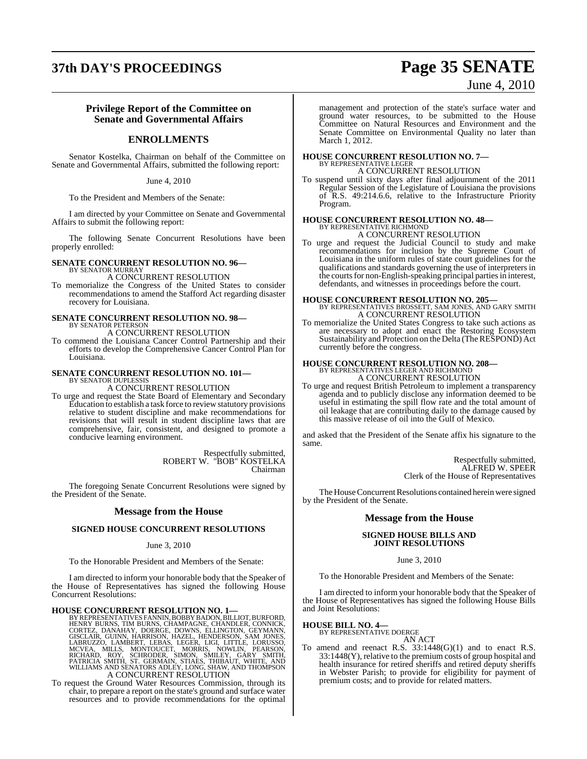## Privilege Report of the Committee on Senate and Governmental Affairs

## ENROLLMENTS

Senator Kostelka, Chairman on behalf of the Committee on Senate and Governmental Affairs, submitted the following report:

June 4, 2010

To the President and Members of the Senate:

I am directed by your Committee on Senate and Governmental Affairs to submit the following report:

The following Senate Concurrent Resolutions have been properly enrolled:

**SENATE CONCURRENT RESOLUTION NO. 96—**
BY SENATOR MURRAY
A CONCURRENT RESOLUTION

To memorialize the Congress of the United States to consider recommendations to amend the Stafford Act regarding disaster recovery for Louisiana.

**SENATE CONCURRENT RESOLUTION NO. 98—**
BY SENATOR PETERSON
A CONCURRENT RESOLUTION

To commend the Louisiana Cancer Control Partnership and their efforts to develop the Comprehensive Cancer Control Plan for Louisiana.

**SENATE CONCURRENT RESOLUTION NO. 101—**
BY SENATOR DUPLESSIS
A CONCURRENT RESOLUTION

To urge and request the State Board of Elementary and Secondary Education to establish a task force to review statutory provisions relative to student discipline and make recommendations for revisions that will result in student discipline laws that are comprehensive, fair, consistent, and designed to promote a conducive learning environment.

Respectfully submitted,
ROBERT W. "BOB" KOSTELKA
Chairman

The foregoing Senate Concurrent Resolutions were signed by the President of the Senate.

## Message from the House

### SIGNED HOUSE CONCURRENT RESOLUTIONS

June 3, 2010

To the Honorable President and Members of the Senate:

I am directed to inform your honorable body that the Speaker of the House of Representatives has signed the following House Concurrent Resolutions:

**HOUSE CONCURRENT RESOLUTION NO. 1—**
BY REPRESENTATIVES FANNIN, BOBBY BADON, BILLIOT, BURFORD, HENRY BURNS, TIM BURNS, CHAMPAGNE, CHANDLER, CONNICK, CORTEZ, DANAHAY, DOERGE, DOWNS, ELLINGTON, GEYMANN, GISCLAIR, GUINN, HARRISON, HAZEL, HENDERSON, SAM JONES, LABRUZZO, LAMBERT, LEBAS, LEGER, LIGI, LITTLE, LORUSSO, MCVEA, MILLS, MONTOUCET, MORRIS, NOWLIN, PEARSON, RICHARD, ROY, SCHRODER, SIMON, SMILEY, GARY SMITH, PATRICIA SMITH, ST. GERMAIN, STIAES, THIBAUT, WHITE, AND WILLIAMS AND SENATORS ADLEY, LONG, SHAW, AND THOMPSON
A CONCURRENT RESOLUTION

To request the Ground Water Resources Commission, through its chair, to prepare a report on the state's ground and surface water resources and to provide recommendations for the optimal management and protection of the state's surface water and ground water resources, to be submitted to the House Committee on Natural Resources and Environment and the Senate Committee on Environmental Quality no later than March 1, 2012.

**HOUSE CONCURRENT RESOLUTION NO. 7—**
BY REPRESENTATIVE LEGER
A CONCURRENT RESOLUTION

To suspend until sixty days after final adjournment of the 2011 Regular Session of the Legislature of Louisiana the provisions of R.S. 49:214.6.6, relative to the Infrastructure Priority Program.

**HOUSE CONCURRENT RESOLUTION NO. 48—**
BY REPRESENTATIVE RICHMOND
A CONCURRENT RESOLUTION

To urge and request the Judicial Council to study and make recommendations for inclusion by the Supreme Court of Louisiana in the uniform rules of state court guidelines for the qualifications and standards governing the use of interpreters in the courts for non-English-speaking principal parties in interest, defendants, and witnesses in proceedings before the court.

**HOUSE CONCURRENT RESOLUTION NO. 205—**
BY REPRESENTATIVES BROSSETT, SAM JONES, AND GARY SMITH
A CONCURRENT RESOLUTION

To memorialize the United States Congress to take such actions as are necessary to adopt and enact the Restoring Ecosystem Sustainability and Protection on the Delta (The RESPOND) Act currently before the congress.

**HOUSE CONCURRENT RESOLUTION NO. 208—**
BY REPRESENTATIVES LEGER AND RICHMOND
A CONCURRENT RESOLUTION

To urge and request British Petroleum to implement a transparency agenda and to publicly disclose any information deemed to be useful in estimating the spill flow rate and the total amount of oil leakage that are contributing daily to the damage caused by this massive release of oil into the Gulf of Mexico.

and asked that the President of the Senate affix his signature to the same.

Respectfully submitted,
ALFRED W. SPEER
Clerk of the House of Representatives

The House Concurrent Resolutions contained herein were signed by the President of the Senate.

## Message from the House

### SIGNED HOUSE BILLS AND JOINT RESOLUTIONS

June 3, 2010

To the Honorable President and Members of the Senate:

I am directed to inform your honorable body that the Speaker of the House of Representatives has signed the following House Bills and Joint Resolutions:

**HOUSE BILL NO. 4—**
BY REPRESENTATIVE DOERGE
AN ACT

To amend and reenact R.S. 33:1448(G)(1) and to enact R.S. 33:1448(Y), relative to the premium costs of group hospital and health insurance for retired sheriffs and retired deputy sheriffs in Webster Parish; to provide for eligibility for payment of premium costs; and to provide for related matters.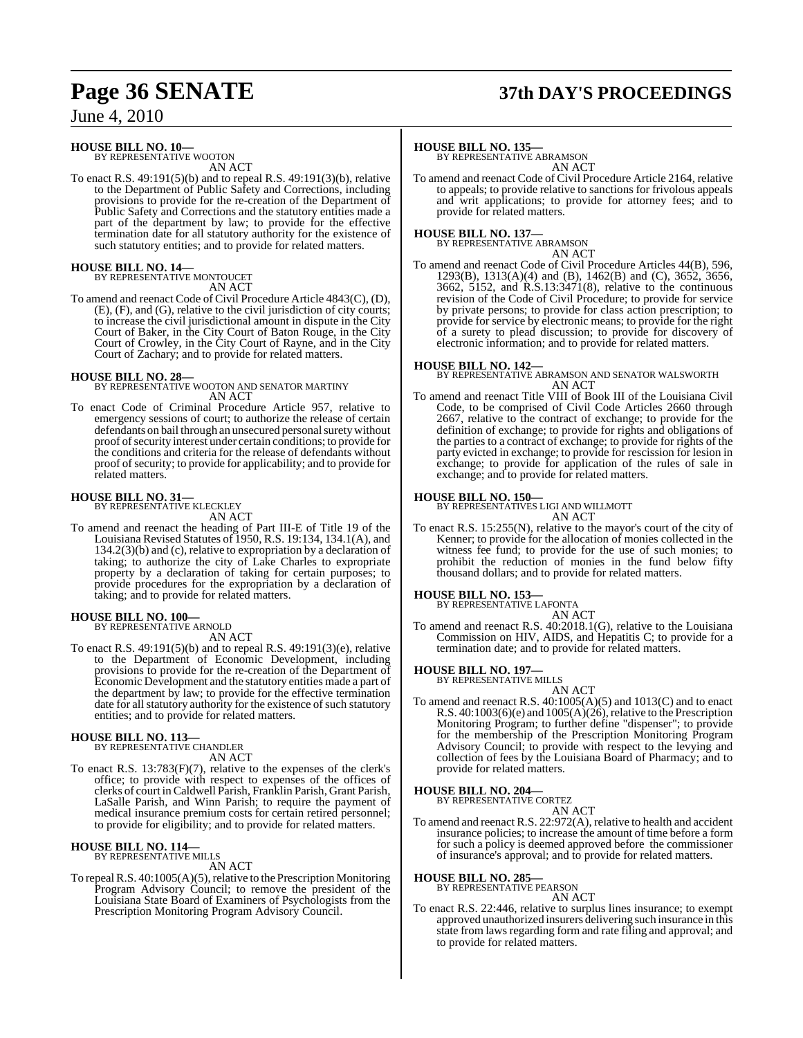**HOUSE BILL NO. 10—**
BY REPRESENTATIVE WOOTON
AN ACT

To enact R.S. 49:191(5)(b) and to repeal R.S. 49:191(3)(b), relative to the Department of Public Safety and Corrections, including provisions to provide for the re-creation of the Department of Public Safety and Corrections and the statutory entities made a part of the department by law; to provide for the effective termination date for all statutory authority for the existence of such statutory entities; and to provide for related matters.

**HOUSE BILL NO. 14—**
BY REPRESENTATIVE MONTOUCET
AN ACT

To amend and reenact Code of Civil Procedure Article 4843(C), (D), (E), (F), and (G), relative to the civil jurisdiction of city courts; to increase the civil jurisdictional amount in dispute in the City Court of Baker, in the City Court of Baton Rouge, in the City Court of Crowley, in the City Court of Rayne, and in the City Court of Zachary; and to provide for related matters.

**HOUSE BILL NO. 28—**
BY REPRESENTATIVE WOOTON AND SENATOR MARTINY
AN ACT

To enact Code of Criminal Procedure Article 957, relative to emergency sessions of court; to authorize the release of certain defendants on bail through an unsecured personal surety without proof of security interest under certain conditions; to provide for the conditions and criteria for the release of defendants without proof of security; to provide for applicability; and to provide for related matters.

**HOUSE BILL NO. 31—**
BY REPRESENTATIVE KLECKLEY
AN ACT

To amend and reenact the heading of Part III-E of Title 19 of the Louisiana Revised Statutes of 1950, R.S. 19:134, 134.1(A), and 134.2(3)(b) and (c), relative to expropriation by a declaration of taking; to authorize the city of Lake Charles to expropriate property by a declaration of taking for certain purposes; to provide procedures for the expropriation by a declaration of taking; and to provide for related matters.

**HOUSE BILL NO. 100—**
BY REPRESENTATIVE ARNOLD
AN ACT

To enact R.S. 49:191(5)(b) and to repeal R.S. 49:191(3)(e), relative to the Department of Economic Development, including provisions to provide for the re-creation of the Department of Economic Development and the statutory entities made a part of the department by law; to provide for the effective termination date for all statutory authority for the existence of such statutory entities; and to provide for related matters.

**HOUSE BILL NO. 113—**
BY REPRESENTATIVE CHANDLER
AN ACT

To enact R.S. 13:783(F)(7), relative to the expenses of the clerk's office; to provide with respect to expenses of the offices of clerks of court in Caldwell Parish, Franklin Parish, Grant Parish, LaSalle Parish, and Winn Parish; to require the payment of medical insurance premium costs for certain retired personnel; to provide for eligibility; and to provide for related matters.

**HOUSE BILL NO. 114—**
BY REPRESENTATIVE MILLS
AN ACT

To repeal R.S. 40:1005(A)(5), relative to the Prescription Monitoring Program Advisory Council; to remove the president of the Louisiana State Board of Examiners of Psychologists from the Prescription Monitoring Program Advisory Council.

**HOUSE BILL NO. 135—**
BY REPRESENTATIVE ABRAMSON
AN ACT

To amend and reenact Code of Civil Procedure Article 2164, relative to appeals; to provide relative to sanctions for frivolous appeals and writ applications; to provide for attorney fees; and to provide for related matters.

**HOUSE BILL NO. 137—**
BY REPRESENTATIVE ABRAMSON
AN ACT

To amend and reenact Code of Civil Procedure Articles 44(B), 596, 1293(B), 1313(A)(4) and (B), 1462(B) and (C), 3652, 3656, 3662, 5152, and R.S.13:3471(8), relative to the continuous revision of the Code of Civil Procedure; to provide for service by private persons; to provide for class action prescription; to provide for service by electronic means; to provide for the right of a surety to plead discussion; to provide for discovery of electronic information; and to provide for related matters.

**HOUSE BILL NO. 142—**
BY REPRESENTATIVE ABRAMSON AND SENATOR WALSWORTH
AN ACT

To amend and reenact Title VIII of Book III of the Louisiana Civil Code, to be comprised of Civil Code Articles 2660 through 2667, relative to the contract of exchange; to provide for the definition of exchange; to provide for rights and obligations of the parties to a contract of exchange; to provide for rights of the party evicted in exchange; to provide for rescission for lesion in exchange; to provide for application of the rules of sale in exchange; and to provide for related matters.

**HOUSE BILL NO. 150—**
BY REPRESENTATIVES LIGI AND WILLMOTT
AN ACT

To enact R.S. 15:255(N), relative to the mayor's court of the city of Kenner; to provide for the allocation of monies collected in the witness fee fund; to provide for the use of such monies; to prohibit the reduction of monies in the fund below fifty thousand dollars; and to provide for related matters.

**HOUSE BILL NO. 153—**
BY REPRESENTATIVE LAFONTA
AN ACT

To amend and reenact R.S. 40:2018.1(G), relative to the Louisiana Commission on HIV, AIDS, and Hepatitis C; to provide for a termination date; and to provide for related matters.

**HOUSE BILL NO. 197—**
BY REPRESENTATIVE MILLS
AN ACT

To amend and reenact R.S. 40:1005(A)(5) and 1013(C) and to enact R.S. 40:1003(6)(e) and 1005(A)(26), relative to the Prescription Monitoring Program; to further define "dispenser"; to provide for the membership of the Prescription Monitoring Program Advisory Council; to provide with respect to the levying and collection of fees by the Louisiana Board of Pharmacy; and to provide for related matters.

**HOUSE BILL NO. 204—**
BY REPRESENTATIVE CORTEZ
AN ACT

To amend and reenact R.S. 22:972(A), relative to health and accident insurance policies; to increase the amount of time before a form for such a policy is deemed approved before the commissioner of insurance's approval; and to provide for related matters.

**HOUSE BILL NO. 285—**
BY REPRESENTATIVE PEARSON
AN ACT

To enact R.S. 22:446, relative to surplus lines insurance; to exempt approved unauthorized insurers delivering such insurance in this state from laws regarding form and rate filing and approval; and to provide for related matters.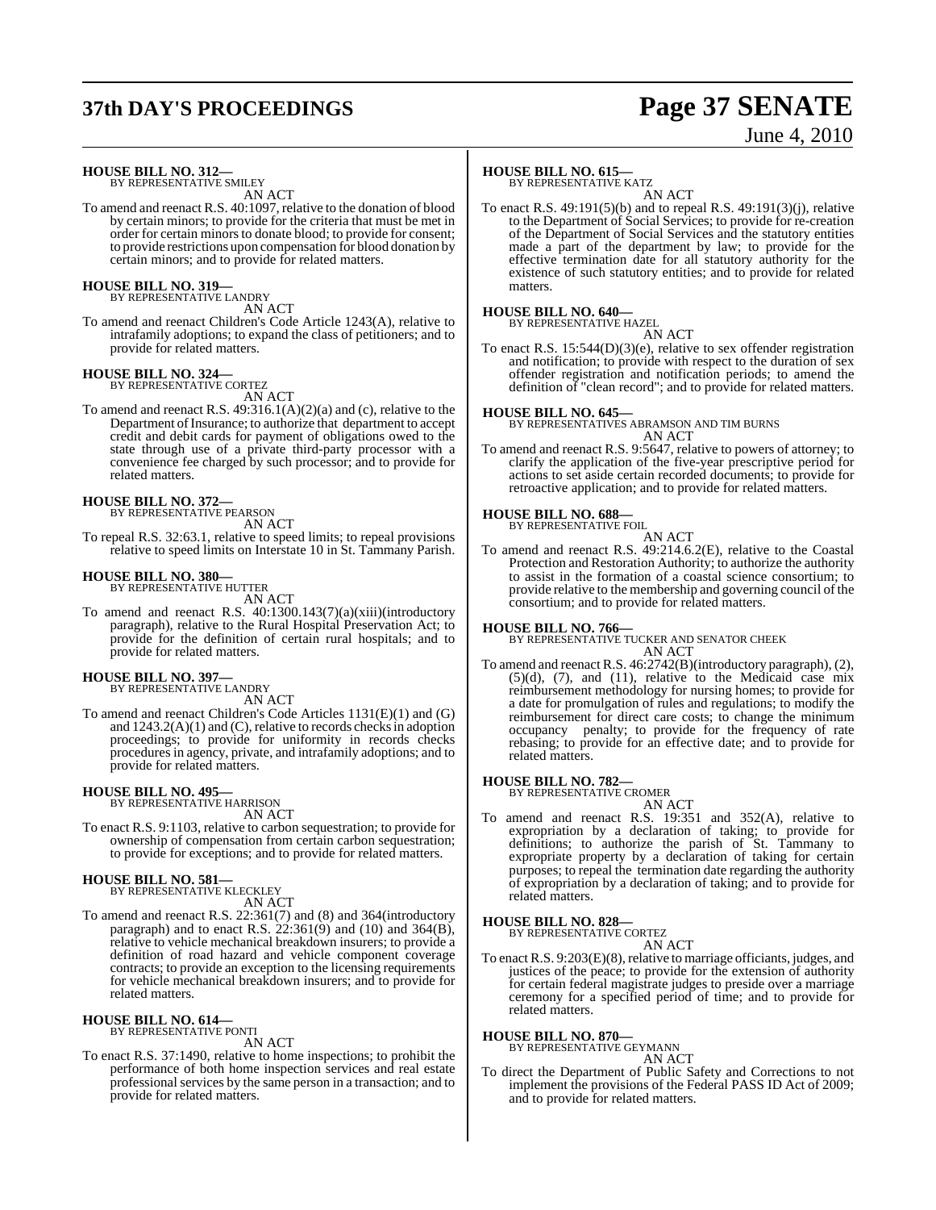**HOUSE BILL NO. 312—**
BY REPRESENTATIVE SMILEY
AN ACT

To amend and reenact R.S. 40:1097, relative to the donation of blood by certain minors; to provide for the criteria that must be met in order for certain minors to donate blood; to provide for consent; to provide restrictions upon compensation for blood donation by certain minors; and to provide for related matters.

**HOUSE BILL NO. 319—**
BY REPRESENTATIVE LANDRY
AN ACT

To amend and reenact Children's Code Article 1243(A), relative to intrafamily adoptions; to expand the class of petitioners; and to provide for related matters.

**HOUSE BILL NO. 324—**
BY REPRESENTATIVE CORTEZ
AN ACT

To amend and reenact R.S. 49:316.1(A)(2)(a) and (c), relative to the Department of Insurance; to authorize that department to accept credit and debit cards for payment of obligations owed to the state through use of a private third-party processor with a convenience fee charged by such processor; and to provide for related matters.

**HOUSE BILL NO. 372—**
BY REPRESENTATIVE PEARSON
AN ACT

To repeal R.S. 32:63.1, relative to speed limits; to repeal provisions relative to speed limits on Interstate 10 in St. Tammany Parish.

**HOUSE BILL NO. 380—**
BY REPRESENTATIVE HUTTER
AN ACT

To amend and reenact R.S. 40:1300.143(7)(a)(xiii)(introductory paragraph), relative to the Rural Hospital Preservation Act; to provide for the definition of certain rural hospitals; and to provide for related matters.

**HOUSE BILL NO. 397—**
BY REPRESENTATIVE LANDRY
AN ACT

To amend and reenact Children's Code Articles 1131(E)(1) and (G) and 1243.2(A)(1) and (C), relative to records checks in adoption proceedings; to provide for uniformity in records checks procedures in agency, private, and intrafamily adoptions; and to provide for related matters.

**HOUSE BILL NO. 495—**
BY REPRESENTATIVE HARRISON
AN ACT

To enact R.S. 9:1103, relative to carbon sequestration; to provide for ownership of compensation from certain carbon sequestration; to provide for exceptions; and to provide for related matters.

**HOUSE BILL NO. 581—**
BY REPRESENTATIVE KLECKLEY
AN ACT

To amend and reenact R.S. 22:361(7) and (8) and 364(introductory paragraph) and to enact R.S. 22:361(9) and (10) and 364(B), relative to vehicle mechanical breakdown insurers; to provide a definition of road hazard and vehicle component coverage contracts; to provide an exception to the licensing requirements for vehicle mechanical breakdown insurers; and to provide for related matters.

**HOUSE BILL NO. 614—**
BY REPRESENTATIVE PONTI
AN ACT

To enact R.S. 37:1490, relative to home inspections; to prohibit the performance of both home inspection services and real estate professional services by the same person in a transaction; and to provide for related matters.

**HOUSE BILL NO. 615—**
BY REPRESENTATIVE KATZ
AN ACT

To enact R.S. 49:191(5)(b) and to repeal R.S. 49:191(3)(j), relative to the Department of Social Services; to provide for re-creation of the Department of Social Services and the statutory entities made a part of the department by law; to provide for the effective termination date for all statutory authority for the existence of such statutory entities; and to provide for related matters.

**HOUSE BILL NO. 640—**
BY REPRESENTATIVE HAZEL
AN ACT

To enact R.S. 15:544(D)(3)(e), relative to sex offender registration and notification; to provide with respect to the duration of sex offender registration and notification periods; to amend the definition of "clean record"; and to provide for related matters.

**HOUSE BILL NO. 645—**
BY REPRESENTATIVES ABRAMSON AND TIM BURNS
AN ACT

To amend and reenact R.S. 9:5647, relative to powers of attorney; to clarify the application of the five-year prescriptive period for actions to set aside certain recorded documents; to provide for retroactive application; and to provide for related matters.

**HOUSE BILL NO. 688—**
BY REPRESENTATIVE FOIL
AN ACT

To amend and reenact R.S. 49:214.6.2(E), relative to the Coastal Protection and Restoration Authority; to authorize the authority to assist in the formation of a coastal science consortium; to provide relative to the membership and governing council of the consortium; and to provide for related matters.

**HOUSE BILL NO. 766—**
BY REPRESENTATIVE TUCKER AND SENATOR CHEEK
AN ACT

To amend and reenact R.S. 46:2742(B)(introductory paragraph), (2), (5)(d), (7), and (11), relative to the Medicaid case mix reimbursement methodology for nursing homes; to provide for a date for promulgation of rules and regulations; to modify the reimbursement for direct care costs; to change the minimum occupancy penalty; to provide for the frequency of rate rebasing; to provide for an effective date; and to provide for related matters.

**HOUSE BILL NO. 782—**
BY REPRESENTATIVE CROMER
AN ACT

To amend and reenact R.S. 19:351 and 352(A), relative to expropriation by a declaration of taking; to provide for definitions; to authorize the parish of St. Tammany to expropriate property by a declaration of taking for certain purposes; to repeal the termination date regarding the authority of expropriation by a declaration of taking; and to provide for related matters.

**HOUSE BILL NO. 828—**
BY REPRESENTATIVE CORTEZ
AN ACT

To enact R.S. 9:203(E)(8), relative to marriage officiants, judges, and justices of the peace; to provide for the extension of authority for certain federal magistrate judges to preside over a marriage ceremony for a specified period of time; and to provide for related matters.

**HOUSE BILL NO. 870—**
BY REPRESENTATIVE GEYMANN
AN ACT

To direct the Department of Public Safety and Corrections to not implement the provisions of the Federal PASS ID Act of 2009; and to provide for related matters.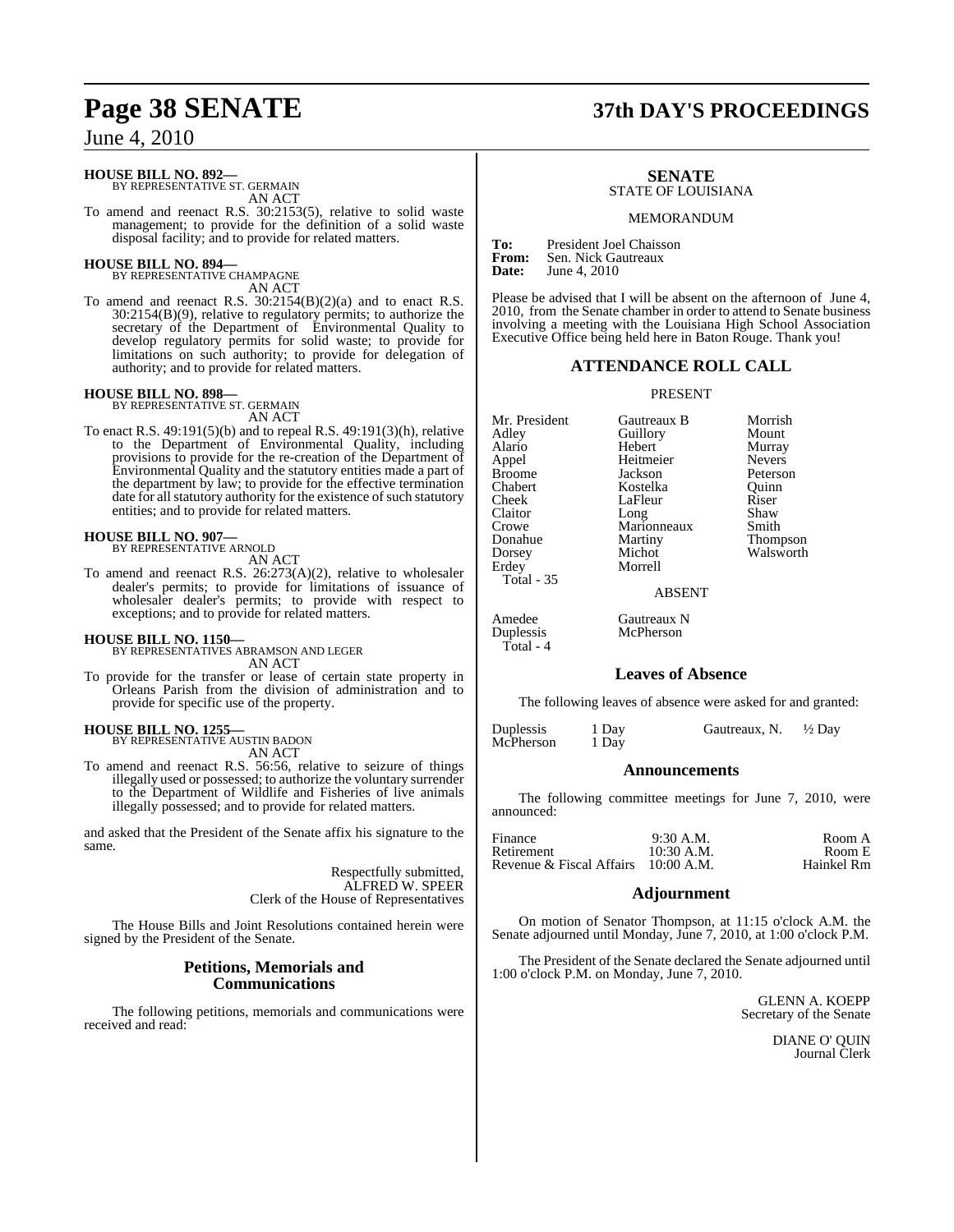**HOUSE BILL NO. 892—**
BY REPRESENTATIVE ST. GERMAIN
AN ACT

To amend and reenact R.S. 30:2153(5), relative to solid waste management; to provide for the definition of a solid waste disposal facility; and to provide for related matters.

**HOUSE BILL NO. 894—**
BY REPRESENTATIVE CHAMPAGNE
AN ACT

To amend and reenact R.S. 30:2154(B)(2)(a) and to enact R.S. 30:2154(B)(9), relative to regulatory permits; to authorize the secretary of the Department of Environmental Quality to develop regulatory permits for solid waste; to provide for limitations on such authority; to provide for delegation of authority; and to provide for related matters.

**HOUSE BILL NO. 898—**
BY REPRESENTATIVE ST. GERMAIN
AN ACT

To enact R.S. 49:191(5)(b) and to repeal R.S. 49:191(3)(h), relative to the Department of Environmental Quality, including provisions to provide for the re-creation of the Department of Environmental Quality and the statutory entities made a part of the department by law; to provide for the effective termination date for all statutory authority for the existence of such statutory entities; and to provide for related matters.

**HOUSE BILL NO. 907—**
BY REPRESENTATIVE ARNOLD
AN ACT

To amend and reenact R.S. 26:273(A)(2), relative to wholesaler dealer's permits; to provide for limitations of issuance of wholesaler dealer's permits; to provide with respect to exceptions; and to provide for related matters.

**HOUSE BILL NO. 1150—**
BY REPRESENTATIVES ABRAMSON AND LEGER
AN ACT

To provide for the transfer or lease of certain state property in Orleans Parish from the division of administration and to provide for specific use of the property.

**HOUSE BILL NO. 1255—**
BY REPRESENTATIVE AUSTIN BADON
AN ACT

To amend and reenact R.S. 56:56, relative to seizure of things illegally used or possessed; to authorize the voluntary surrender to the Department of Wildlife and Fisheries of live animals illegally possessed; and to provide for related matters.

and asked that the President of the Senate affix his signature to the same.

Respectfully submitted,
ALFRED W. SPEER
Clerk of the House of Representatives

The House Bills and Joint Resolutions contained herein were signed by the President of the Senate.

## Petitions, Memorials and Communications

The following petitions, memorials and communications were received and read:

**SENATE**
STATE OF LOUISIANA

MEMORANDUM

**To:** President Joel Chaisson
**From:** Sen. Nick Gautreaux
**Date:** June 4, 2010

Please be advised that I will be absent on the afternoon of June 4, 2010, from the Senate chamber in order to attend to Senate business involving a meeting with the Louisiana High School Association Executive Office being held here in Baton Rouge. Thank you!

## ATTENDANCE ROLL CALL

PRESENT

| | | |
|---|---|---|
| Mr. President | Gautreaux B | Morrish |
| Adley | Guillory | Mount |
| Alario | Hebert | Murray |
| Appel | Heitmeier | Nevers |
| Broome | Jackson | Peterson |
| Chabert | Kostelka | Quinn |
| Cheek | LaFleur | Riser |
| Claitor | Long | Shaw |
| Crowe | Marionneaux | Smith |
| Donahue | Martiny | Thompson |
| Dorsey | Michot | Walsworth |
| Erdey | Morrell | |
| Total - 35 | | |

ABSENT

| | |
|---|---|
| Amedee | Gautreaux N |
| Duplessis | McPherson |
| Total - 4 | |

## Leaves of Absence

The following leaves of absence were asked for and granted:

| | | | |
|---|---|---|---|
| Duplessis | 1 Day | Gautreaux, N. | ½ Day |
| McPherson | 1 Day | | |

## Announcements

The following committee meetings for June 7, 2010, were announced:

| | | |
|---|---|---|
| Finance | 9:30 A.M. | Room A |
| Retirement | 10:30 A.M. | Room E |
| Revenue & Fiscal Affairs | 10:00 A.M. | Hainkel Rm |

## Adjournment

On motion of Senator Thompson, at 11:15 o'clock A.M. the Senate adjourned until Monday, June 7, 2010, at 1:00 o'clock P.M.

The President of the Senate declared the Senate adjourned until 1:00 o'clock P.M. on Monday, June 7, 2010.

GLENN A. KOEPP
Secretary of the Senate

DIANE O' QUIN
Journal Clerk